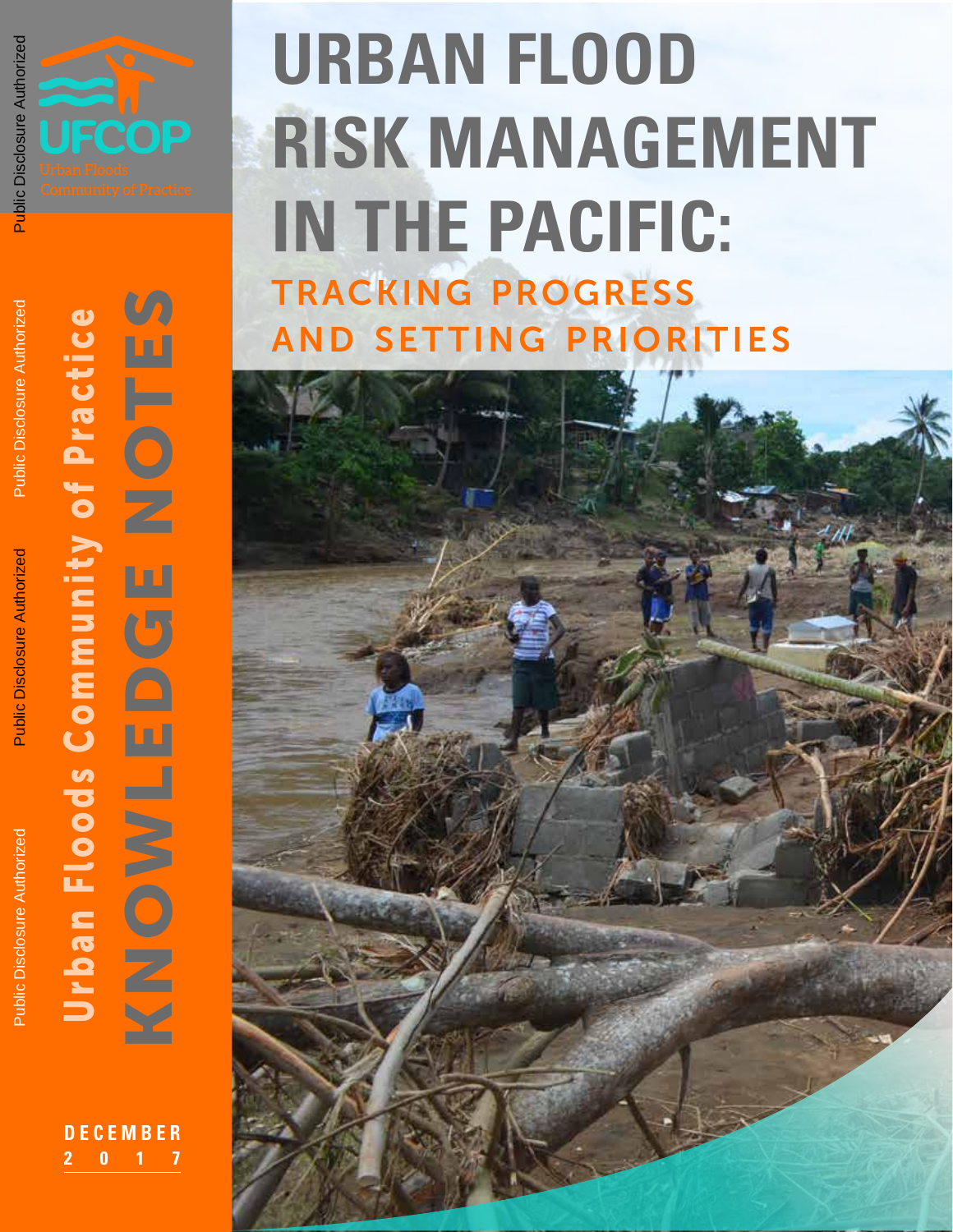Public Disclosure Authorized

Public Disclosure Authorized

Public Disclosure Authorized

Public Disclosure Authorized

UFCOP

Urban Floods Community of Practice

# URBAN FLOOD RISK MANAGEMENT IN THE PACIFIC:

## TRACKING PROGRESS AND SETTING PRIORITIES

**Urban Floods Community of Practice**

**KNOWLEDGE NOTES**

DECEMBER 2017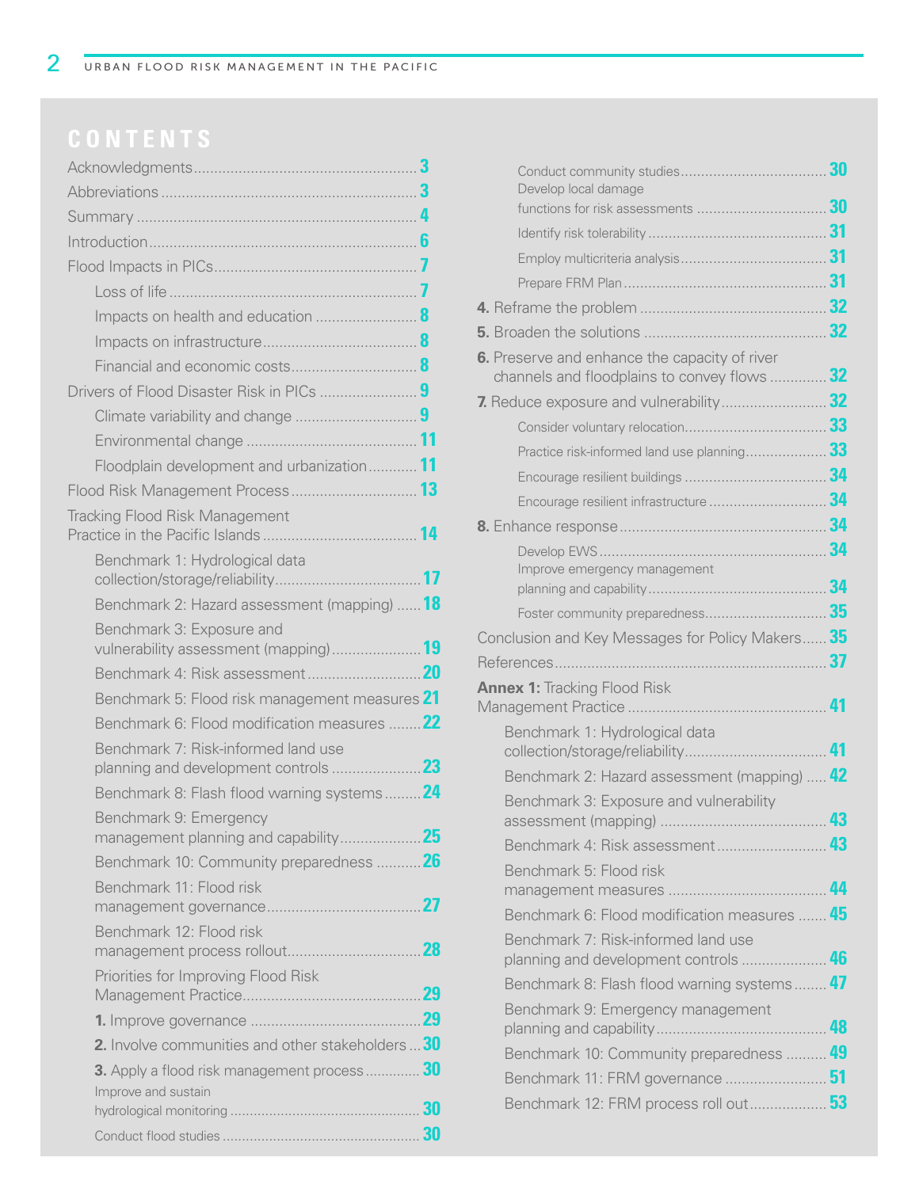# CONTENTS

- Acknowledgments ... 3
- Abbreviations ... 3
- Summary ... 4
- Introduction ... 6
- Flood Impacts in PICs ... 7
  - Loss of life ... 7
  - Impacts on health and education ... 8
  - Impacts on infrastructure ... 8
  - Financial and economic costs ... 8
- Drivers of Flood Disaster Risk in PICs ... 9
  - Climate variability and change ... 9
  - Environmental change ... 11
  - Floodplain development and urbanization ... 11
- Flood Risk Management Process ... 13
- Tracking Flood Risk Management Practice in the Pacific Islands ... 14
  - Benchmark 1: Hydrological data collection/storage/reliability ... 17
  - Benchmark 2: Hazard assessment (mapping) ... 18
  - Benchmark 3: Exposure and vulnerability assessment (mapping) ... 19
  - Benchmark 4: Risk assessment ... 20
  - Benchmark 5: Flood risk management measures ... 21
  - Benchmark 6: Flood modification measures ... 22
  - Benchmark 7: Risk-informed land use planning and development controls ... 23
  - Benchmark 8: Flash flood warning systems ... 24
  - Benchmark 9: Emergency management planning and capability ... 25
  - Benchmark 10: Community preparedness ... 26
  - Benchmark 11: Flood risk management governance ... 27
  - Benchmark 12: Flood risk management process rollout ... 28
  - Priorities for Improving Flood Risk Management Practice ... 29
  - **1.** Improve governance ... 29
  - **2.** Involve communities and other stakeholders ... 30
  - **3.** Apply a flood risk management process ... 30
    - Improve and sustain hydrological monitoring ... 30
    - Conduct flood studies ... 30
    - Conduct community studies ... 30
    - Develop local damage functions for risk assessments ... 30
    - Identify risk tolerability ... 31
    - Employ multicriteria analysis ... 31
    - Prepare FRM Plan ... 31
- **4.** Reframe the problem ... 32
- **5.** Broaden the solutions ... 32
- **6.** Preserve and enhance the capacity of river channels and floodplains to convey flows ... 32
- **7.** Reduce exposure and vulnerability ... 32
  - Consider voluntary relocation ... 33
  - Practice risk-informed land use planning ... 33
  - Encourage resilient buildings ... 34
  - Encourage resilient infrastructure ... 34
- **8.** Enhance response ... 34
  - Develop EWS ... 34
  - Improve emergency management planning and capability ... 34
  - Foster community preparedness ... 35
- Conclusion and Key Messages for Policy Makers ... 35
- References ... 37
- **Annex 1:** Tracking Flood Risk Management Practice ... 41
  - Benchmark 1: Hydrological data collection/storage/reliability ... 41
  - Benchmark 2: Hazard assessment (mapping) ... 42
  - Benchmark 3: Exposure and vulnerability assessment (mapping) ... 43
  - Benchmark 4: Risk assessment ... 43
  - Benchmark 5: Flood risk management measures ... 44
  - Benchmark 6: Flood modification measures ... 45
  - Benchmark 7: Risk-informed land use planning and development controls ... 46
  - Benchmark 8: Flash flood warning systems ... 47
  - Benchmark 9: Emergency management planning and capability ... 48
  - Benchmark 10: Community preparedness ... 49
  - Benchmark 11: FRM governance ... 51
  - Benchmark 12: FRM process roll out ... 53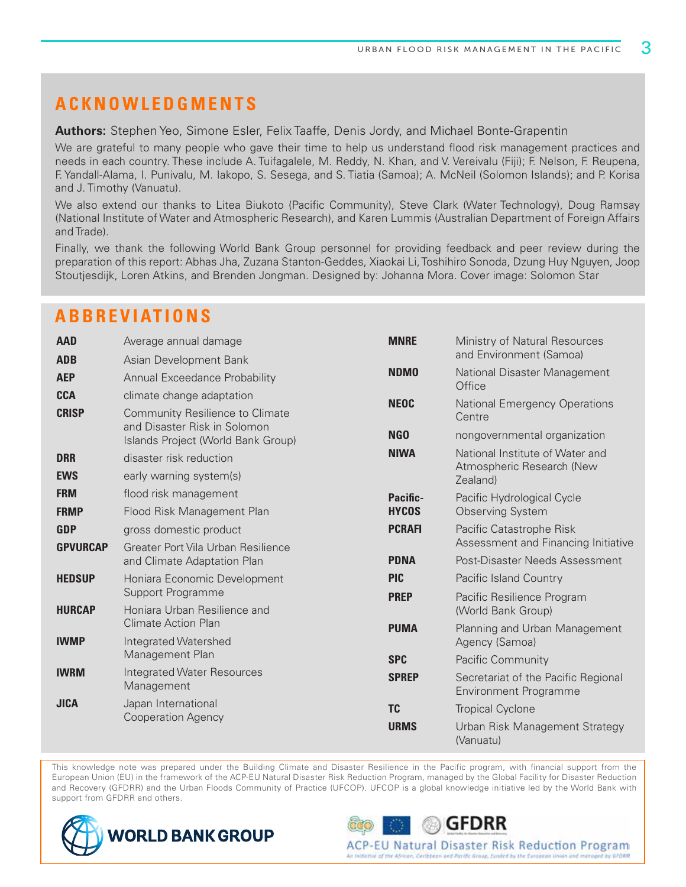## ACKNOWLEDGMENTS

**Authors:** Stephen Yeo, Simone Esler, Felix Taaffe, Denis Jordy, and Michael Bonte-Grapentin

We are grateful to many people who gave their time to help us understand flood risk management practices and needs in each country. These include A. Tuifagalele, M. Reddy, N. Khan, and V. Vereivalu (Fiji); F. Nelson, F. Reupena, F. Yandall-Alama, I. Punivalu, M. Iakopo, S. Sesega, and S. Tiatia (Samoa); A. McNeil (Solomon Islands); and P. Korisa and J. Timothy (Vanuatu).

We also extend our thanks to Litea Biukoto (Pacific Community), Steve Clark (Water Technology), Doug Ramsay (National Institute of Water and Atmospheric Research), and Karen Lummis (Australian Department of Foreign Affairs and Trade).

Finally, we thank the following World Bank Group personnel for providing feedback and peer review during the preparation of this report: Abhas Jha, Zuzana Stanton-Geddes, Xiaokai Li, Toshihiro Sonoda, Dzung Huy Nguyen, Joop Stoutjesdijk, Loren Atkins, and Brenden Jongman. Designed by: Johanna Mora. Cover image: Solomon Star

## ABBREVIATIONS

| | |
|---|---|
| **AAD** | Average annual damage |
| **ADB** | Asian Development Bank |
| **AEP** | Annual Exceedance Probability |
| **CCA** | climate change adaptation |
| **CRISP** | Community Resilience to Climate and Disaster Risk in Solomon Islands Project (World Bank Group) |
| **DRR** | disaster risk reduction |
| **EWS** | early warning system(s) |
| **FRM** | flood risk management |
| **FRMP** | Flood Risk Management Plan |
| **GDP** | gross domestic product |
| **GPVURCAP** | Greater Port Vila Urban Resilience and Climate Adaptation Plan |
| **HEDSUP** | Honiara Economic Development Support Programme |
| **HURCAP** | Honiara Urban Resilience and Climate Action Plan |
| **IWMP** | Integrated Watershed Management Plan |
| **IWRM** | Integrated Water Resources Management |
| **JICA** | Japan International Cooperation Agency |
| **MNRE** | Ministry of Natural Resources and Environment (Samoa) |
| **NDMO** | National Disaster Management Office |
| **NEOC** | National Emergency Operations Centre |
| **NGO** | nongovernmental organization |
| **NIWA** | National Institute of Water and Atmospheric Research (New Zealand) |
| **Pacific-HYCOS** | Pacific Hydrological Cycle Observing System |
| **PCRAFI** | Pacific Catastrophe Risk Assessment and Financing Initiative |
| **PDNA** | Post-Disaster Needs Assessment |
| **PIC** | Pacific Island Country |
| **PREP** | Pacific Resilience Program (World Bank Group) |
| **PUMA** | Planning and Urban Management Agency (Samoa) |
| **SPC** | Pacific Community |
| **SPREP** | Secretariat of the Pacific Regional Environment Programme |
| **TC** | Tropical Cyclone |
| **URMS** | Urban Risk Management Strategy (Vanuatu) |

This knowledge note was prepared under the Building Climate and Disaster Resilience in the Pacific program, with financial support from the European Union (EU) in the framework of the ACP-EU Natural Disaster Risk Reduction Program, managed by the Global Facility for Disaster Reduction and Recovery (GFDRR) and the Urban Floods Community of Practice (UFCOP). UFCOP is a global knowledge initiative led by the World Bank with support from GFDRR and others.

WORLD BANK GROUP

GFDRR

ACP-EU Natural Disaster Risk Reduction Program

An initiative of the African, Caribbean and Pacific Group, funded by the European Union and managed by GFDRR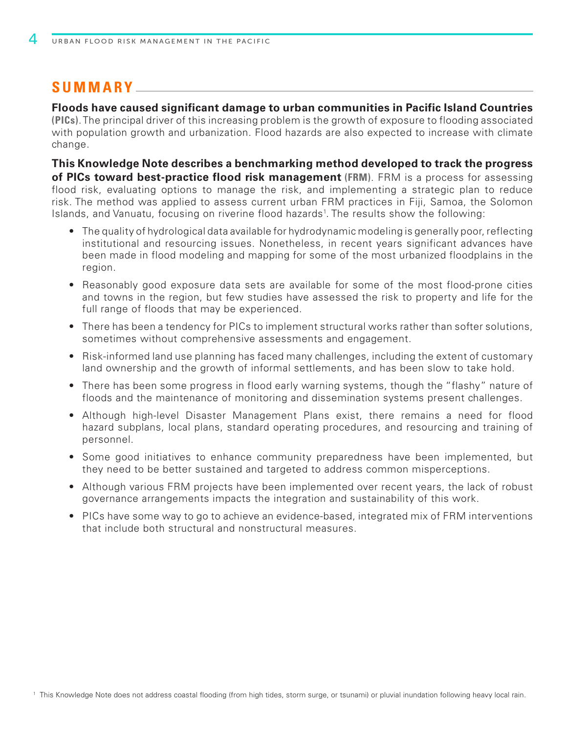## SUMMARY

**Floods have caused significant damage to urban communities in Pacific Island Countries (PICs)**. The principal driver of this increasing problem is the growth of exposure to flooding associated with population growth and urbanization. Flood hazards are also expected to increase with climate change.

**This Knowledge Note describes a benchmarking method developed to track the progress of PICs toward best-practice flood risk management (FRM)**. FRM is a process for assessing flood risk, evaluating options to manage the risk, and implementing a strategic plan to reduce risk. The method was applied to assess current urban FRM practices in Fiji, Samoa, the Solomon Islands, and Vanuatu, focusing on riverine flood hazards[1]. The results show the following:

- The quality of hydrological data available for hydrodynamic modeling is generally poor, reflecting institutional and resourcing issues. Nonetheless, in recent years significant advances have been made in flood modeling and mapping for some of the most urbanized floodplains in the region.
- Reasonably good exposure data sets are available for some of the most flood-prone cities and towns in the region, but few studies have assessed the risk to property and life for the full range of floods that may be experienced.
- There has been a tendency for PICs to implement structural works rather than softer solutions, sometimes without comprehensive assessments and engagement.
- Risk-informed land use planning has faced many challenges, including the extent of customary land ownership and the growth of informal settlements, and has been slow to take hold.
- There has been some progress in flood early warning systems, though the "flashy" nature of floods and the maintenance of monitoring and dissemination systems present challenges.
- Although high-level Disaster Management Plans exist, there remains a need for flood hazard subplans, local plans, standard operating procedures, and resourcing and training of personnel.
- Some good initiatives to enhance community preparedness have been implemented, but they need to be better sustained and targeted to address common misperceptions.
- Although various FRM projects have been implemented over recent years, the lack of robust governance arrangements impacts the integration and sustainability of this work.
- PICs have some way to go to achieve an evidence-based, integrated mix of FRM interventions that include both structural and nonstructural measures.

[1] This Knowledge Note does not address coastal flooding (from high tides, storm surge, or tsunami) or pluvial inundation following heavy local rain.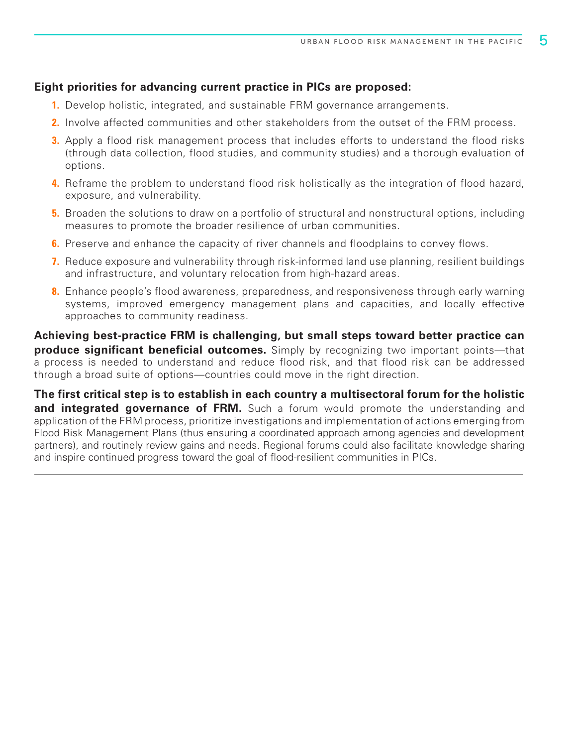**Eight priorities for advancing current practice in PICs are proposed:**

1. Develop holistic, integrated, and sustainable FRM governance arrangements.
2. Involve affected communities and other stakeholders from the outset of the FRM process.
3. Apply a flood risk management process that includes efforts to understand the flood risks (through data collection, flood studies, and community studies) and a thorough evaluation of options.
4. Reframe the problem to understand flood risk holistically as the integration of flood hazard, exposure, and vulnerability.
5. Broaden the solutions to draw on a portfolio of structural and nonstructural options, including measures to promote the broader resilience of urban communities.
6. Preserve and enhance the capacity of river channels and floodplains to convey flows.
7. Reduce exposure and vulnerability through risk-informed land use planning, resilient buildings and infrastructure, and voluntary relocation from high-hazard areas.
8. Enhance people's flood awareness, preparedness, and responsiveness through early warning systems, improved emergency management plans and capacities, and locally effective approaches to community readiness.

**Achieving best-practice FRM is challenging, but small steps toward better practice can produce significant beneficial outcomes.** Simply by recognizing two important points—that a process is needed to understand and reduce flood risk, and that flood risk can be addressed through a broad suite of options—countries could move in the right direction.

**The first critical step is to establish in each country a multisectoral forum for the holistic and integrated governance of FRM.** Such a forum would promote the understanding and application of the FRM process, prioritize investigations and implementation of actions emerging from Flood Risk Management Plans (thus ensuring a coordinated approach among agencies and development partners), and routinely review gains and needs. Regional forums could also facilitate knowledge sharing and inspire continued progress toward the goal of flood-resilient communities in PICs.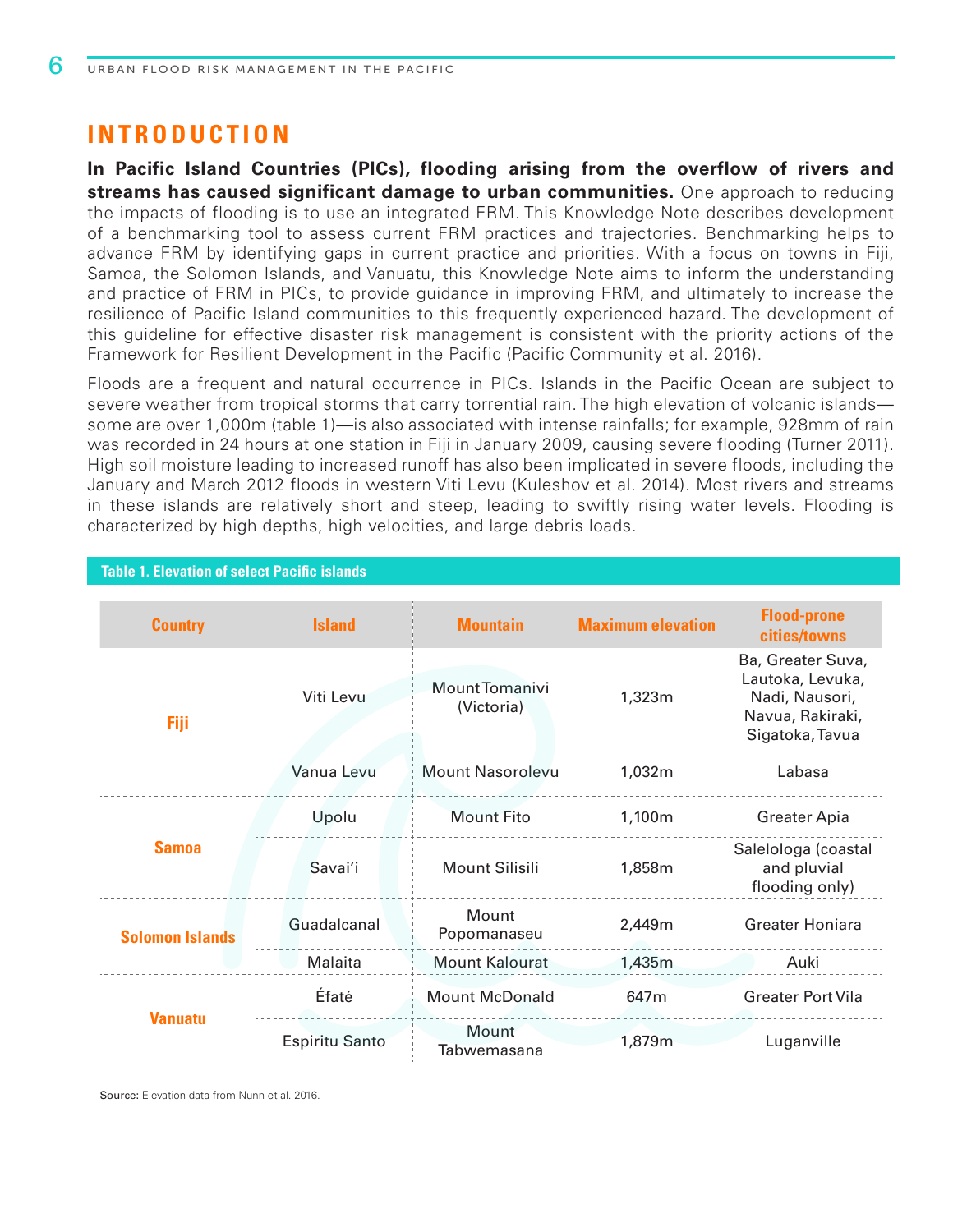# INTRODUCTION

**In Pacific Island Countries (PICs), flooding arising from the overflow of rivers and streams has caused significant damage to urban communities.** One approach to reducing the impacts of flooding is to use an integrated FRM. This Knowledge Note describes development of a benchmarking tool to assess current FRM practices and trajectories. Benchmarking helps to advance FRM by identifying gaps in current practice and priorities. With a focus on towns in Fiji, Samoa, the Solomon Islands, and Vanuatu, this Knowledge Note aims to inform the understanding and practice of FRM in PICs, to provide guidance in improving FRM, and ultimately to increase the resilience of Pacific Island communities to this frequently experienced hazard. The development of this guideline for effective disaster risk management is consistent with the priority actions of the Framework for Resilient Development in the Pacific (Pacific Community et al. 2016).

Floods are a frequent and natural occurrence in PICs. Islands in the Pacific Ocean are subject to severe weather from tropical storms that carry torrential rain. The high elevation of volcanic islands—some are over 1,000m (table 1)—is also associated with intense rainfalls; for example, 928mm of rain was recorded in 24 hours at one station in Fiji in January 2009, causing severe flooding (Turner 2011). High soil moisture leading to increased runoff has also been implicated in severe floods, including the January and March 2012 floods in western Viti Levu (Kuleshov et al. 2014). Most rivers and streams in these islands are relatively short and steep, leading to swiftly rising water levels. Flooding is characterized by high depths, high velocities, and large debris loads.

**Table 1. Elevation of select Pacific islands**

| Country | Island | Mountain | Maximum elevation | Flood-prone cities/towns |
|---|---|---|---|---|
| Fiji | Viti Levu | Mount Tomanivi (Victoria) | 1,323m | Ba, Greater Suva, Lautoka, Levuka, Nadi, Nausori, Navua, Rakiraki, Sigatoka, Tavua |
| | Vanua Levu | Mount Nasorolevu | 1,032m | Labasa |
| Samoa | Upolu | Mount Fito | 1,100m | Greater Apia |
| | Savai'i | Mount Silisili | 1,858m | Salelologa (coastal and pluvial flooding only) |
| Solomon Islands | Guadalcanal | Mount Popomanaseu | 2,449m | Greater Honiara |
| | Malaita | Mount Kalourat | 1,435m | Auki |
| Vanuatu | Éfaté | Mount McDonald | 647m | Greater Port Vila |
| | Espiritu Santo | Mount Tabwemasana | 1,879m | Luganville |

**Source:** Elevation data from Nunn et al. 2016.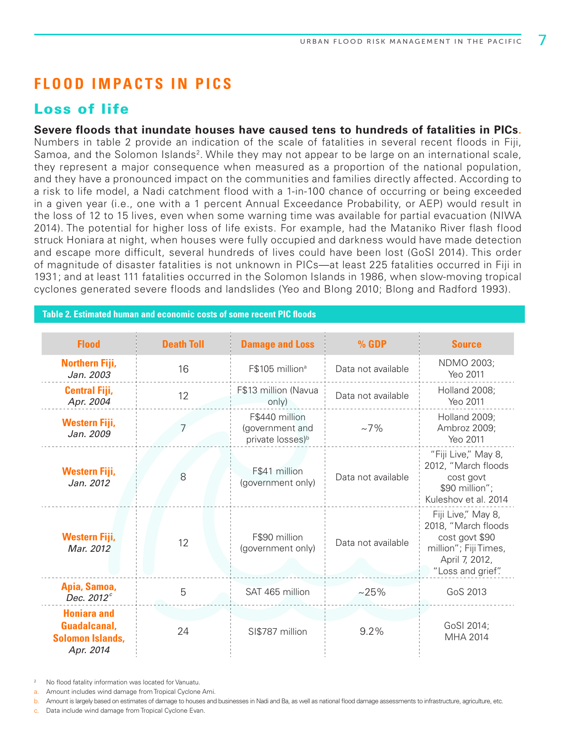# FLOOD IMPACTS IN PICS

## Loss of life

**Severe floods that inundate houses have caused tens to hundreds of fatalities in PICs.** Numbers in table 2 provide an indication of the scale of fatalities in several recent floods in Fiji, Samoa, and the Solomon Islands[2]. While they may not appear to be large on an international scale, they represent a major consequence when measured as a proportion of the national population, and they have a pronounced impact on the communities and families directly affected. According to a risk to life model, a Nadi catchment flood with a 1-in-100 chance of occurring or being exceeded in a given year (i.e., one with a 1 percent Annual Exceedance Probability, or AEP) would result in the loss of 12 to 15 lives, even when some warning time was available for partial evacuation (NIWA 2014). The potential for higher loss of life exists. For example, had the Mataniko River flash flood struck Honiara at night, when houses were fully occupied and darkness would have made detection and escape more difficult, several hundreds of lives could have been lost (GoSI 2014). This order of magnitude of disaster fatalities is not unknown in PICs—at least 225 fatalities occurred in Fiji in 1931; and at least 111 fatalities occurred in the Solomon Islands in 1986, when slow-moving tropical cyclones generated severe floods and landslides (Yeo and Blong 2010; Blong and Radford 1993).

**Table 2. Estimated human and economic costs of some recent PIC floods**

| Flood | Death Toll | Damage and Loss | % GDP | Source |
|---|---|---|---|---|
| **Northern Fiji,** *Jan. 2003* | 16 | F$105 million[a] | Data not available | NDMO 2003; Yeo 2011 |
| **Central Fiji,** *Apr. 2004* | 12 | F$13 million (Navua only) | Data not available | Holland 2008; Yeo 2011 |
| **Western Fiji,** *Jan. 2009* | 7 | F$440 million (government and private losses)[b] | ~7% | Holland 2009; Ambroz 2009; Yeo 2011 |
| **Western Fiji,** *Jan. 2012* | 8 | F$41 million (government only) | Data not available | "Fiji Live," May 8, 2012, "March floods cost govt $90 million"; Kuleshov et al. 2014 |
| **Western Fiji,** *Mar. 2012* | 12 | F$90 million (government only) | Data not available | Fiji Live," May 8, 2018, "March floods cost govt $90 million"; Fiji Times, April 7, 2012, "Loss and grief". |
| **Apia, Samoa,** *Dec. 2012*[c] | 5 | SAT 465 million | ~25% | GoS 2013 |
| **Honiara and Guadalcanal, Solomon Islands,** *Apr. 2014* | 24 | SI$787 million | 9.2% | GoSI 2014; MHA 2014 |

[2] No flood fatality information was located for Vanuatu.

a. Amount includes wind damage from Tropical Cyclone Ami.

b. Amount is largely based on estimates of damage to houses and businesses in Nadi and Ba, as well as national flood damage assessments to infrastructure, agriculture, etc.

c. Data include wind damage from Tropical Cyclone Evan.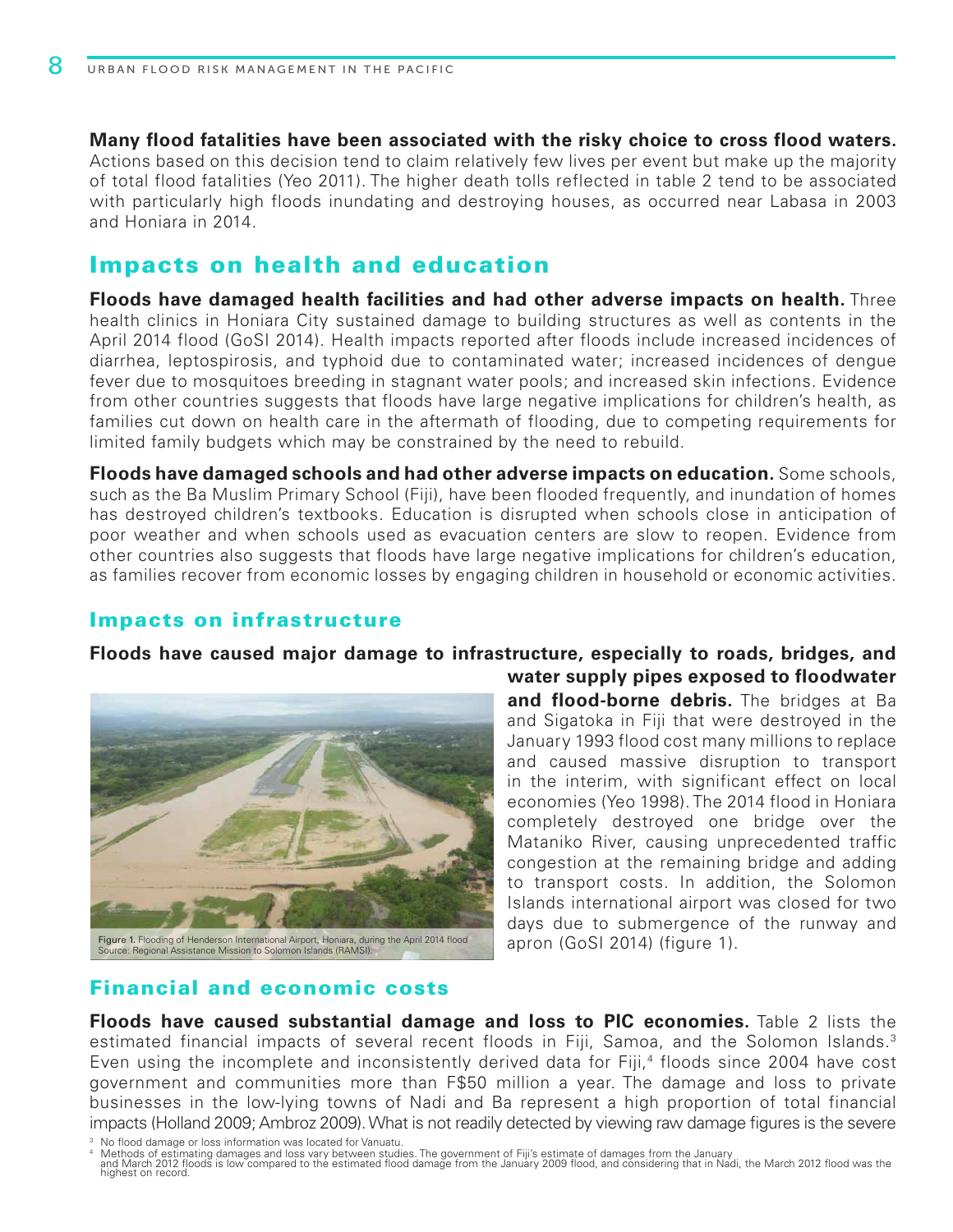**Many flood fatalities have been associated with the risky choice to cross flood waters.** Actions based on this decision tend to claim relatively few lives per event but make up the majority of total flood fatalities (Yeo 2011). The higher death tolls reflected in table 2 tend to be associated with particularly high floods inundating and destroying houses, as occurred near Labasa in 2003 and Honiara in 2014.

## Impacts on health and education

**Floods have damaged health facilities and had other adverse impacts on health.** Three health clinics in Honiara City sustained damage to building structures as well as contents in the April 2014 flood (GoSI 2014). Health impacts reported after floods include increased incidences of diarrhea, leptospirosis, and typhoid due to contaminated water; increased incidences of dengue fever due to mosquitoes breeding in stagnant water pools; and increased skin infections. Evidence from other countries suggests that floods have large negative implications for children's health, as families cut down on health care in the aftermath of flooding, due to competing requirements for limited family budgets which may be constrained by the need to rebuild.

**Floods have damaged schools and had other adverse impacts on education.** Some schools, such as the Ba Muslim Primary School (Fiji), have been flooded frequently, and inundation of homes has destroyed children's textbooks. Education is disrupted when schools close in anticipation of poor weather and when schools used as evacuation centers are slow to reopen. Evidence from other countries also suggests that floods have large negative implications for children's education, as families recover from economic losses by engaging children in household or economic activities.

### Impacts on infrastructure

**Floods have caused major damage to infrastructure, especially to roads, bridges, and water supply pipes exposed to floodwater and flood-borne debris.** The bridges at Ba and Sigatoka in Fiji that were destroyed in the January 1993 flood cost many millions to replace and caused massive disruption to transport in the interim, with significant effect on local economies (Yeo 1998). The 2014 flood in Honiara completely destroyed one bridge over the Mataniko River, causing unprecedented traffic congestion at the remaining bridge and adding to transport costs. In addition, the Solomon Islands international airport was closed for two days due to submergence of the runway and apron (GoSI 2014) (figure 1).

Figure 1. Flooding of Henderson International Airport, Honiara, during the April 2014 flood
Source: Regional Assistance Mission to Solomon Islands (RAMSI).

### Financial and economic costs

**Floods have caused substantial damage and loss to PIC economies.** Table 2 lists the estimated financial impacts of several recent floods in Fiji, Samoa, and the Solomon Islands.[3] Even using the incomplete and inconsistently derived data for Fiji,[4] floods since 2004 have cost government and communities more than F$50 million a year. The damage and loss to private businesses in the low-lying towns of Nadi and Ba represent a high proportion of total financial impacts (Holland 2009; Ambroz 2009). What is not readily detected by viewing raw damage figures is the severe

[3] No flood damage or loss information was located for Vanuatu.

[4] Methods of estimating damages and loss vary between studies. The government of Fiji's estimate of damages from the January and March 2012 floods is low compared to the estimated flood damage from the January 2009 flood, and considering that in Nadi, the March 2012 flood was the highest on record.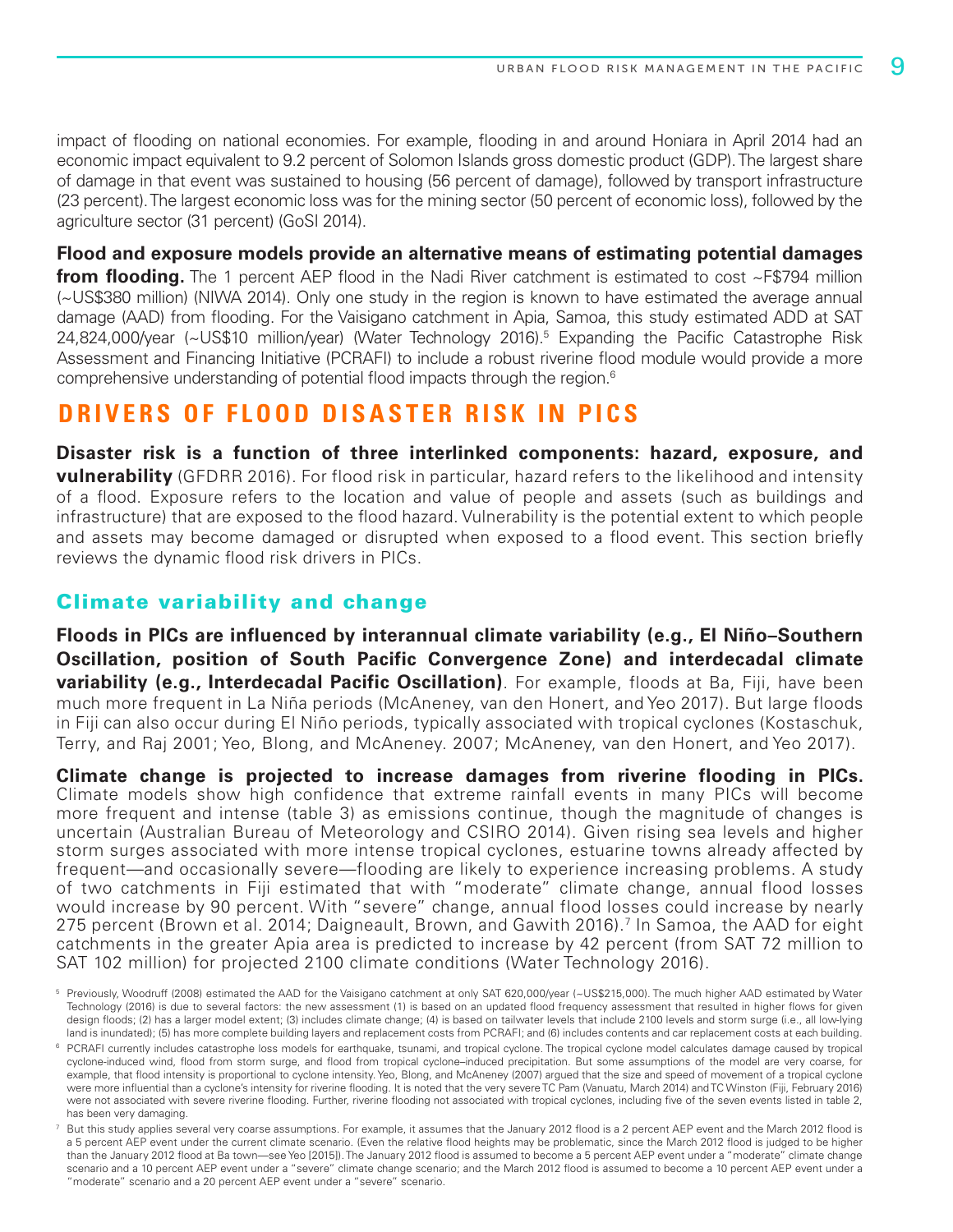impact of flooding on national economies. For example, flooding in and around Honiara in April 2014 had an economic impact equivalent to 9.2 percent of Solomon Islands gross domestic product (GDP). The largest share of damage in that event was sustained to housing (56 percent of damage), followed by transport infrastructure (23 percent). The largest economic loss was for the mining sector (50 percent of economic loss), followed by the agriculture sector (31 percent) (GoSI 2014).

**Flood and exposure models provide an alternative means of estimating potential damages from flooding.** The 1 percent AEP flood in the Nadi River catchment is estimated to cost ~F$794 million (~US$380 million) (NIWA 2014). Only one study in the region is known to have estimated the average annual damage (AAD) from flooding. For the Vaisigano catchment in Apia, Samoa, this study estimated ADD at SAT 24,824,000/year (~US$10 million/year) (Water Technology 2016).[5] Expanding the Pacific Catastrophe Risk Assessment and Financing Initiative (PCRAFI) to include a robust riverine flood module would provide a more comprehensive understanding of potential flood impacts through the region.[6]

## DRIVERS OF FLOOD DISASTER RISK IN PICS

**Disaster risk is a function of three interlinked components: hazard, exposure, and vulnerability** (GFDRR 2016). For flood risk in particular, hazard refers to the likelihood and intensity of a flood. Exposure refers to the location and value of people and assets (such as buildings and infrastructure) that are exposed to the flood hazard. Vulnerability is the potential extent to which people and assets may become damaged or disrupted when exposed to a flood event. This section briefly reviews the dynamic flood risk drivers in PICs.

### Climate variability and change

**Floods in PICs are influenced by interannual climate variability (e.g., El Niño–Southern Oscillation, position of South Pacific Convergence Zone) and interdecadal climate variability (e.g., Interdecadal Pacific Oscillation)**. For example, floods at Ba, Fiji, have been much more frequent in La Niña periods (McAneney, van den Honert, and Yeo 2017). But large floods in Fiji can also occur during El Niño periods, typically associated with tropical cyclones (Kostaschuk, Terry, and Raj 2001; Yeo, Blong, and McAneney. 2007; McAneney, van den Honert, and Yeo 2017).

**Climate change is projected to increase damages from riverine flooding in PICs.** Climate models show high confidence that extreme rainfall events in many PICs will become more frequent and intense (table 3) as emissions continue, though the magnitude of changes is uncertain (Australian Bureau of Meteorology and CSIRO 2014). Given rising sea levels and higher storm surges associated with more intense tropical cyclones, estuarine towns already affected by frequent—and occasionally severe—flooding are likely to experience increasing problems. A study of two catchments in Fiji estimated that with "moderate" climate change, annual flood losses would increase by 90 percent. With "severe" change, annual flood losses could increase by nearly 275 percent (Brown et al. 2014; Daigneault, Brown, and Gawith 2016).[7] In Samoa, the AAD for eight catchments in the greater Apia area is predicted to increase by 42 percent (from SAT 72 million to SAT 102 million) for projected 2100 climate conditions (Water Technology 2016).

[5] Previously, Woodruff (2008) estimated the AAD for the Vaisigano catchment at only SAT 620,000/year (~US$215,000). The much higher AAD estimated by Water Technology (2016) is due to several factors: the new assessment (1) is based on an updated flood frequency assessment that resulted in higher flows for given design floods; (2) has a larger model extent; (3) includes climate change; (4) is based on tailwater levels that include 2100 levels and storm surge (i.e., all low-lying land is inundated); (5) has more complete building layers and replacement costs from PCRAFI; and (6) includes contents and car replacement costs at each building.

[6] PCRAFI currently includes catastrophe loss models for earthquake, tsunami, and tropical cyclone. The tropical cyclone model calculates damage caused by tropical cyclone-induced wind, flood from storm surge, and flood from tropical cyclone–induced precipitation. But some assumptions of the model are very coarse, for example, that flood intensity is proportional to cyclone intensity. Yeo, Blong, and McAneney (2007) argued that the size and speed of movement of a tropical cyclone were more influential than a cyclone's intensity for riverine flooding. It is noted that the very severe TC Pam (Vanuatu, March 2014) and TC Winston (Fiji, February 2016) were not associated with severe riverine flooding. Further, riverine flooding not associated with tropical cyclones, including five of the seven events listed in table 2, has been very damaging.

[7] But this study applies several very coarse assumptions. For example, it assumes that the January 2012 flood is a 2 percent AEP event and the March 2012 flood is a 5 percent AEP event under the current climate scenario. (Even the relative flood heights may be problematic, since the March 2012 flood is judged to be higher than the January 2012 flood at Ba town—see Yeo [2015]). The January 2012 flood is assumed to become a 5 percent AEP event under a "moderate" climate change scenario and a 10 percent AEP event under a "severe" climate change scenario; and the March 2012 flood is assumed to become a 10 percent AEP event under a "moderate" scenario and a 20 percent AEP event under a "severe" scenario.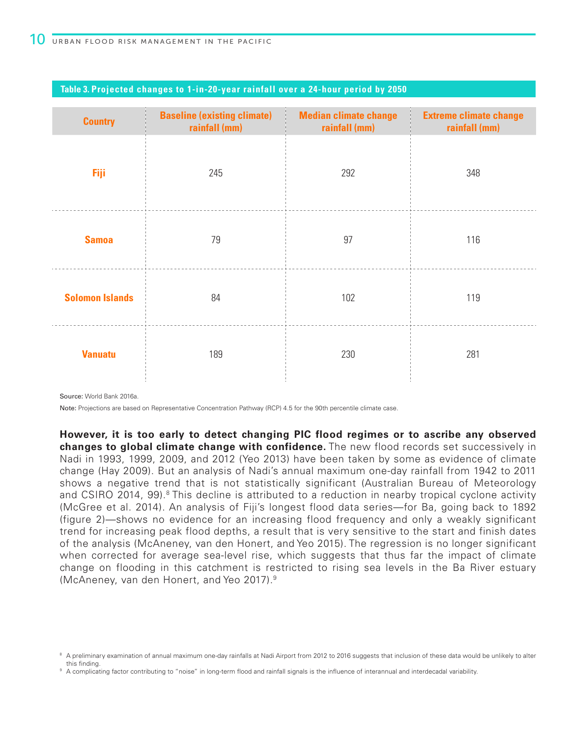**Table 3. Projected changes to 1-in-20-year rainfall over a 24-hour period by 2050**

| Country | Baseline (existing climate) rainfall (mm) | Median climate change rainfall (mm) | Extreme climate change rainfall (mm) |
|---|---|---|---|
| Fiji | 245 | 292 | 348 |
| Samoa | 79 | 97 | 116 |
| Solomon Islands | 84 | 102 | 119 |
| Vanuatu | 189 | 230 | 281 |

**Source:** World Bank 2016a.

**Note:** Projections are based on Representative Concentration Pathway (RCP) 4.5 for the 90th percentile climate case.

**However, it is too early to detect changing PIC flood regimes or to ascribe any observed changes to global climate change with confidence.** The new flood records set successively in Nadi in 1993, 1999, 2009, and 2012 (Yeo 2013) have been taken by some as evidence of climate change (Hay 2009). But an analysis of Nadi's annual maximum one-day rainfall from 1942 to 2011 shows a negative trend that is not statistically significant (Australian Bureau of Meteorology and CSIRO 2014, 99).[8] This decline is attributed to a reduction in nearby tropical cyclone activity (McGree et al. 2014). An analysis of Fiji's longest flood data series—for Ba, going back to 1892 (figure 2)—shows no evidence for an increasing flood frequency and only a weakly significant trend for increasing peak flood depths, a result that is very sensitive to the start and finish dates of the analysis (McAneney, van den Honert, and Yeo 2015). The regression is no longer significant when corrected for average sea-level rise, which suggests that thus far the impact of climate change on flooding in this catchment is restricted to rising sea levels in the Ba River estuary (McAneney, van den Honert, and Yeo 2017).[9]

[8] A preliminary examination of annual maximum one-day rainfalls at Nadi Airport from 2012 to 2016 suggests that inclusion of these data would be unlikely to alter this finding.

[9] A complicating factor contributing to "noise" in long-term flood and rainfall signals is the influence of interannual and interdecadal variability.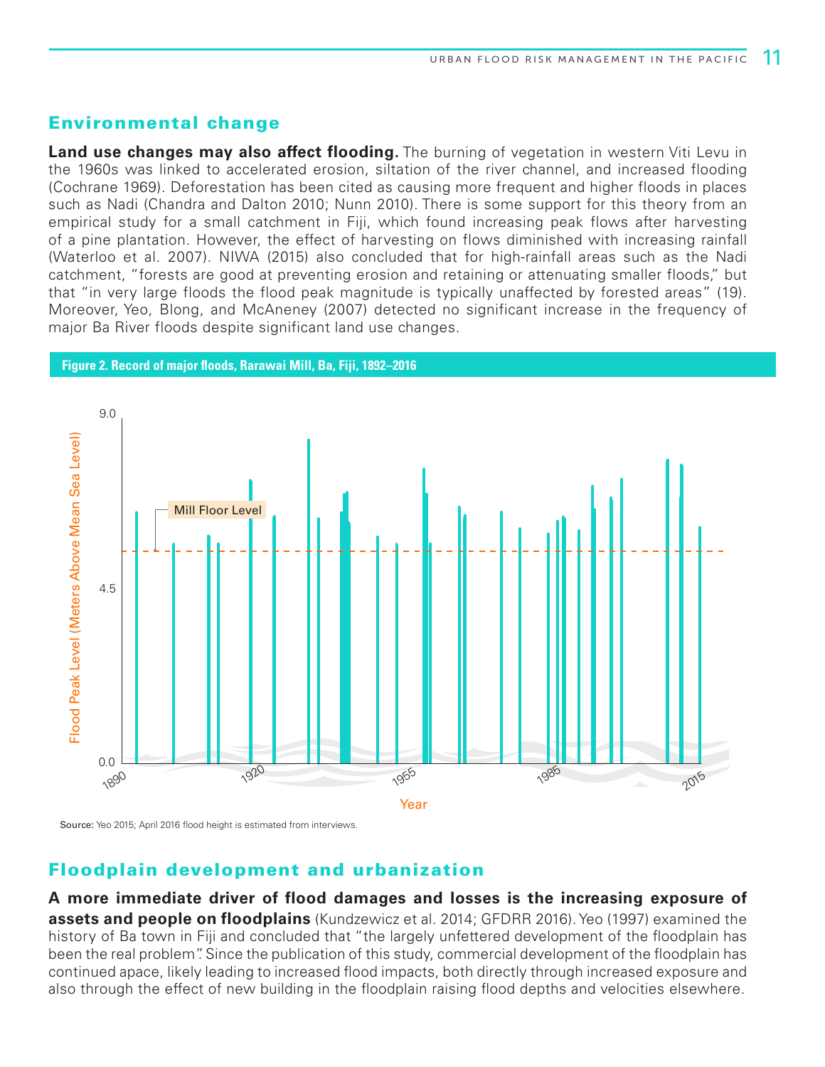## Environmental change

**Land use changes may also affect flooding.** The burning of vegetation in western Viti Levu in the 1960s was linked to accelerated erosion, siltation of the river channel, and increased flooding (Cochrane 1969). Deforestation has been cited as causing more frequent and higher floods in places such as Nadi (Chandra and Dalton 2010; Nunn 2010). There is some support for this theory from an empirical study for a small catchment in Fiji, which found increasing peak flows after harvesting of a pine plantation. However, the effect of harvesting on flows diminished with increasing rainfall (Waterloo et al. 2007). NIWA (2015) also concluded that for high-rainfall areas such as the Nadi catchment, "forests are good at preventing erosion and retaining or attenuating smaller floods," but that "in very large floods the flood peak magnitude is typically unaffected by forested areas" (19). Moreover, Yeo, Blong, and McAneney (2007) detected no significant increase in the frequency of major Ba River floods despite significant land use changes.

**Figure 2. Record of major floods, Rarawai Mill, Ba, Fiji, 1892–2016**

Source: Yeo 2015; April 2016 flood height is estimated from interviews.

## Floodplain development and urbanization

**A more immediate driver of flood damages and losses is the increasing exposure of assets and people on floodplains** (Kundzewicz et al. 2014; GFDRR 2016). Yeo (1997) examined the history of Ba town in Fiji and concluded that "the largely unfettered development of the floodplain has been the real problem". Since the publication of this study, commercial development of the floodplain has continued apace, likely leading to increased flood impacts, both directly through increased exposure and also through the effect of new building in the floodplain raising flood depths and velocities elsewhere.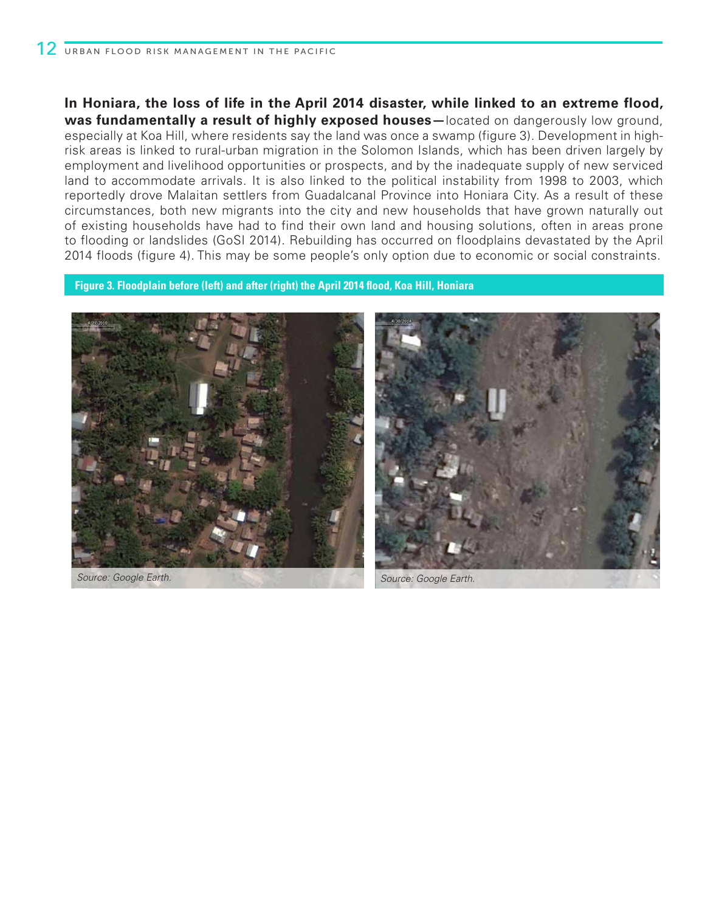**In Honiara, the loss of life in the April 2014 disaster, while linked to an extreme flood, was fundamentally a result of highly exposed houses—**located on dangerously low ground, especially at Koa Hill, where residents say the land was once a swamp (figure 3). Development in high-risk areas is linked to rural-urban migration in the Solomon Islands, which has been driven largely by employment and livelihood opportunities or prospects, and by the inadequate supply of new serviced land to accommodate arrivals. It is also linked to the political instability from 1998 to 2003, which reportedly drove Malaitan settlers from Guadalcanal Province into Honiara City. As a result of these circumstances, both new migrants into the city and new households that have grown naturally out of existing households have had to find their own land and housing solutions, often in areas prone to flooding or landslides (GoSI 2014). Rebuilding has occurred on floodplains devastated by the April 2014 floods (figure 4). This may be some people's only option due to economic or social constraints.

**Figure 3. Floodplain before (left) and after (right) the April 2014 flood, Koa Hill, Honiara**

*Source: Google Earth.*

*Source: Google Earth.*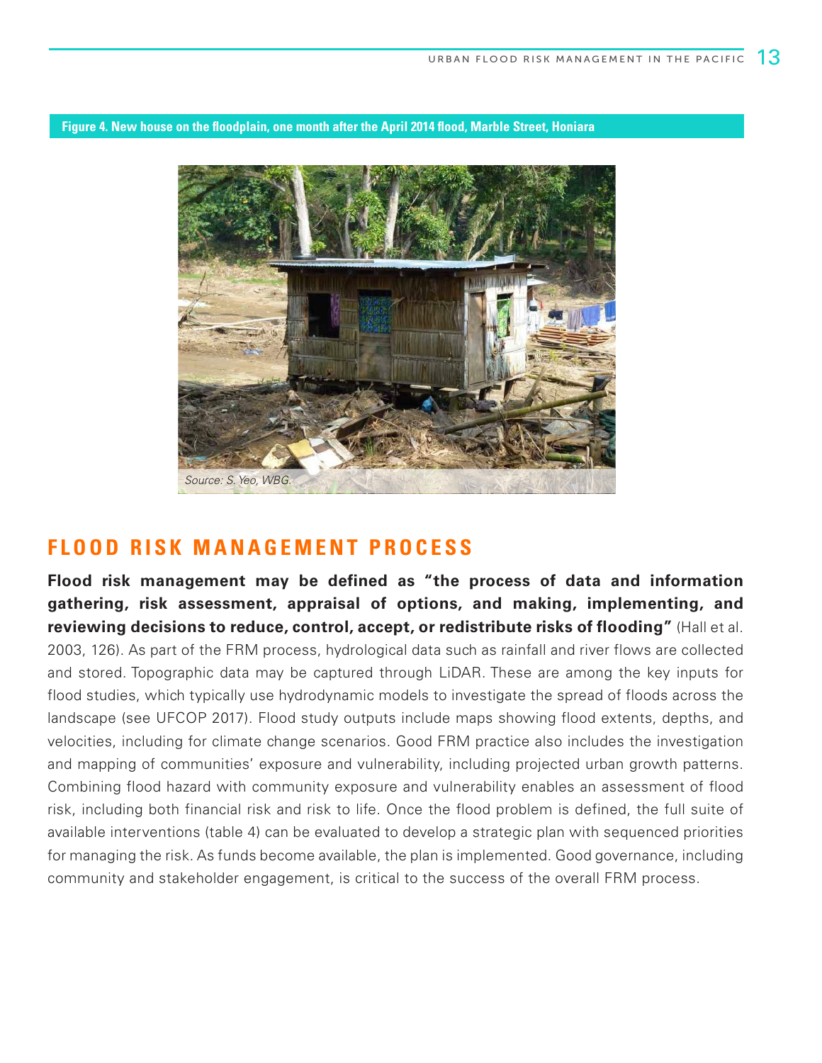**Figure 4. New house on the floodplain, one month after the April 2014 flood, Marble Street, Honiara**

*Source: S. Yeo, WBG.*

## FLOOD RISK MANAGEMENT PROCESS

**Flood risk management may be defined as "the process of data and information gathering, risk assessment, appraisal of options, and making, implementing, and reviewing decisions to reduce, control, accept, or redistribute risks of flooding"** (Hall et al. 2003, 126). As part of the FRM process, hydrological data such as rainfall and river flows are collected and stored. Topographic data may be captured through LiDAR. These are among the key inputs for flood studies, which typically use hydrodynamic models to investigate the spread of floods across the landscape (see UFCOP 2017). Flood study outputs include maps showing flood extents, depths, and velocities, including for climate change scenarios. Good FRM practice also includes the investigation and mapping of communities' exposure and vulnerability, including projected urban growth patterns. Combining flood hazard with community exposure and vulnerability enables an assessment of flood risk, including both financial risk and risk to life. Once the flood problem is defined, the full suite of available interventions (table 4) can be evaluated to develop a strategic plan with sequenced priorities for managing the risk. As funds become available, the plan is implemented. Good governance, including community and stakeholder engagement, is critical to the success of the overall FRM process.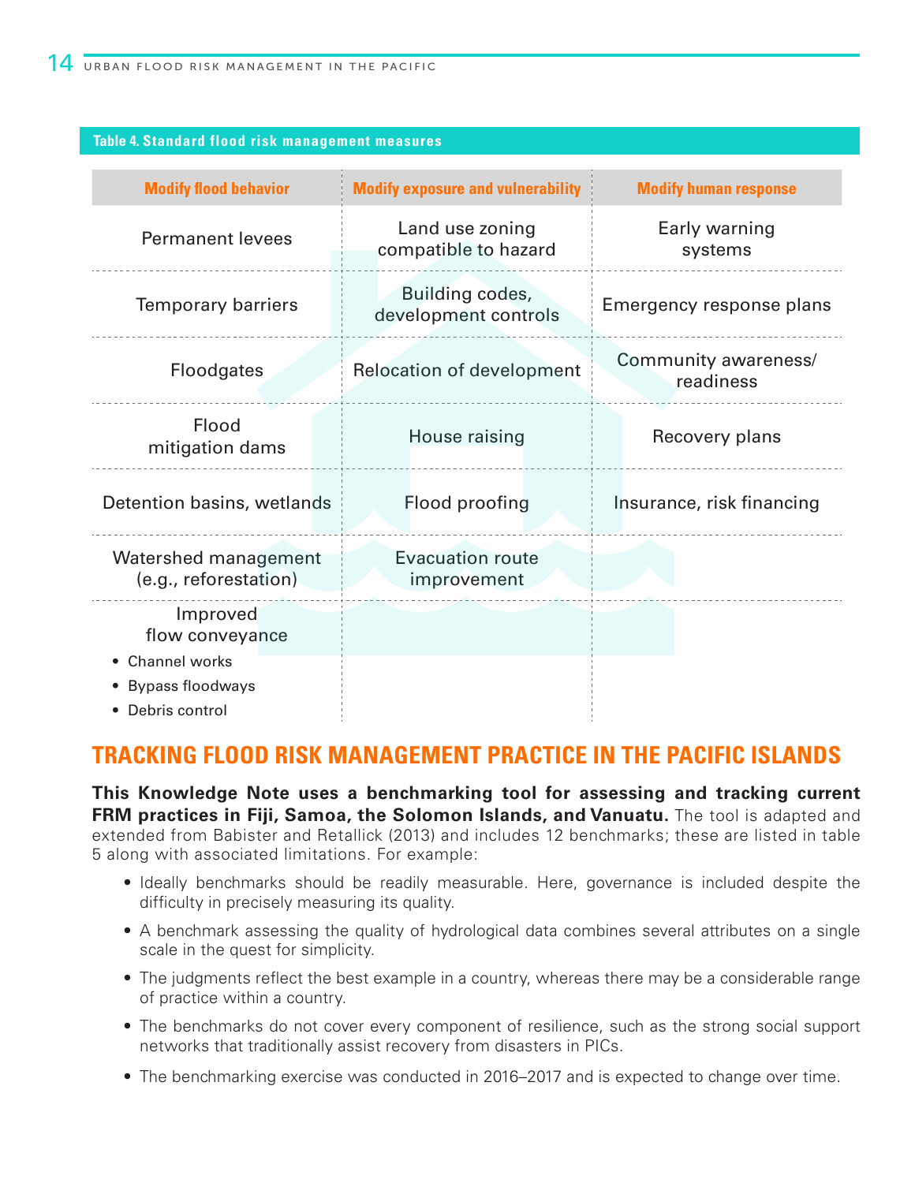**Table 4. Standard flood risk management measures**

| Modify flood behavior | Modify exposure and vulnerability | Modify human response |
|---|---|---|
| Permanent levees | Land use zoning compatible to hazard | Early warning systems |
| Temporary barriers | Building codes, development controls | Emergency response plans |
| Floodgates | Relocation of development | Community awareness/ readiness |
| Flood mitigation dams | House raising | Recovery plans |
| Detention basins, wetlands | Flood proofing | Insurance, risk financing |
| Watershed management (e.g., reforestation) | Evacuation route improvement | |
| Improved flow conveyance<br>• Channel works<br>• Bypass floodways<br>• Debris control | | |

## TRACKING FLOOD RISK MANAGEMENT PRACTICE IN THE PACIFIC ISLANDS

**This Knowledge Note uses a benchmarking tool for assessing and tracking current FRM practices in Fiji, Samoa, the Solomon Islands, and Vanuatu.** The tool is adapted and extended from Babister and Retallick (2013) and includes 12 benchmarks; these are listed in table 5 along with associated limitations. For example:

- Ideally benchmarks should be readily measurable. Here, governance is included despite the difficulty in precisely measuring its quality.
- A benchmark assessing the quality of hydrological data combines several attributes on a single scale in the quest for simplicity.
- The judgments reflect the best example in a country, whereas there may be a considerable range of practice within a country.
- The benchmarks do not cover every component of resilience, such as the strong social support networks that traditionally assist recovery from disasters in PICs.
- The benchmarking exercise was conducted in 2016–2017 and is expected to change over time.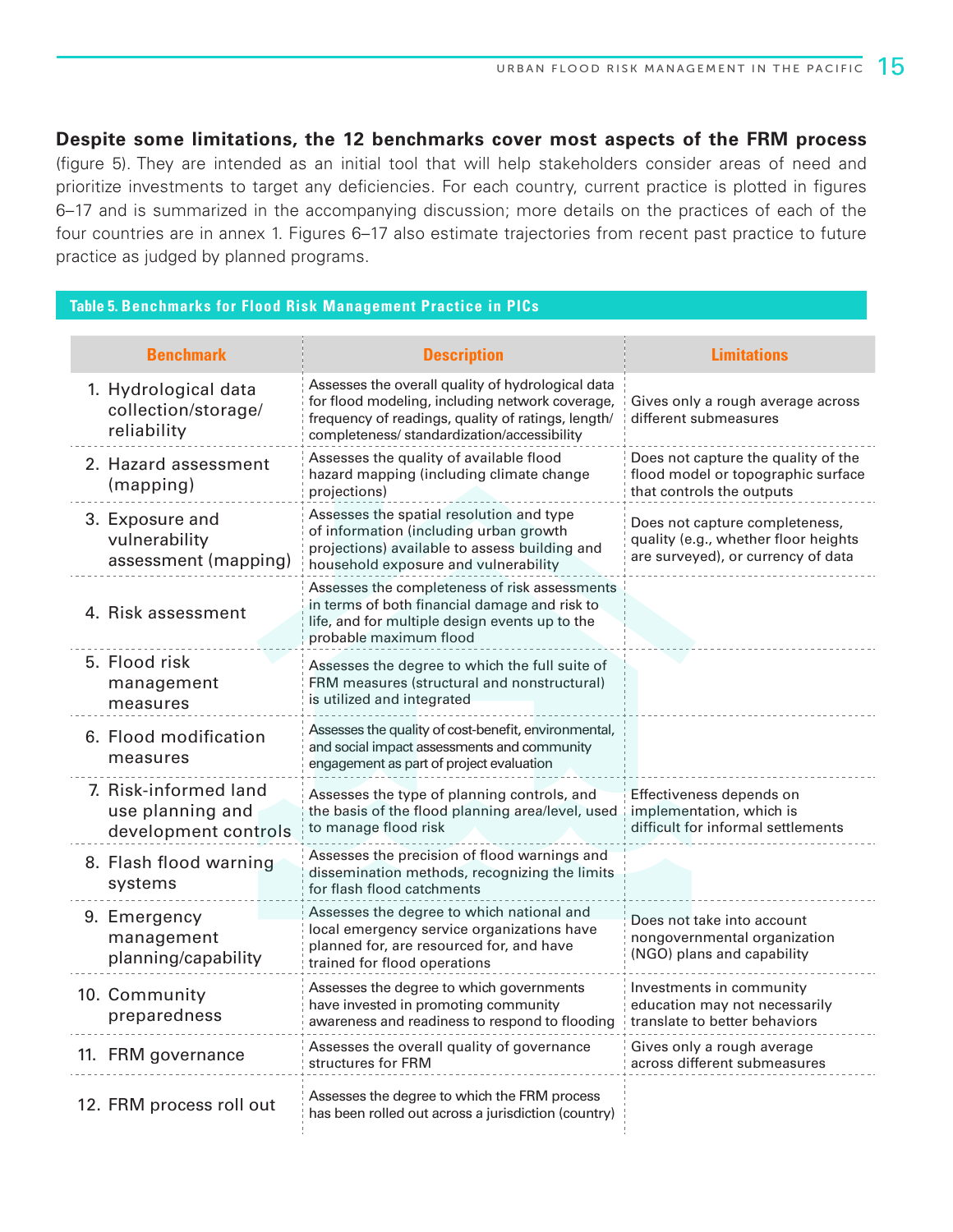**Despite some limitations, the 12 benchmarks cover most aspects of the FRM process** (figure 5). They are intended as an initial tool that will help stakeholders consider areas of need and prioritize investments to target any deficiencies. For each country, current practice is plotted in figures 6–17 and is summarized in the accompanying discussion; more details on the practices of each of the four countries are in annex 1. Figures 6–17 also estimate trajectories from recent past practice to future practice as judged by planned programs.

**Table 5. Benchmarks for Flood Risk Management Practice in PICs**

| Benchmark | Description | Limitations |
|---|---|---|
| 1. Hydrological data collection/storage/ reliability | Assesses the overall quality of hydrological data for flood modeling, including network coverage, frequency of readings, quality of ratings, length/ completeness/ standardization/accessibility | Gives only a rough average across different submeasures |
| 2. Hazard assessment (mapping) | Assesses the quality of available flood hazard mapping (including climate change projections) | Does not capture the quality of the flood model or topographic surface that controls the outputs |
| 3. Exposure and vulnerability assessment (mapping) | Assesses the spatial resolution and type of information (including urban growth projections) available to assess building and household exposure and vulnerability | Does not capture completeness, quality (e.g., whether floor heights are surveyed), or currency of data |
| 4. Risk assessment | Assesses the completeness of risk assessments in terms of both financial damage and risk to life, and for multiple design events up to the probable maximum flood | |
| 5. Flood risk management measures | Assesses the degree to which the full suite of FRM measures (structural and nonstructural) is utilized and integrated | |
| 6. Flood modification measures | Assesses the quality of cost-benefit, environmental, and social impact assessments and community engagement as part of project evaluation | |
| 7. Risk-informed land use planning and development controls | Assesses the type of planning controls, and the basis of the flood planning area/level, used to manage flood risk | Effectiveness depends on implementation, which is difficult for informal settlements |
| 8. Flash flood warning systems | Assesses the precision of flood warnings and dissemination methods, recognizing the limits for flash flood catchments | |
| 9. Emergency management planning/capability | Assesses the degree to which national and local emergency service organizations have planned for, are resourced for, and have trained for flood operations | Does not take into account nongovernmental organization (NGO) plans and capability |
| 10. Community preparedness | Assesses the degree to which governments have invested in promoting community awareness and readiness to respond to flooding | Investments in community education may not necessarily translate to better behaviors |
| 11. FRM governance | Assesses the overall quality of governance structures for FRM | Gives only a rough average across different submeasures |
| 12. FRM process roll out | Assesses the degree to which the FRM process has been rolled out across a jurisdiction (country) | |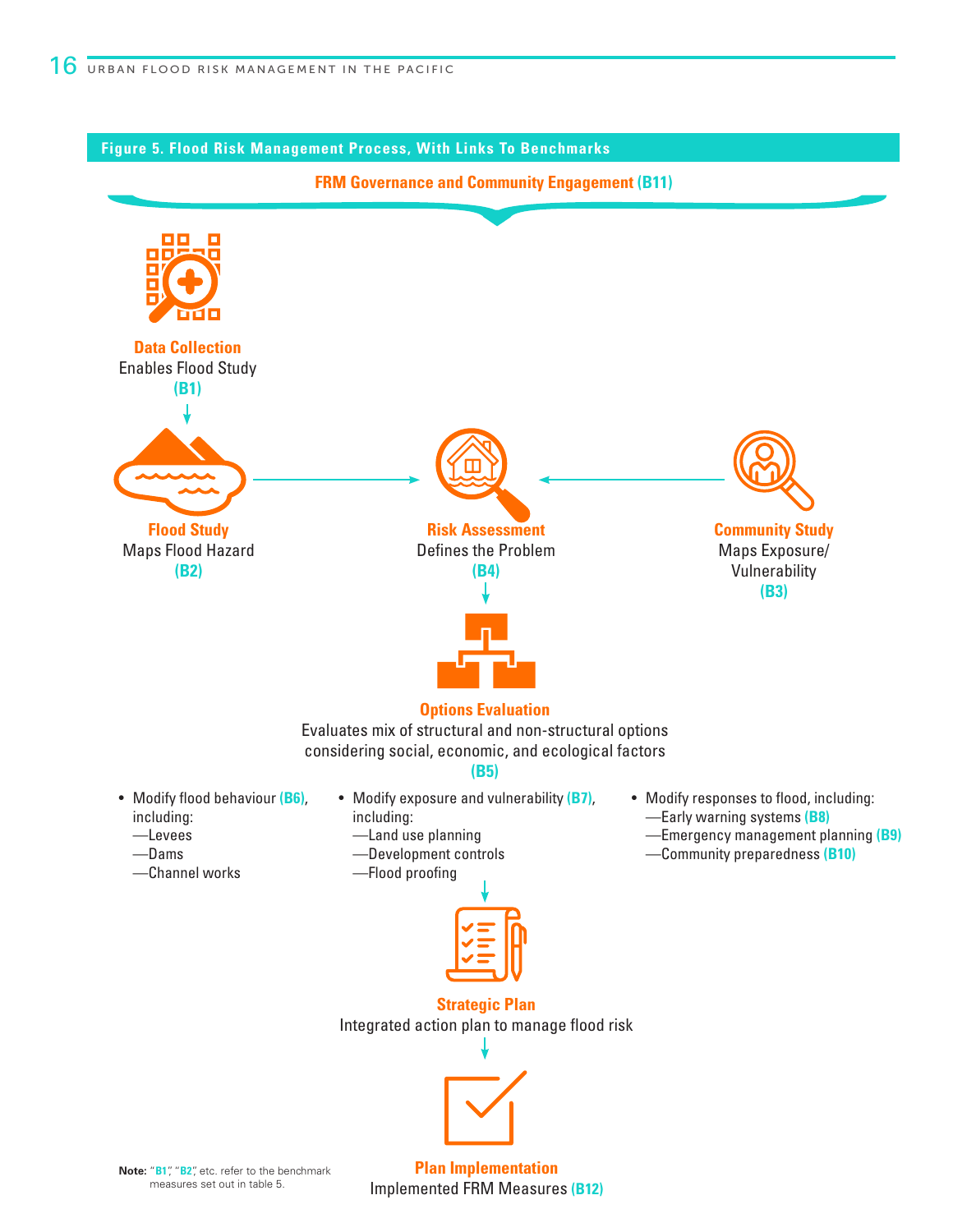**Figure 5. Flood Risk Management Process, With Links To Benchmarks**

**FRM Governance and Community Engagement (B11)**

**Data Collection**
Enables Flood Study
(B1)

**Flood Study**
Maps Flood Hazard
(B2)

**Risk Assessment**
Defines the Problem
(B4)

**Community Study**
Maps Exposure/Vulnerability
(B3)

**Options Evaluation**
Evaluates mix of structural and non-structural options considering social, economic, and ecological factors
(B5)

- Modify flood behaviour (B6), including:
  —Levees
  —Dams
  —Channel works
- Modify exposure and vulnerability (B7), including:
  —Land use planning
  —Development controls
  —Flood proofing
- Modify responses to flood, including:
  —Early warning systems (B8)
  —Emergency management planning (B9)
  —Community preparedness (B10)

**Strategic Plan**
Integrated action plan to manage flood risk

**Plan Implementation**
Implemented FRM Measures (B12)

**Note:** "B1," "B2," etc. refer to the benchmark measures set out in table 5.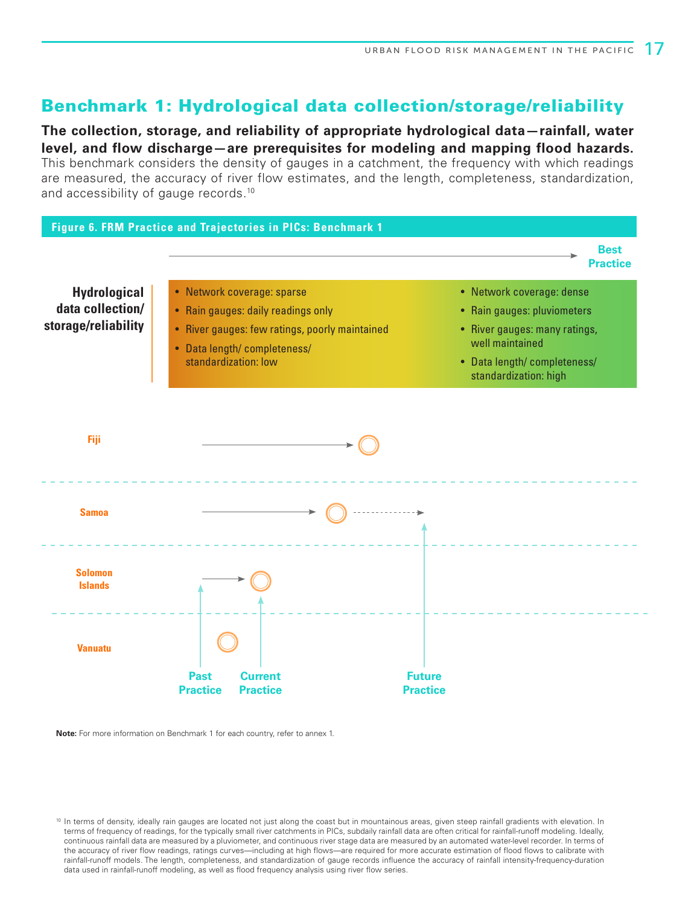## Benchmark 1: Hydrological data collection/storage/reliability

**The collection, storage, and reliability of appropriate hydrological data—rainfall, water level, and flow discharge—are prerequisites for modeling and mapping flood hazards.** This benchmark considers the density of gauges in a catchment, the frequency with which readings are measured, the accuracy of river flow estimates, and the length, completeness, standardization, and accessibility of gauge records.[10]

**Figure 6. FRM Practice and Trajectories in PICs: Benchmark 1**

Best Practice

**Hydrological data collection/ storage/reliability**

- Network coverage: sparse
- Rain gauges: daily readings only
- River gauges: few ratings, poorly maintained
- Data length/ completeness/ standardization: low

- Network coverage: dense
- Rain gauges: pluviometers
- River gauges: many ratings, well maintained
- Data length/ completeness/ standardization: high

Fiji

Samoa

Solomon Islands

Vanuatu

Past Practice | Current Practice | Future Practice

**Note:** For more information on Benchmark 1 for each country, refer to annex 1.

[10] In terms of density, ideally rain gauges are located not just along the coast but in mountainous areas, given steep rainfall gradients with elevation. In terms of frequency of readings, for the typically small river catchments in PICs, subdaily rainfall data are often critical for rainfall-runoff modeling. Ideally, continuous rainfall data are measured by a pluviometer, and continuous river stage data are measured by an automated water-level recorder. In terms of the accuracy of river flow readings, ratings curves—including at high flows—are required for more accurate estimation of flood flows to calibrate with rainfall-runoff models. The length, completeness, and standardization of gauge records influence the accuracy of rainfall intensity-frequency-duration data used in rainfall-runoff modeling, as well as flood frequency analysis using river flow series.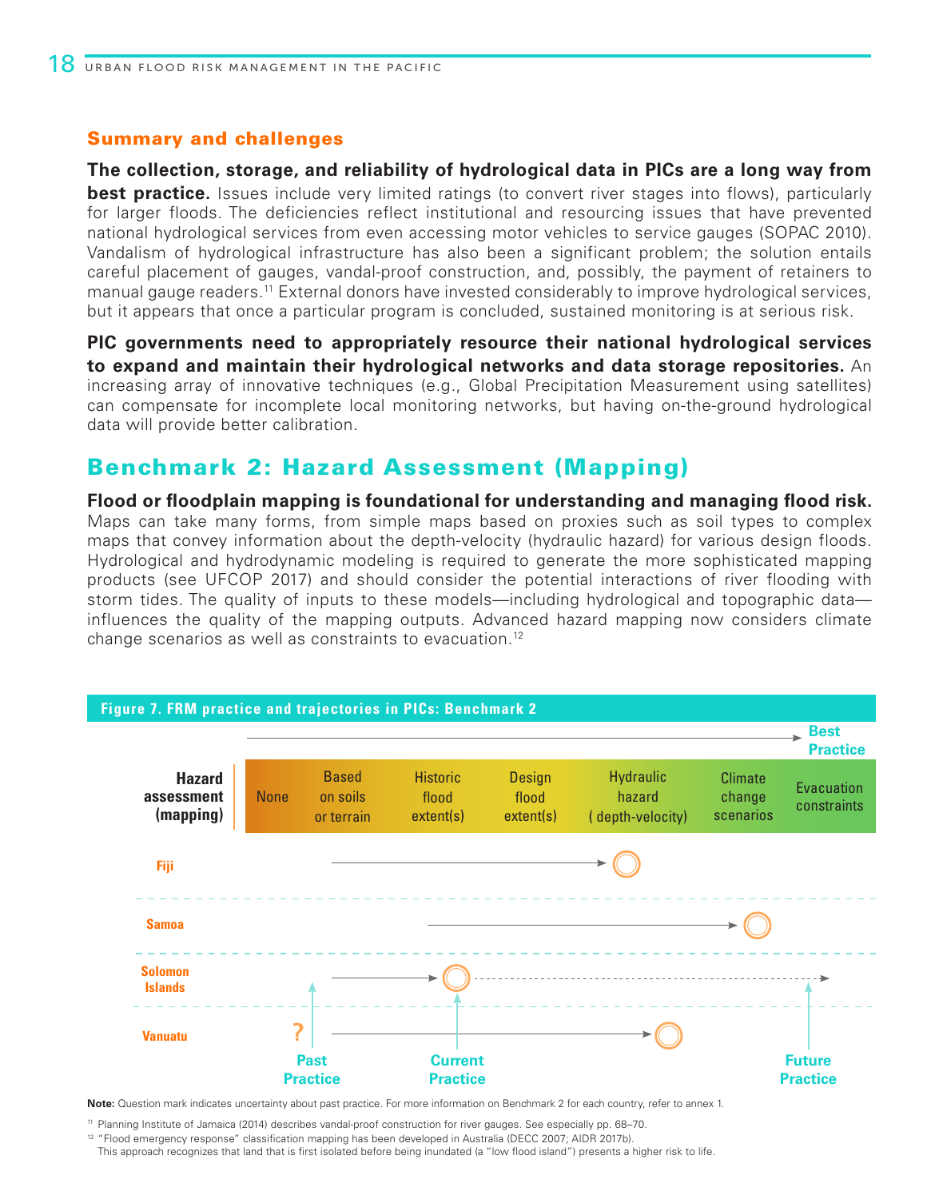### Summary and challenges

**The collection, storage, and reliability of hydrological data in PICs are a long way from best practice.** Issues include very limited ratings (to convert river stages into flows), particularly for larger floods. The deficiencies reflect institutional and resourcing issues that have prevented national hydrological services from even accessing motor vehicles to service gauges (SOPAC 2010). Vandalism of hydrological infrastructure has also been a significant problem; the solution entails careful placement of gauges, vandal-proof construction, and, possibly, the payment of retainers to manual gauge readers.[11] External donors have invested considerably to improve hydrological services, but it appears that once a particular program is concluded, sustained monitoring is at serious risk.

**PIC governments need to appropriately resource their national hydrological services to expand and maintain their hydrological networks and data storage repositories.** An increasing array of innovative techniques (e.g., Global Precipitation Measurement using satellites) can compensate for incomplete local monitoring networks, but having on-the-ground hydrological data will provide better calibration.

## Benchmark 2: Hazard Assessment (Mapping)

**Flood or floodplain mapping is foundational for understanding and managing flood risk.** Maps can take many forms, from simple maps based on proxies such as soil types to complex maps that convey information about the depth-velocity (hydraulic hazard) for various design floods. Hydrological and hydrodynamic modeling is required to generate the more sophisticated mapping products (see UFCOP 2017) and should consider the potential interactions of river flooding with storm tides. The quality of inputs to these models—including hydrological and topographic data—influences the quality of the mapping outputs. Advanced hazard mapping now considers climate change scenarios as well as constraints to evacuation.[12]

**Figure 7. FRM practice and trajectories in PICs: Benchmark 2**

| Hazard assessment (mapping) | None | Based on soils or terrain | Historic flood extent(s) | Design flood extent(s) | Hydraulic hazard (depth-velocity) | Climate change scenarios | Evacuation constraints |
|---|---|---|---|---|---|---|---|
| Fiji | | Past practice | | | Current practice | | |
| Samoa | | | Past practice | | | Current practice | |
| Solomon Islands | | Past practice | Current practice | | | | Future practice |
| Vanuatu | ? (past practice) | | | | Current practice | | |

→ Best Practice

**Note:** Question mark indicates uncertainty about past practice. For more information on Benchmark 2 for each country, refer to annex 1.

[11] Planning Institute of Jamaica (2014) describes vandal-proof construction for river gauges. See especially pp. 68–70.

[12] "Flood emergency response" classification mapping has been developed in Australia (DECC 2007; AIDR 2017b). This approach recognizes that land that is first isolated before being inundated (a "low flood island") presents a higher risk to life.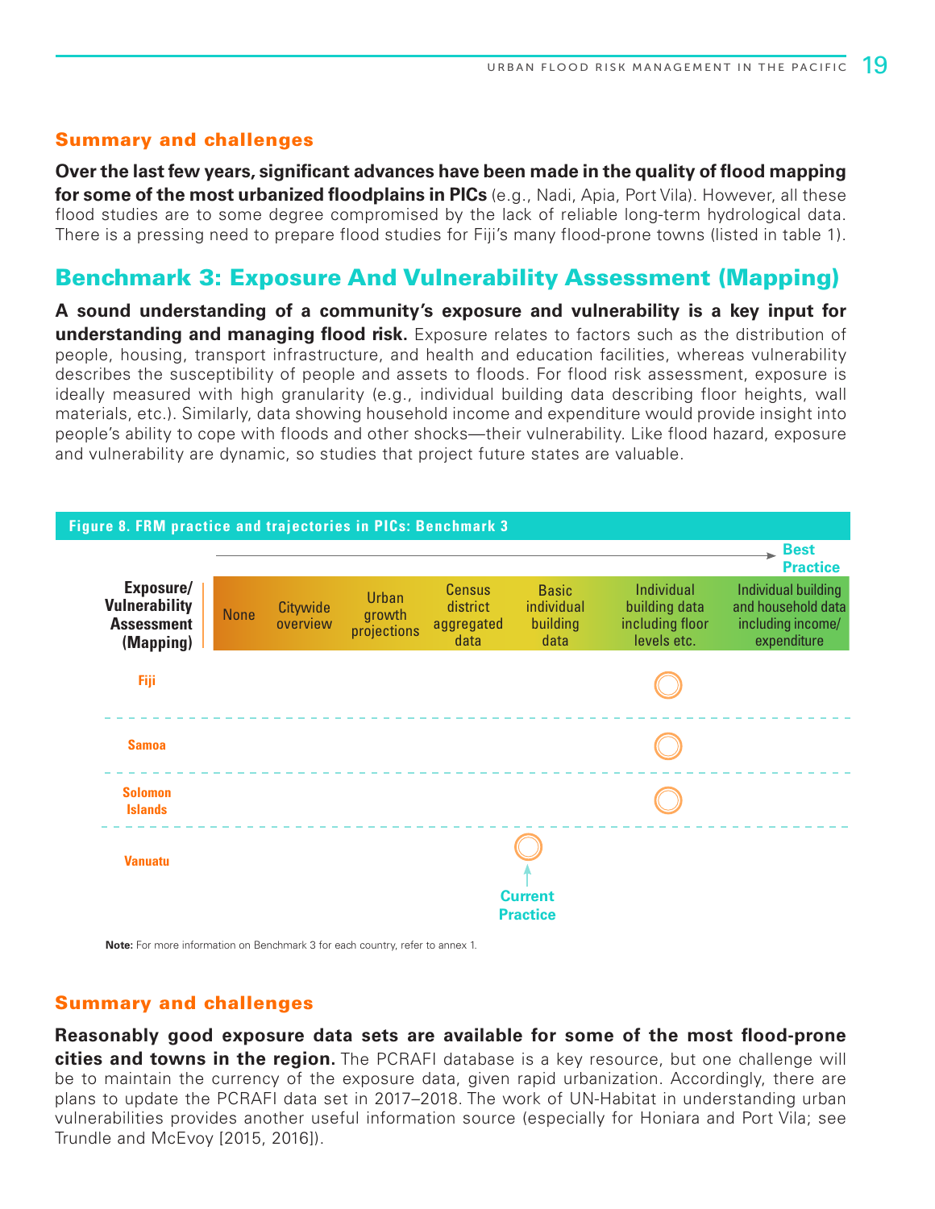### Summary and challenges

**Over the last few years, significant advances have been made in the quality of flood mapping for some of the most urbanized floodplains in PICs** (e.g., Nadi, Apia, Port Vila). However, all these flood studies are to some degree compromised by the lack of reliable long-term hydrological data. There is a pressing need to prepare flood studies for Fiji's many flood-prone towns (listed in table 1).

## Benchmark 3: Exposure And Vulnerability Assessment (Mapping)

**A sound understanding of a community's exposure and vulnerability is a key input for understanding and managing flood risk.** Exposure relates to factors such as the distribution of people, housing, transport infrastructure, and health and education facilities, whereas vulnerability describes the susceptibility of people and assets to floods. For flood risk assessment, exposure is ideally measured with high granularity (e.g., individual building data describing floor heights, wall materials, etc.). Similarly, data showing household income and expenditure would provide insight into people's ability to cope with floods and other shocks—their vulnerability. Like flood hazard, exposure and vulnerability are dynamic, so studies that project future states are valuable.

**Figure 8. FRM practice and trajectories in PICs: Benchmark 3**

| Exposure/ Vulnerability Assessment (Mapping) | None | Citywide overview | Urban growth projections | Census district aggregated data | Basic individual building data | Individual building data including floor levels etc. | Individual building and household data including income/ expenditure (Best Practice) |
|---|---|---|---|---|---|---|---|
| Fiji | | | | | | ● | |
| Samoa | | | | | | ● | |
| Solomon Islands | | | | | | ● | |
| Vanuatu | | | | | ● | | |

● = Current Practice

**Note:** For more information on Benchmark 3 for each country, refer to annex 1.

### Summary and challenges

**Reasonably good exposure data sets are available for some of the most flood-prone cities and towns in the region.** The PCRAFI database is a key resource, but one challenge will be to maintain the currency of the exposure data, given rapid urbanization. Accordingly, there are plans to update the PCRAFI data set in 2017–2018. The work of UN-Habitat in understanding urban vulnerabilities provides another useful information source (especially for Honiara and Port Vila; see Trundle and McEvoy [2015, 2016]).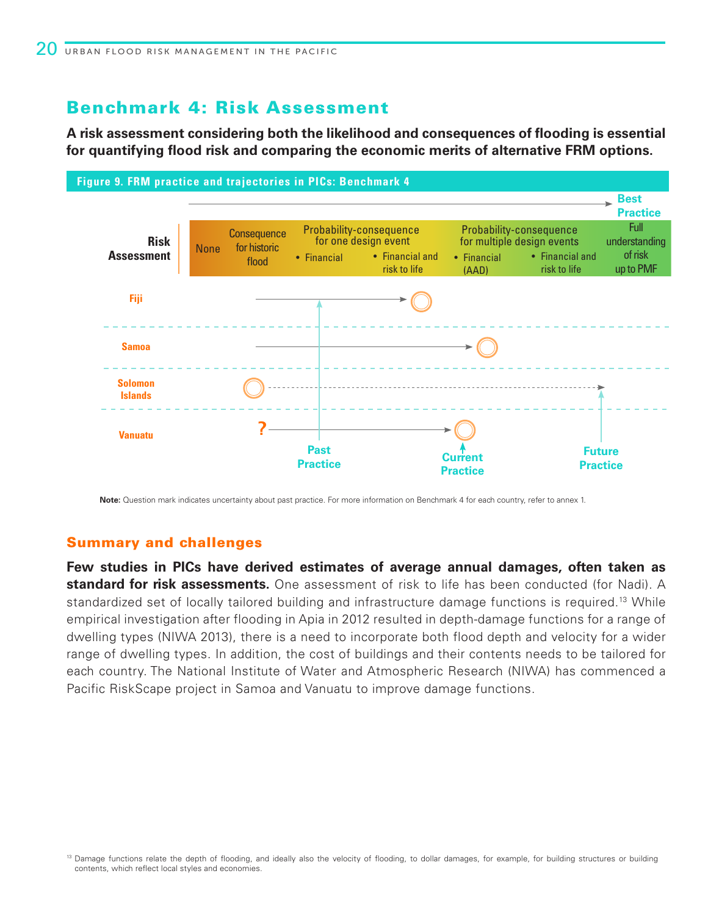## Benchmark 4: Risk Assessment

**A risk assessment considering both the likelihood and consequences of flooding is essential for quantifying flood risk and comparing the economic merits of alternative FRM options.**

**Figure 9. FRM practice and trajectories in PICs: Benchmark 4**

| Risk Assessment | None | Consequence for historic flood | Probability-consequence for one design event: • Financial | Probability-consequence for one design event: • Financial and risk to life | Probability-consequence for multiple design events: • Financial (AAD) | Probability-consequence for multiple design events: • Financial and risk to life | Best Practice: Full understanding of risk up to PMF |
|---|---|---|---|---|---|---|---|

Fiji, Samoa, Solomon Islands, Vanuatu — Past Practice, Current Practice, Future Practice

**Note:** Question mark indicates uncertainty about past practice. For more information on Benchmark 4 for each country, refer to annex 1.

### Summary and challenges

**Few studies in PICs have derived estimates of average annual damages, often taken as standard for risk assessments.** One assessment of risk to life has been conducted (for Nadi). A standardized set of locally tailored building and infrastructure damage functions is required.[13] While empirical investigation after flooding in Apia in 2012 resulted in depth-damage functions for a range of dwelling types (NIWA 2013), there is a need to incorporate both flood depth and velocity for a wider range of dwelling types. In addition, the cost of buildings and their contents needs to be tailored for each country. The National Institute of Water and Atmospheric Research (NIWA) has commenced a Pacific RiskScape project in Samoa and Vanuatu to improve damage functions.

[13] Damage functions relate the depth of flooding, and ideally also the velocity of flooding, to dollar damages, for example, for building structures or building contents, which reflect local styles and economies.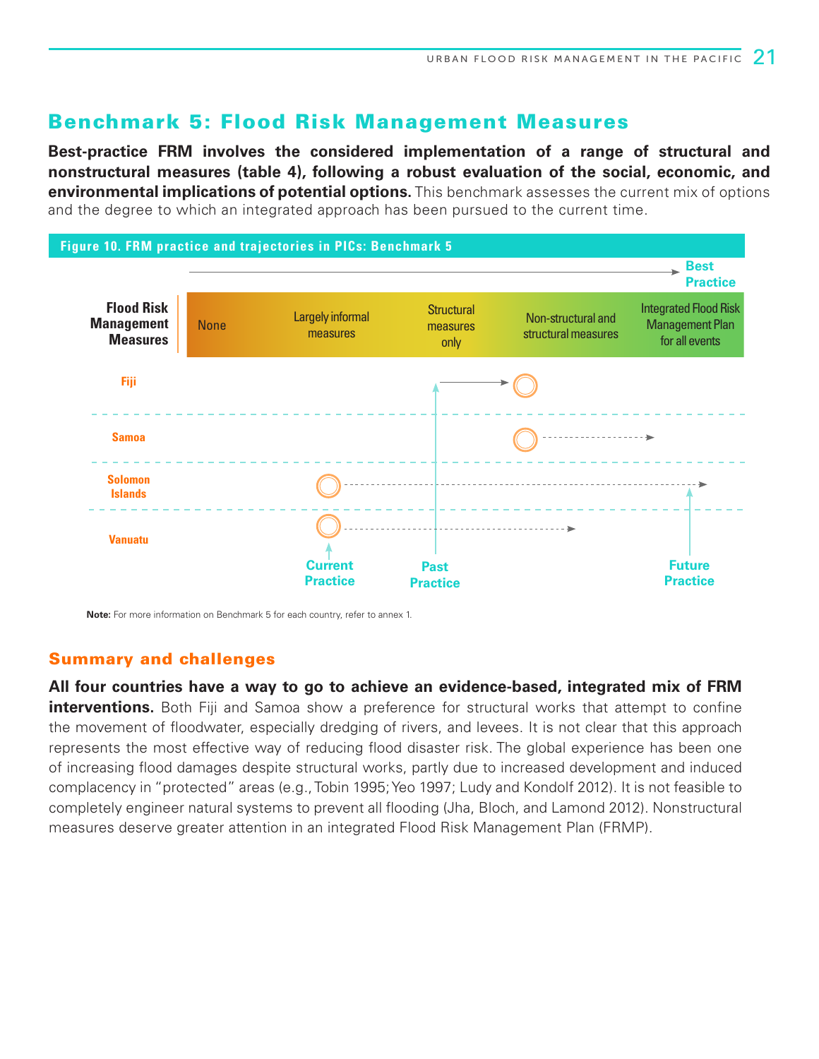## Benchmark 5: Flood Risk Management Measures

**Best-practice FRM involves the considered implementation of a range of structural and nonstructural measures (table 4), following a robust evaluation of the social, economic, and environmental implications of potential options.** This benchmark assesses the current mix of options and the degree to which an integrated approach has been pursued to the current time.

**Figure 10. FRM practice and trajectories in PICs: Benchmark 5**

| Flood Risk Management Measures | None | Largely informal measures | Structural measures only | Non-structural and structural measures | Integrated Flood Risk Management Plan for all events |
|---|---|---|---|---|---|
| Fiji | | | Past practice | Current practice | |
| Samoa | | | | Current practice | Future practice (trajectory) |
| Solomon Islands | | Current practice | | | Future practice (trajectory) |
| Vanuatu | | Current practice | | Future practice (trajectory) | |

**Note:** For more information on Benchmark 5 for each country, refer to annex 1.

### Summary and challenges

**All four countries have a way to go to achieve an evidence-based, integrated mix of FRM interventions.** Both Fiji and Samoa show a preference for structural works that attempt to confine the movement of floodwater, especially dredging of rivers, and levees. It is not clear that this approach represents the most effective way of reducing flood disaster risk. The global experience has been one of increasing flood damages despite structural works, partly due to increased development and induced complacency in "protected" areas (e.g., Tobin 1995; Yeo 1997; Ludy and Kondolf 2012). It is not feasible to completely engineer natural systems to prevent all flooding (Jha, Bloch, and Lamond 2012). Nonstructural measures deserve greater attention in an integrated Flood Risk Management Plan (FRMP).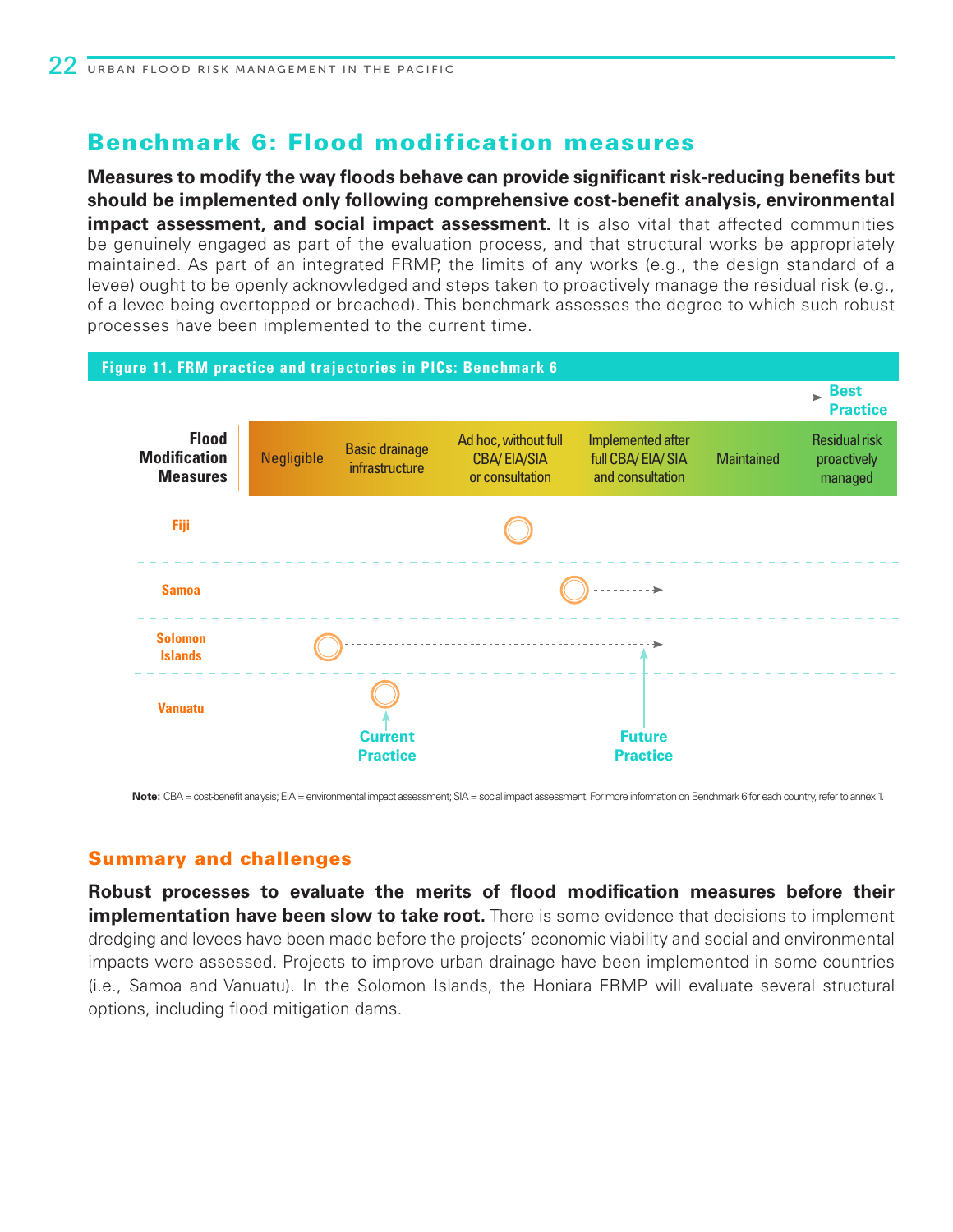## Benchmark 6: Flood modification measures

**Measures to modify the way floods behave can provide significant risk-reducing benefits but should be implemented only following comprehensive cost-benefit analysis, environmental impact assessment, and social impact assessment.** It is also vital that affected communities be genuinely engaged as part of the evaluation process, and that structural works be appropriately maintained. As part of an integrated FRMP, the limits of any works (e.g., the design standard of a levee) ought to be openly acknowledged and steps taken to proactively manage the residual risk (e.g., of a levee being overtopped or breached). This benchmark assesses the degree to which such robust processes have been implemented to the current time.

**Figure 11. FRM practice and trajectories in PICs: Benchmark 6**

| Flood Modification Measures | Negligible | Basic drainage infrastructure | Ad hoc, without full CBA/ EIA/SIA or consultation | Implemented after full CBA/ EIA/ SIA and consultation | Maintained | Residual risk proactively managed |
|---|---|---|---|---|---|---|
| Fiji | | | Current | | | |
| Samoa | | | Current | → Future | | |
| Solomon Islands | | Current | | → Future | | |
| Vanuatu | | Current | | | | |

**Note:** CBA = cost-benefit analysis; EIA = environmental impact assessment; SIA = social impact assessment. For more information on Benchmark 6 for each country, refer to annex 1.

### Summary and challenges

**Robust processes to evaluate the merits of flood modification measures before their implementation have been slow to take root.** There is some evidence that decisions to implement dredging and levees have been made before the projects' economic viability and social and environmental impacts were assessed. Projects to improve urban drainage have been implemented in some countries (i.e., Samoa and Vanuatu). In the Solomon Islands, the Honiara FRMP will evaluate several structural options, including flood mitigation dams.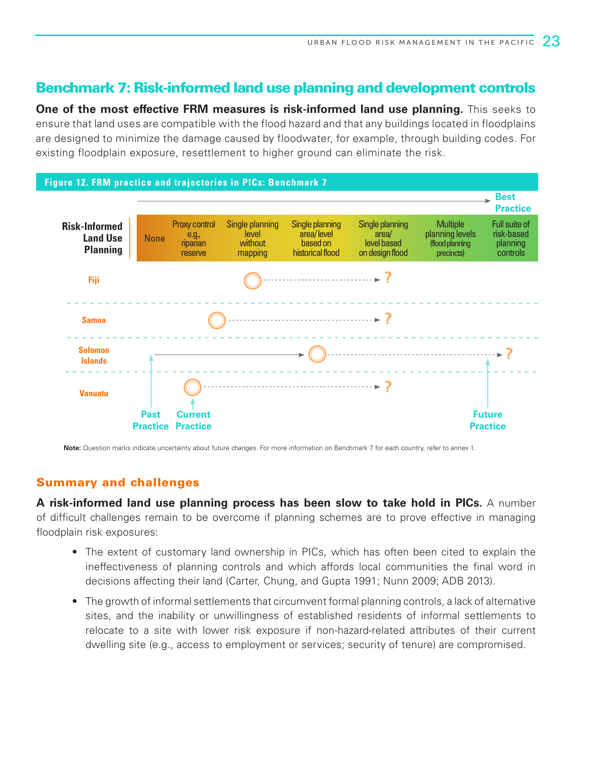## Benchmark 7: Risk-informed land use planning and development controls

**One of the most effective FRM measures is risk-informed land use planning.** This seeks to ensure that land uses are compatible with the flood hazard and that any buildings located in floodplains are designed to minimize the damage caused by floodwater, for example, through building codes. For existing floodplain exposure, resettlement to higher ground can eliminate the risk.

**Figure 12. FRM practice and trajectories in PICs: Benchmark 7**

| Risk-Informed Land Use Planning | None | Proxy control e.g., riparian reserve | Single planning level without mapping | Single planning area/level based on historical flood | Single planning area/level based on design flood | Multiple planning levels (flood planning precincts) | Full suite of risk-based planning controls (Best Practice) |
|---|---|---|---|---|---|---|---|
| Fiji | | | Current Practice | | ? | | |
| Samoa | | Current Practice | | | ? | | |
| Solomon Islands | Past Practice | | | Current Practice | | | ? (Future Practice) |
| Vanuatu | | Current Practice | | | ? | | |

**Note:** Question marks indicate uncertainty about future changes. For more information on Benchmark 7 for each country, refer to annex 1.

### Summary and challenges

**A risk-informed land use planning process has been slow to take hold in PICs.** A number of difficult challenges remain to be overcome if planning schemes are to prove effective in managing floodplain risk exposures:

- The extent of customary land ownership in PICs, which has often been cited to explain the ineffectiveness of planning controls and which affords local communities the final word in decisions affecting their land (Carter, Chung, and Gupta 1991; Nunn 2009; ADB 2013).
- The growth of informal settlements that circumvent formal planning controls, a lack of alternative sites, and the inability or unwillingness of established residents of informal settlements to relocate to a site with lower risk exposure if non-hazard-related attributes of their current dwelling site (e.g., access to employment or services; security of tenure) are compromised.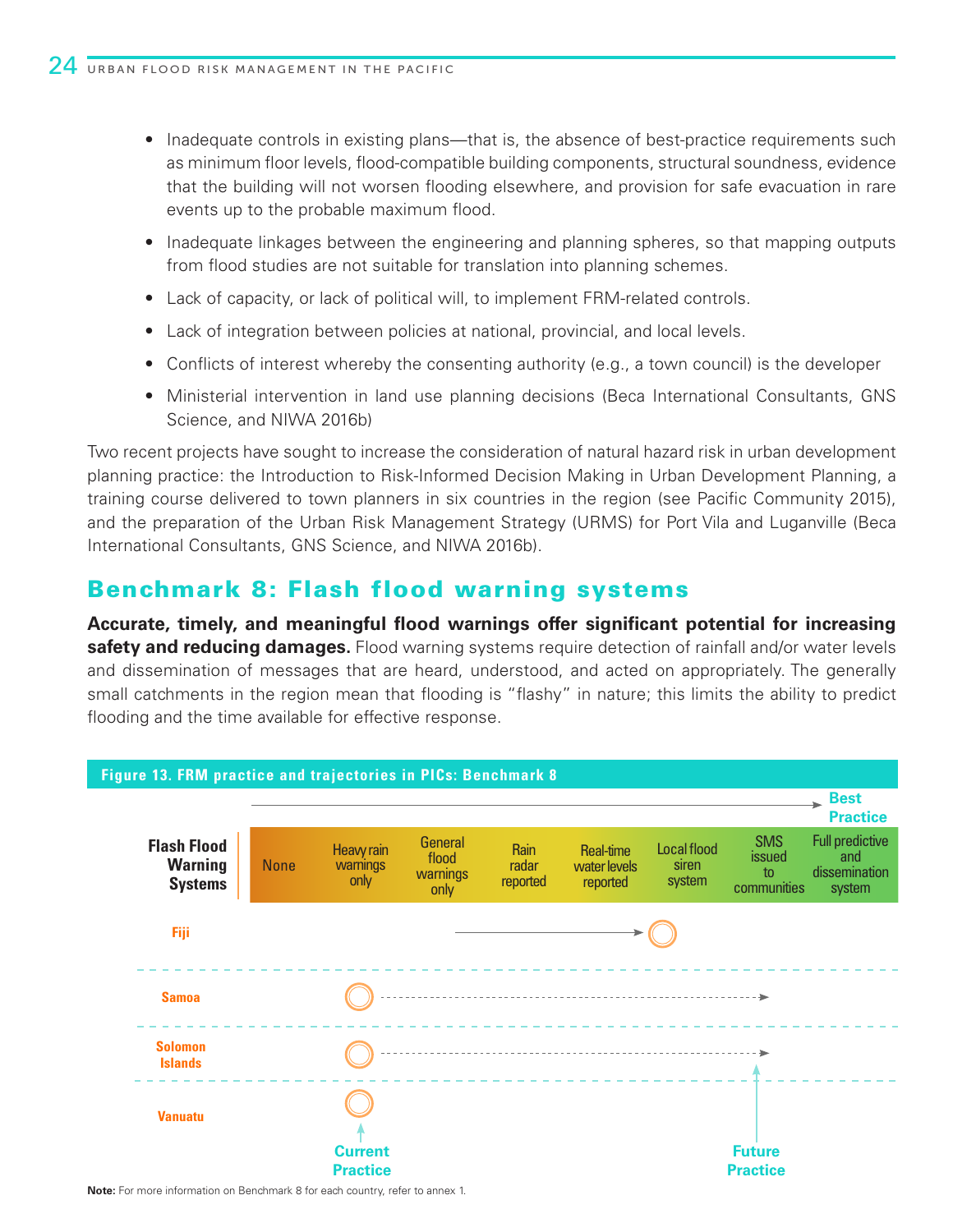- Inadequate controls in existing plans—that is, the absence of best-practice requirements such as minimum floor levels, flood-compatible building components, structural soundness, evidence that the building will not worsen flooding elsewhere, and provision for safe evacuation in rare events up to the probable maximum flood.
- Inadequate linkages between the engineering and planning spheres, so that mapping outputs from flood studies are not suitable for translation into planning schemes.
- Lack of capacity, or lack of political will, to implement FRM-related controls.
- Lack of integration between policies at national, provincial, and local levels.
- Conflicts of interest whereby the consenting authority (e.g., a town council) is the developer
- Ministerial intervention in land use planning decisions (Beca International Consultants, GNS Science, and NIWA 2016b)

Two recent projects have sought to increase the consideration of natural hazard risk in urban development planning practice: the Introduction to Risk-Informed Decision Making in Urban Development Planning, a training course delivered to town planners in six countries in the region (see Pacific Community 2015), and the preparation of the Urban Risk Management Strategy (URMS) for Port Vila and Luganville (Beca International Consultants, GNS Science, and NIWA 2016b).

## Benchmark 8: Flash flood warning systems

**Accurate, timely, and meaningful flood warnings offer significant potential for increasing safety and reducing damages.** Flood warning systems require detection of rainfall and/or water levels and dissemination of messages that are heard, understood, and acted on appropriately. The generally small catchments in the region mean that flooding is "flashy" in nature; this limits the ability to predict flooding and the time available for effective response.

**Figure 13. FRM practice and trajectories in PICs: Benchmark 8**

| Flash Flood Warning Systems | None | Heavy rain warnings only | General flood warnings only | Rain radar reported | Real-time water levels reported | Local flood siren system | SMS issued to communities | Full predictive and dissemination system (Best Practice) |
|---|---|---|---|---|---|---|---|---|
| Fiji | | | → | → | → | Current practice | | |
| Samoa | | Current practice | | | | | Future practice | |
| Solomon Islands | | Current practice | | | | | Future practice | |
| Vanuatu | | Current practice | | | | | | |

**Note:** For more information on Benchmark 8 for each country, refer to annex 1.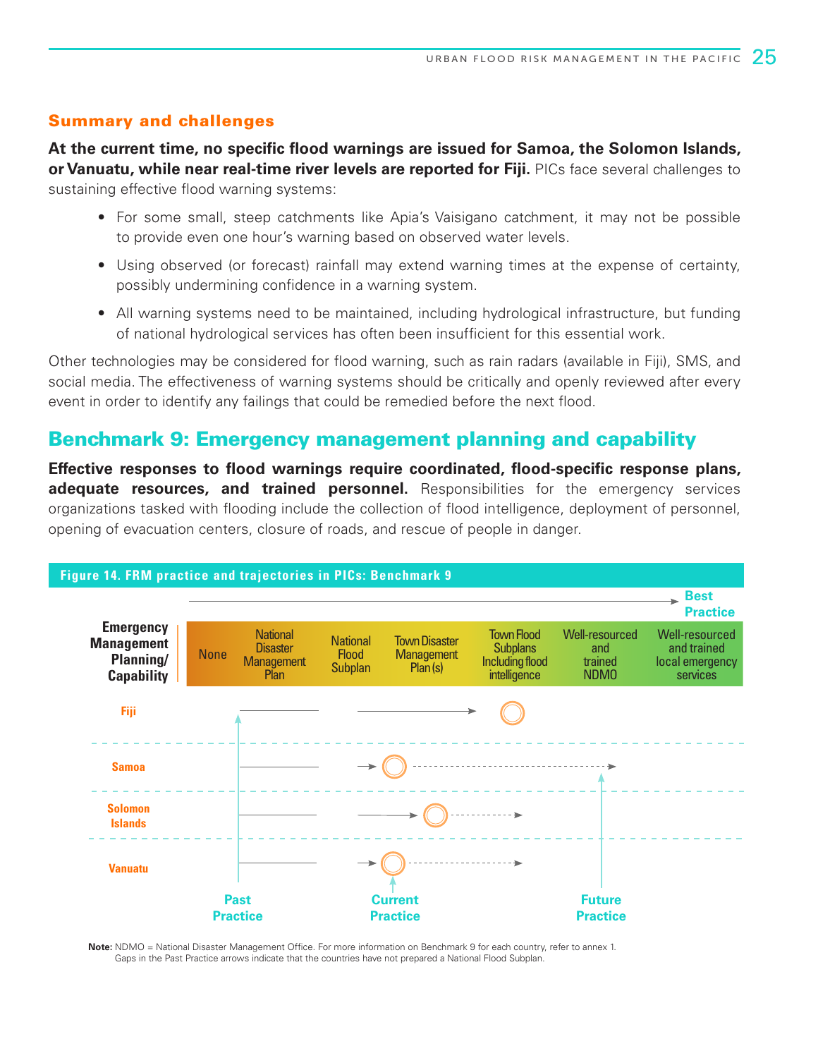## Summary and challenges

**At the current time, no specific flood warnings are issued for Samoa, the Solomon Islands, or Vanuatu, while near real-time river levels are reported for Fiji.** PICs face several challenges to sustaining effective flood warning systems:

- For some small, steep catchments like Apia's Vaisigano catchment, it may not be possible to provide even one hour's warning based on observed water levels.
- Using observed (or forecast) rainfall may extend warning times at the expense of certainty, possibly undermining confidence in a warning system.
- All warning systems need to be maintained, including hydrological infrastructure, but funding of national hydrological services has often been insufficient for this essential work.

Other technologies may be considered for flood warning, such as rain radars (available in Fiji), SMS, and social media. The effectiveness of warning systems should be critically and openly reviewed after every event in order to identify any failings that could be remedied before the next flood.

## Benchmark 9: Emergency management planning and capability

**Effective responses to flood warnings require coordinated, flood-specific response plans, adequate resources, and trained personnel.** Responsibilities for the emergency services organizations tasked with flooding include the collection of flood intelligence, deployment of personnel, opening of evacuation centers, closure of roads, and rescue of people in danger.

**Figure 14. FRM practice and trajectories in PICs: Benchmark 9**

| Emergency Management Planning/ Capability | None | National Disaster Management Plan | National Flood Subplan | Town Disaster Management Plan (s) | Town Flood Subplans Including flood intelligence | Well-resourced and trained NDMO | Well-resourced and trained local emergency services |
|---|---|---|---|---|---|---|---|
| Fiji | | Past Practice | | | Current Practice | | |
| Samoa | | Past Practice | | Current Practice | | Future Practice | |
| Solomon Islands | | Past Practice | | Current Practice | Future Practice | | |
| Vanuatu | | Past Practice | | Current Practice | Future Practice | | |

**Note:** NDMO = National Disaster Management Office. For more information on Benchmark 9 for each country, refer to annex 1. Gaps in the Past Practice arrows indicate that the countries have not prepared a National Flood Subplan.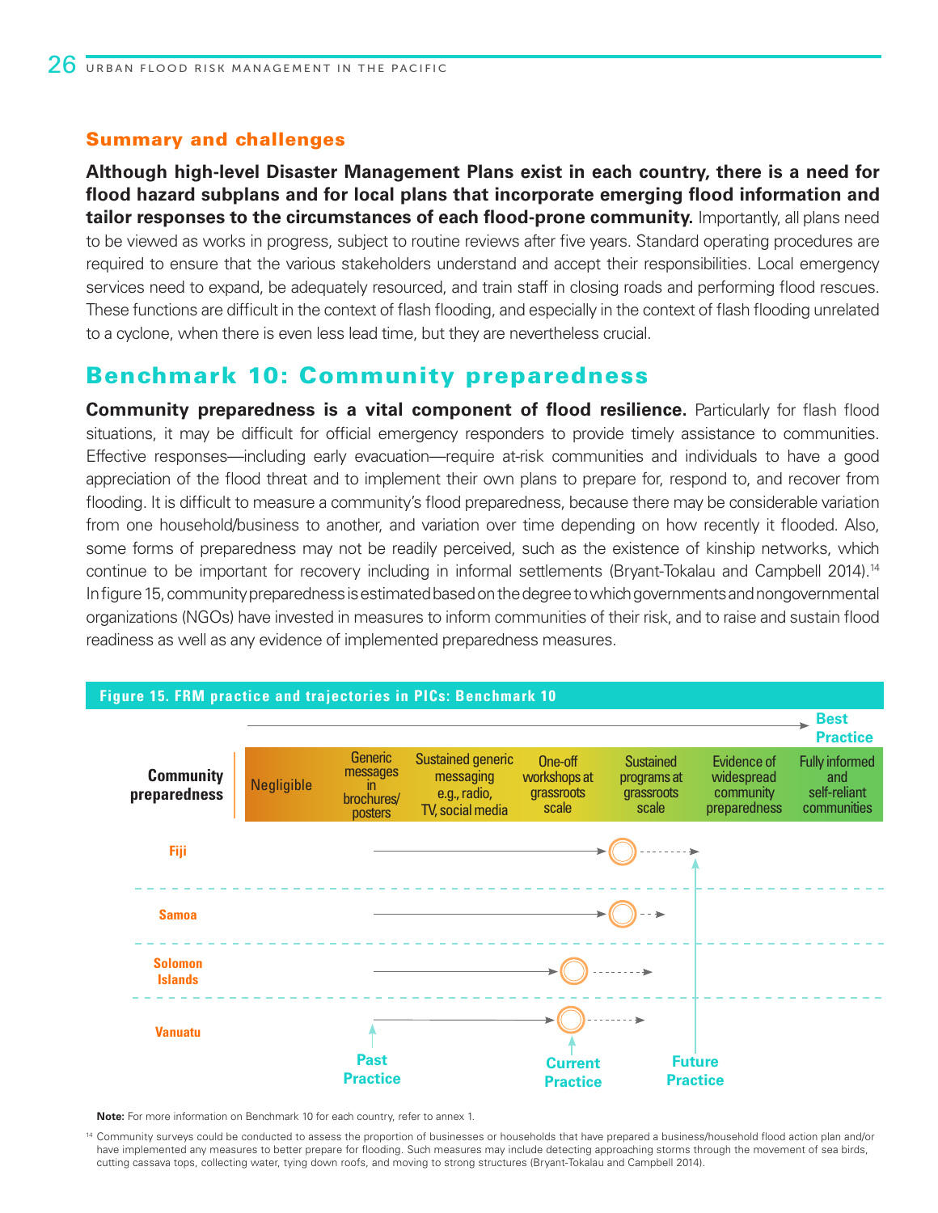### Summary and challenges

**Although high-level Disaster Management Plans exist in each country, there is a need for flood hazard subplans and for local plans that incorporate emerging flood information and tailor responses to the circumstances of each flood-prone community.** Importantly, all plans need to be viewed as works in progress, subject to routine reviews after five years. Standard operating procedures are required to ensure that the various stakeholders understand and accept their responsibilities. Local emergency services need to expand, be adequately resourced, and train staff in closing roads and performing flood rescues. These functions are difficult in the context of flash flooding, and especially in the context of flash flooding unrelated to a cyclone, when there is even less lead time, but they are nevertheless crucial.

## Benchmark 10: Community preparedness

**Community preparedness is a vital component of flood resilience.** Particularly for flash flood situations, it may be difficult for official emergency responders to provide timely assistance to communities. Effective responses—including early evacuation—require at-risk communities and individuals to have a good appreciation of the flood threat and to implement their own plans to prepare for, respond to, and recover from flooding. It is difficult to measure a community's flood preparedness, because there may be considerable variation from one household/business to another, and variation over time depending on how recently it flooded. Also, some forms of preparedness may not be readily perceived, such as the existence of kinship networks, which continue to be important for recovery including in informal settlements (Bryant-Tokalau and Campbell 2014).[14] In figure 15, community preparedness is estimated based on the degree to which governments and nongovernmental organizations (NGOs) have invested in measures to inform communities of their risk, and to raise and sustain flood readiness as well as any evidence of implemented preparedness measures.

**Figure 15. FRM practice and trajectories in PICs: Benchmark 10**

| Community preparedness | Negligible | Generic messages in brochures/ posters | Sustained generic messaging e.g., radio, TV, social media | One-off workshops at grassroots scale | Sustained programs at grassroots scale | Evidence of widespread community preparedness | Fully informed and self-reliant communities (Best Practice) |
|---|---|---|---|---|---|---|---|
| Fiji | | Past practice | | | Current practice | Future practice | |
| Samoa | | Past practice | | | Current practice | Future practice | |
| Solomon Islands | | Past practice | | Current practice | Future practice | | |
| Vanuatu | | Past practice | | Current practice | Future practice | | |

**Note:** For more information on Benchmark 10 for each country, refer to annex 1.

[14] Community surveys could be conducted to assess the proportion of businesses or households that have prepared a business/household flood action plan and/or have implemented any measures to better prepare for flooding. Such measures may include detecting approaching storms through the movement of sea birds, cutting cassava tops, collecting water, tying down roofs, and moving to strong structures (Bryant-Tokalau and Campbell 2014).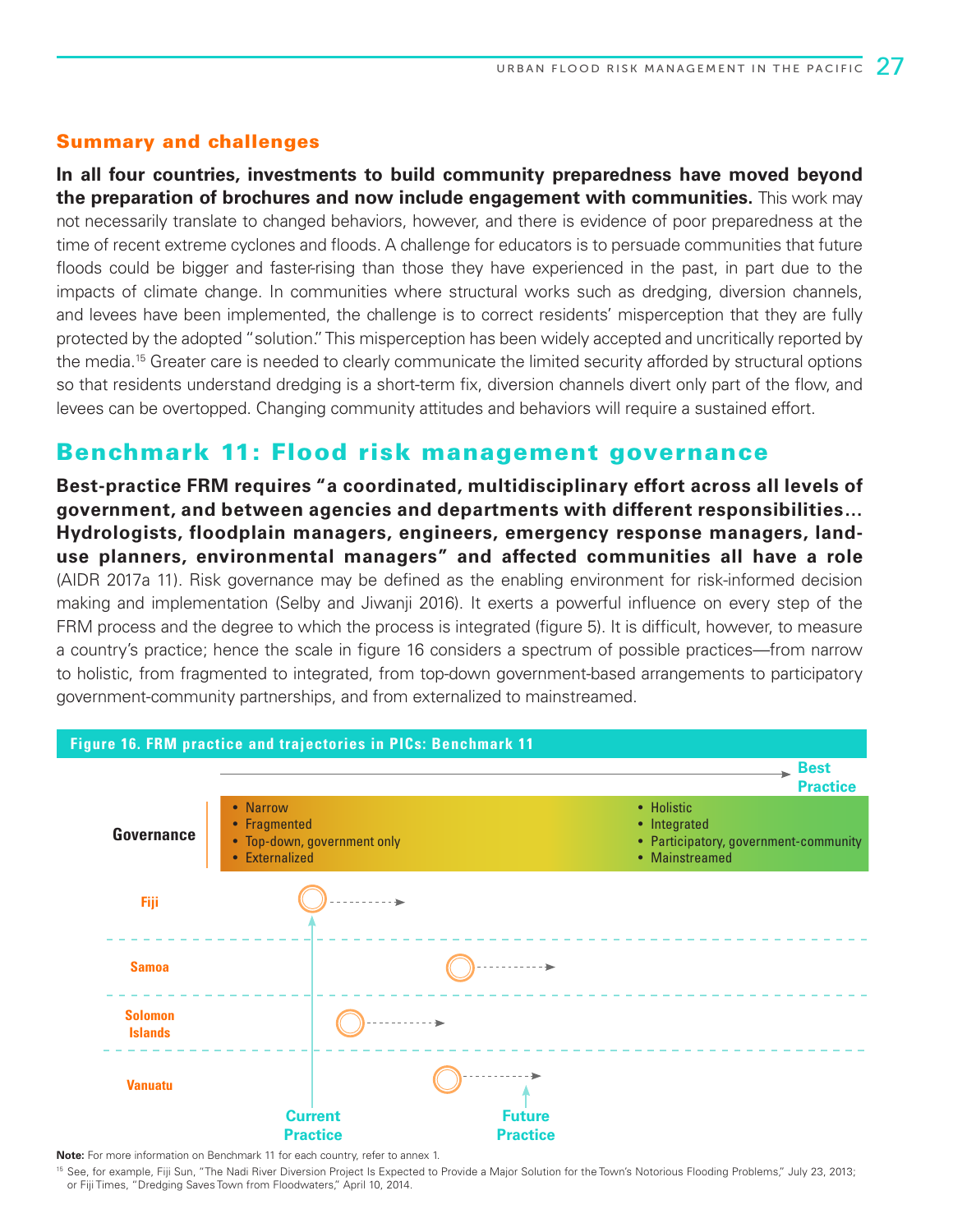### Summary and challenges

**In all four countries, investments to build community preparedness have moved beyond the preparation of brochures and now include engagement with communities.** This work may not necessarily translate to changed behaviors, however, and there is evidence of poor preparedness at the time of recent extreme cyclones and floods. A challenge for educators is to persuade communities that future floods could be bigger and faster-rising than those they have experienced in the past, in part due to the impacts of climate change. In communities where structural works such as dredging, diversion channels, and levees have been implemented, the challenge is to correct residents' misperception that they are fully protected by the adopted "solution." This misperception has been widely accepted and uncritically reported by the media.[15] Greater care is needed to clearly communicate the limited security afforded by structural options so that residents understand dredging is a short-term fix, diversion channels divert only part of the flow, and levees can be overtopped. Changing community attitudes and behaviors will require a sustained effort.

## Benchmark 11: Flood risk management governance

**Best-practice FRM requires "a coordinated, multidisciplinary effort across all levels of government, and between agencies and departments with different responsibilities… Hydrologists, floodplain managers, engineers, emergency response managers, land-use planners, environmental managers" and affected communities all have a role** (AIDR 2017a 11). Risk governance may be defined as the enabling environment for risk-informed decision making and implementation (Selby and Jiwanji 2016). It exerts a powerful influence on every step of the FRM process and the degree to which the process is integrated (figure 5). It is difficult, however, to measure a country's practice; hence the scale in figure 16 considers a spectrum of possible practices—from narrow to holistic, from fragmented to integrated, from top-down government-based arrangements to participatory government-community partnerships, and from externalized to mainstreamed.

**Figure 16. FRM practice and trajectories in PICs: Benchmark 11**

Governance: from
- Narrow
- Fragmented
- Top-down, government only
- Externalized

to Best Practice:
- Holistic
- Integrated
- Participatory, government-community
- Mainstreamed

Fiji, Samoa, Solomon Islands, Vanuatu — Current Practice → Future Practice

**Note:** For more information on Benchmark 11 for each country, refer to annex 1.

[15] See, for example, Fiji Sun, "The Nadi River Diversion Project Is Expected to Provide a Major Solution for the Town's Notorious Flooding Problems," July 23, 2013; or Fiji Times, "Dredging Saves Town from Floodwaters," April 10, 2014.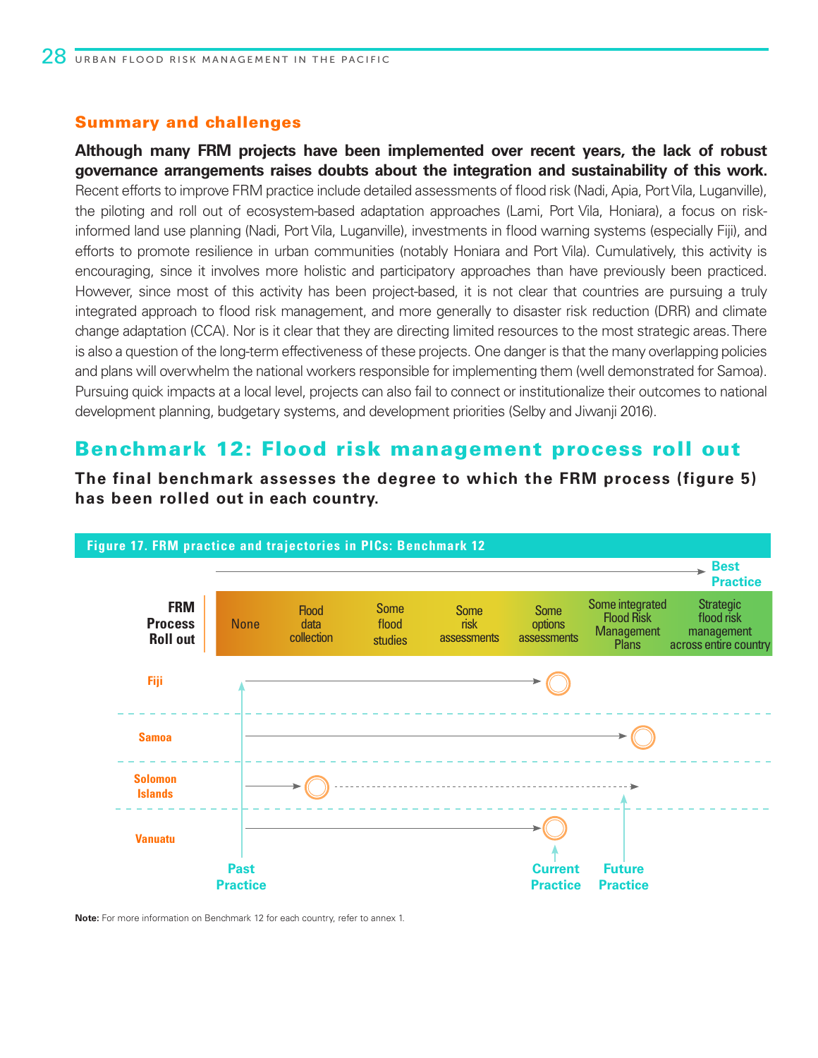## Summary and challenges

**Although many FRM projects have been implemented over recent years, the lack of robust governance arrangements raises doubts about the integration and sustainability of this work.** Recent efforts to improve FRM practice include detailed assessments of flood risk (Nadi, Apia, Port Vila, Luganville), the piloting and roll out of ecosystem-based adaptation approaches (Lami, Port Vila, Honiara), a focus on risk-informed land use planning (Nadi, Port Vila, Luganville), investments in flood warning systems (especially Fiji), and efforts to promote resilience in urban communities (notably Honiara and Port Vila). Cumulatively, this activity is encouraging, since it involves more holistic and participatory approaches than have previously been practiced. However, since most of this activity has been project-based, it is not clear that countries are pursuing a truly integrated approach to flood risk management, and more generally to disaster risk reduction (DRR) and climate change adaptation (CCA). Nor is it clear that they are directing limited resources to the most strategic areas. There is also a question of the long-term effectiveness of these projects. One danger is that the many overlapping policies and plans will overwhelm the national workers responsible for implementing them (well demonstrated for Samoa). Pursuing quick impacts at a local level, projects can also fail to connect or institutionalize their outcomes to national development planning, budgetary systems, and development priorities (Selby and Jiwanji 2016).

## Benchmark 12: Flood risk management process roll out

**The final benchmark assesses the degree to which the FRM process (figure 5) has been rolled out in each country.**

**Figure 17. FRM practice and trajectories in PICs: Benchmark 12**

| FRM Process Roll out | None | Flood data collection | Some flood studies | Some risk assessments | Some options assessments | Some integrated Flood Risk Management Plans | Strategic flood risk management across entire country (Best Practice) |
|---|---|---|---|---|---|---|---|
| Fiji | Past Practice | | | | Current Practice | | |
| Samoa | Past Practice | | | | | Current Practice | |
| Solomon Islands | Past Practice | Current Practice | | | | Future Practice | |
| Vanuatu | Past Practice | | | | Current Practice | | |

**Note:** For more information on Benchmark 12 for each country, refer to annex 1.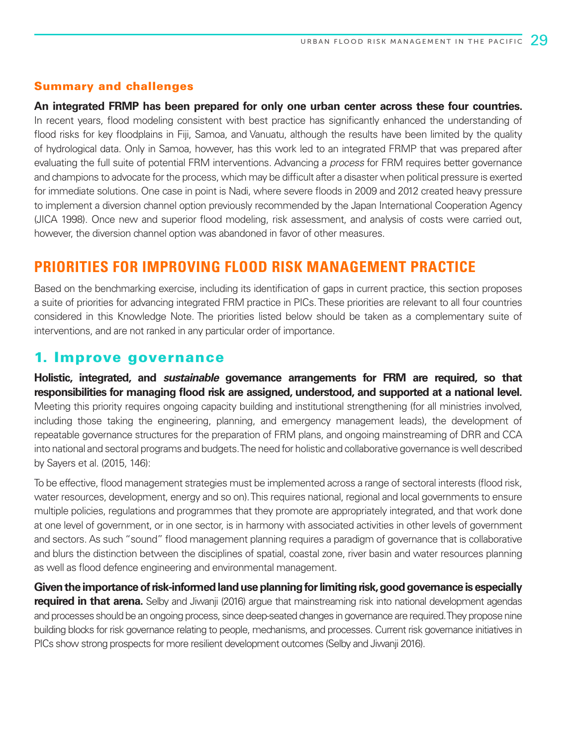### Summary and challenges

**An integrated FRMP has been prepared for only one urban center across these four countries.** In recent years, flood modeling consistent with best practice has significantly enhanced the understanding of flood risks for key floodplains in Fiji, Samoa, and Vanuatu, although the results have been limited by the quality of hydrological data. Only in Samoa, however, has this work led to an integrated FRMP that was prepared after evaluating the full suite of potential FRM interventions. Advancing a *process* for FRM requires better governance and champions to advocate for the process, which may be difficult after a disaster when political pressure is exerted for immediate solutions. One case in point is Nadi, where severe floods in 2009 and 2012 created heavy pressure to implement a diversion channel option previously recommended by the Japan International Cooperation Agency (JICA 1998). Once new and superior flood modeling, risk assessment, and analysis of costs were carried out, however, the diversion channel option was abandoned in favor of other measures.

## PRIORITIES FOR IMPROVING FLOOD RISK MANAGEMENT PRACTICE

Based on the benchmarking exercise, including its identification of gaps in current practice, this section proposes a suite of priorities for advancing integrated FRM practice in PICs. These priorities are relevant to all four countries considered in this Knowledge Note. The priorities listed below should be taken as a complementary suite of interventions, and are not ranked in any particular order of importance.

### 1. Improve governance

**Holistic, integrated, and *sustainable* governance arrangements for FRM are required, so that responsibilities for managing flood risk are assigned, understood, and supported at a national level.** Meeting this priority requires ongoing capacity building and institutional strengthening (for all ministries involved, including those taking the engineering, planning, and emergency management leads), the development of repeatable governance structures for the preparation of FRM plans, and ongoing mainstreaming of DRR and CCA into national and sectoral programs and budgets. The need for holistic and collaborative governance is well described by Sayers et al. (2015, 146):

To be effective, flood management strategies must be implemented across a range of sectoral interests (flood risk, water resources, development, energy and so on). This requires national, regional and local governments to ensure multiple policies, regulations and programmes that they promote are appropriately integrated, and that work done at one level of government, or in one sector, is in harmony with associated activities in other levels of government and sectors. As such "sound" flood management planning requires a paradigm of governance that is collaborative and blurs the distinction between the disciplines of spatial, coastal zone, river basin and water resources planning as well as flood defence engineering and environmental management.

**Given the importance of risk-informed land use planning for limiting risk, good governance is especially required in that arena.** Selby and Jiwanji (2016) argue that mainstreaming risk into national development agendas and processes should be an ongoing process, since deep-seated changes in governance are required. They propose nine building blocks for risk governance relating to people, mechanisms, and processes. Current risk governance initiatives in PICs show strong prospects for more resilient development outcomes (Selby and Jiwanji 2016).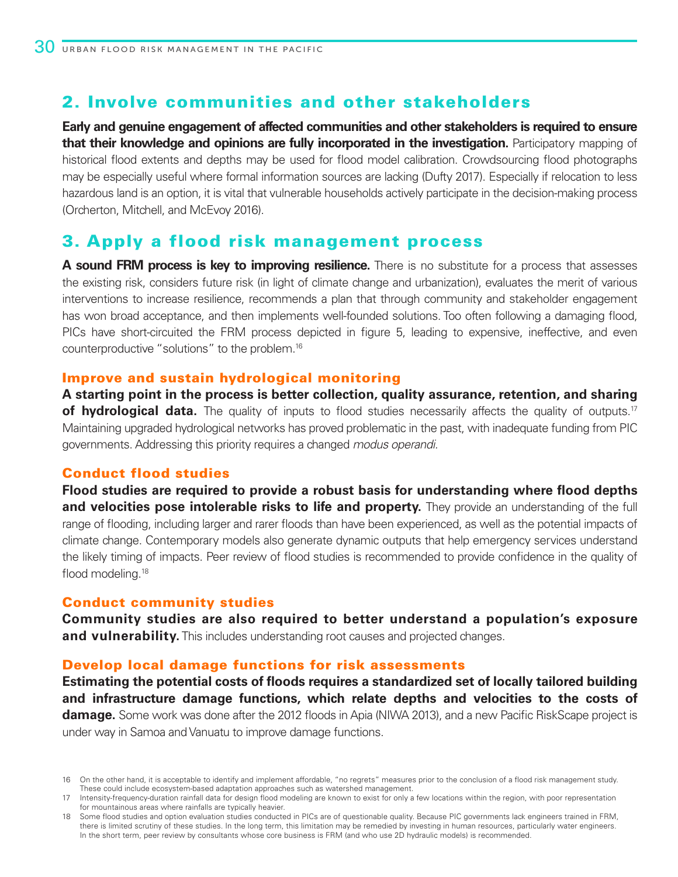## 2. Involve communities and other stakeholders

**Early and genuine engagement of affected communities and other stakeholders is required to ensure that their knowledge and opinions are fully incorporated in the investigation.** Participatory mapping of historical flood extents and depths may be used for flood model calibration. Crowdsourcing flood photographs may be especially useful where formal information sources are lacking (Dufty 2017). Especially if relocation to less hazardous land is an option, it is vital that vulnerable households actively participate in the decision-making process (Orcherton, Mitchell, and McEvoy 2016).

## 3. Apply a flood risk management process

**A sound FRM process is key to improving resilience.** There is no substitute for a process that assesses the existing risk, considers future risk (in light of climate change and urbanization), evaluates the merit of various interventions to increase resilience, recommends a plan that through community and stakeholder engagement has won broad acceptance, and then implements well-founded solutions. Too often following a damaging flood, PICs have short-circuited the FRM process depicted in figure 5, leading to expensive, ineffective, and even counterproductive "solutions" to the problem.[16]

### Improve and sustain hydrological monitoring

**A starting point in the process is better collection, quality assurance, retention, and sharing of hydrological data.** The quality of inputs to flood studies necessarily affects the quality of outputs.[17] Maintaining upgraded hydrological networks has proved problematic in the past, with inadequate funding from PIC governments. Addressing this priority requires a changed *modus operandi*.

### Conduct flood studies

**Flood studies are required to provide a robust basis for understanding where flood depths and velocities pose intolerable risks to life and property.** They provide an understanding of the full range of flooding, including larger and rarer floods than have been experienced, as well as the potential impacts of climate change. Contemporary models also generate dynamic outputs that help emergency services understand the likely timing of impacts. Peer review of flood studies is recommended to provide confidence in the quality of flood modeling.[18]

### Conduct community studies

**Community studies are also required to better understand a population's exposure and vulnerability.** This includes understanding root causes and projected changes.

### Develop local damage functions for risk assessments

**Estimating the potential costs of floods requires a standardized set of locally tailored building and infrastructure damage functions, which relate depths and velocities to the costs of damage.** Some work was done after the 2012 floods in Apia (NIWA 2013), and a new Pacific RiskScape project is under way in Samoa and Vanuatu to improve damage functions.

---

16 On the other hand, it is acceptable to identify and implement affordable, "no regrets" measures prior to the conclusion of a flood risk management study. These could include ecosystem-based adaptation approaches such as watershed management.

17 Intensity-frequency-duration rainfall data for design flood modeling are known to exist for only a few locations within the region, with poor representation for mountainous areas where rainfalls are typically heavier.

18 Some flood studies and option evaluation studies conducted in PICs are of questionable quality. Because PIC governments lack engineers trained in FRM, there is limited scrutiny of these studies. In the long term, this limitation may be remedied by investing in human resources, particularly water engineers. In the short term, peer review by consultants whose core business is FRM (and who use 2D hydraulic models) is recommended.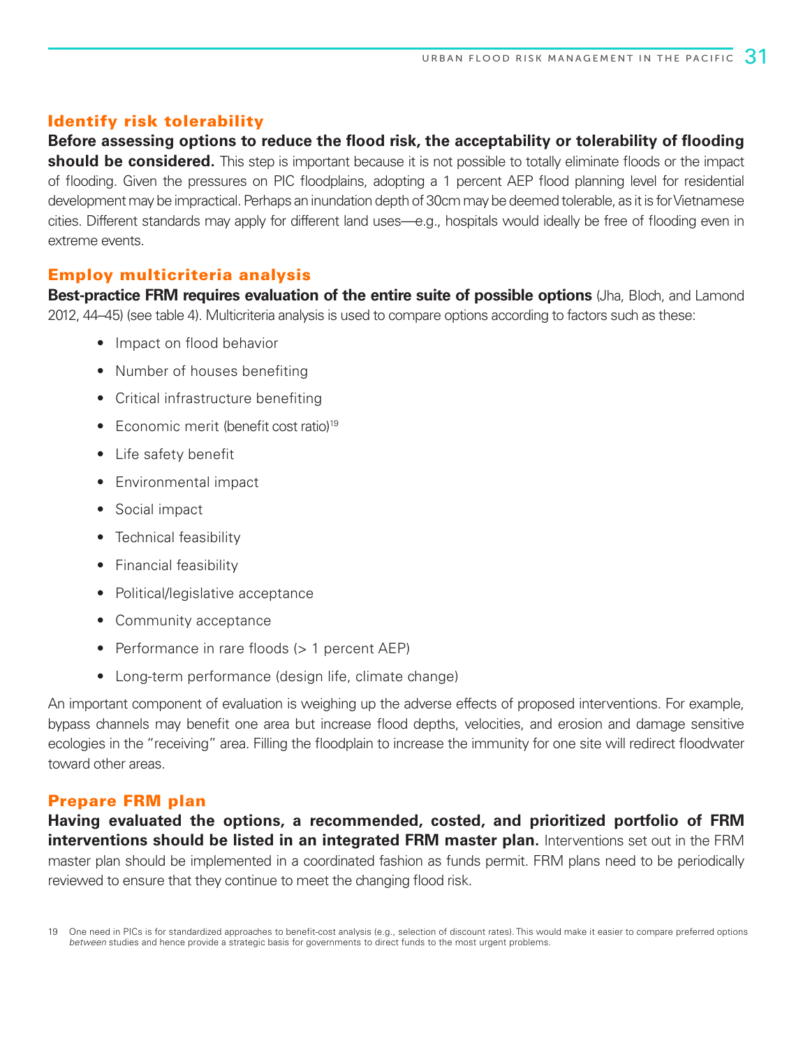## Identify risk tolerability

**Before assessing options to reduce the flood risk, the acceptability or tolerability of flooding should be considered.** This step is important because it is not possible to totally eliminate floods or the impact of flooding. Given the pressures on PIC floodplains, adopting a 1 percent AEP flood planning level for residential development may be impractical. Perhaps an inundation depth of 30cm may be deemed tolerable, as it is for Vietnamese cities. Different standards may apply for different land uses—e.g., hospitals would ideally be free of flooding even in extreme events.

## Employ multicriteria analysis

**Best-practice FRM requires evaluation of the entire suite of possible options** (Jha, Bloch, and Lamond 2012, 44–45) (see table 4). Multicriteria analysis is used to compare options according to factors such as these:

- Impact on flood behavior
- Number of houses benefiting
- Critical infrastructure benefiting
- Economic merit (benefit cost ratio)[19]
- Life safety benefit
- Environmental impact
- Social impact
- Technical feasibility
- Financial feasibility
- Political/legislative acceptance
- Community acceptance
- Performance in rare floods (> 1 percent AEP)
- Long-term performance (design life, climate change)

An important component of evaluation is weighing up the adverse effects of proposed interventions. For example, bypass channels may benefit one area but increase flood depths, velocities, and erosion and damage sensitive ecologies in the "receiving" area. Filling the floodplain to increase the immunity for one site will redirect floodwater toward other areas.

## Prepare FRM plan

**Having evaluated the options, a recommended, costed, and prioritized portfolio of FRM interventions should be listed in an integrated FRM master plan.** Interventions set out in the FRM master plan should be implemented in a coordinated fashion as funds permit. FRM plans need to be periodically reviewed to ensure that they continue to meet the changing flood risk.

19 One need in PICs is for standardized approaches to benefit-cost analysis (e.g., selection of discount rates). This would make it easier to compare preferred options *between* studies and hence provide a strategic basis for governments to direct funds to the most urgent problems.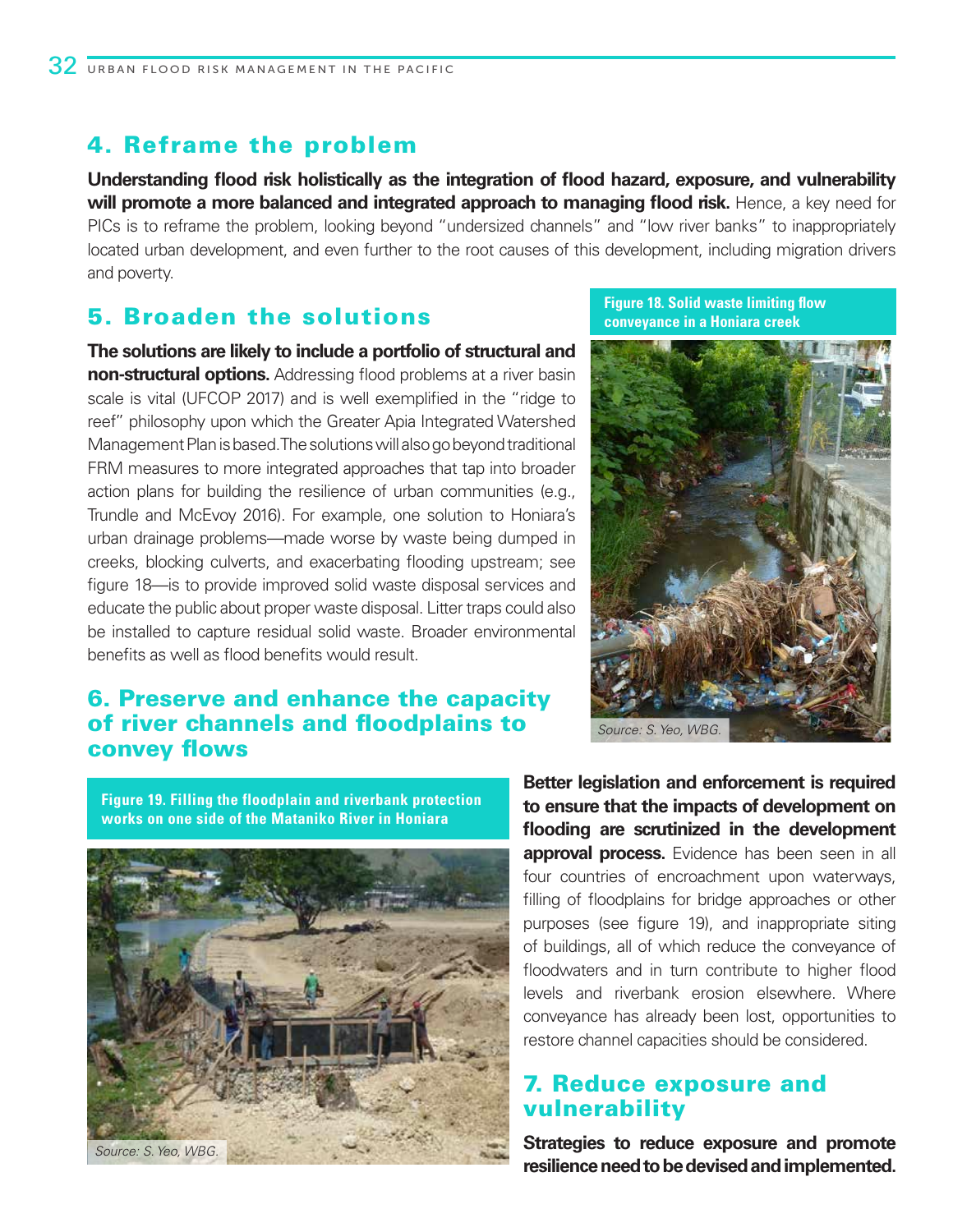## 4. Reframe the problem

**Understanding flood risk holistically as the integration of flood hazard, exposure, and vulnerability will promote a more balanced and integrated approach to managing flood risk.** Hence, a key need for PICs is to reframe the problem, looking beyond "undersized channels" and "low river banks" to inappropriately located urban development, and even further to the root causes of this development, including migration drivers and poverty.

## 5. Broaden the solutions

**The solutions are likely to include a portfolio of structural and non-structural options.** Addressing flood problems at a river basin scale is vital (UFCOP 2017) and is well exemplified in the "ridge to reef" philosophy upon which the Greater Apia Integrated Watershed Management Plan is based. The solutions will also go beyond traditional FRM measures to more integrated approaches that tap into broader action plans for building the resilience of urban communities (e.g., Trundle and McEvoy 2016). For example, one solution to Honiara's urban drainage problems—made worse by waste being dumped in creeks, blocking culverts, and exacerbating flooding upstream; see figure 18—is to provide improved solid waste disposal services and educate the public about proper waste disposal. Litter traps could also be installed to capture residual solid waste. Broader environmental benefits as well as flood benefits would result.

**Figure 18. Solid waste limiting flow conveyance in a Honiara creek**

*Source: S. Yeo, WBG.*

## 6. Preserve and enhance the capacity of river channels and floodplains to convey flows

**Figure 19. Filling the floodplain and riverbank protection works on one side of the Mataniko River in Honiara**

*Source: S. Yeo, WBG.*

**Better legislation and enforcement is required to ensure that the impacts of development on flooding are scrutinized in the development approval process.** Evidence has been seen in all four countries of encroachment upon waterways, filling of floodplains for bridge approaches or other purposes (see figure 19), and inappropriate siting of buildings, all of which reduce the conveyance of floodwaters and in turn contribute to higher flood levels and riverbank erosion elsewhere. Where conveyance has already been lost, opportunities to restore channel capacities should be considered.

## 7. Reduce exposure and vulnerability

**Strategies to reduce exposure and promote resilience need to be devised and implemented.**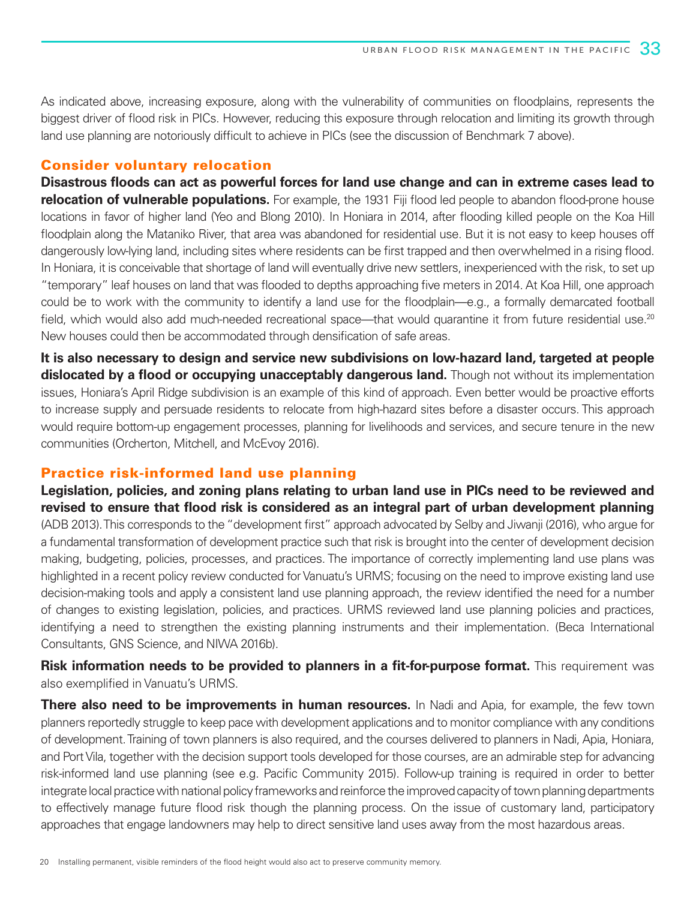As indicated above, increasing exposure, along with the vulnerability of communities on floodplains, represents the biggest driver of flood risk in PICs. However, reducing this exposure through relocation and limiting its growth through land use planning are notoriously difficult to achieve in PICs (see the discussion of Benchmark 7 above).

### Consider voluntary relocation

**Disastrous floods can act as powerful forces for land use change and can in extreme cases lead to relocation of vulnerable populations.** For example, the 1931 Fiji flood led people to abandon flood-prone house locations in favor of higher land (Yeo and Blong 2010). In Honiara in 2014, after flooding killed people on the Koa Hill floodplain along the Mataniko River, that area was abandoned for residential use. But it is not easy to keep houses off dangerously low-lying land, including sites where residents can be first trapped and then overwhelmed in a rising flood. In Honiara, it is conceivable that shortage of land will eventually drive new settlers, inexperienced with the risk, to set up "temporary" leaf houses on land that was flooded to depths approaching five meters in 2014. At Koa Hill, one approach could be to work with the community to identify a land use for the floodplain—e.g., a formally demarcated football field, which would also add much-needed recreational space—that would quarantine it from future residential use.[20] New houses could then be accommodated through densification of safe areas.

**It is also necessary to design and service new subdivisions on low-hazard land, targeted at people dislocated by a flood or occupying unacceptably dangerous land.** Though not without its implementation issues, Honiara's April Ridge subdivision is an example of this kind of approach. Even better would be proactive efforts to increase supply and persuade residents to relocate from high-hazard sites before a disaster occurs. This approach would require bottom-up engagement processes, planning for livelihoods and services, and secure tenure in the new communities (Orcherton, Mitchell, and McEvoy 2016).

### Practice risk-informed land use planning

**Legislation, policies, and zoning plans relating to urban land use in PICs need to be reviewed and revised to ensure that flood risk is considered as an integral part of urban development planning** (ADB 2013). This corresponds to the "development first" approach advocated by Selby and Jiwanji (2016), who argue for a fundamental transformation of development practice such that risk is brought into the center of development decision making, budgeting, policies, processes, and practices. The importance of correctly implementing land use plans was highlighted in a recent policy review conducted for Vanuatu's URMS; focusing on the need to improve existing land use decision-making tools and apply a consistent land use planning approach, the review identified the need for a number of changes to existing legislation, policies, and practices. URMS reviewed land use planning policies and practices, identifying a need to strengthen the existing planning instruments and their implementation. (Beca International Consultants, GNS Science, and NIWA 2016b).

**Risk information needs to be provided to planners in a fit-for-purpose format.** This requirement was also exemplified in Vanuatu's URMS.

**There also need to be improvements in human resources.** In Nadi and Apia, for example, the few town planners reportedly struggle to keep pace with development applications and to monitor compliance with any conditions of development. Training of town planners is also required, and the courses delivered to planners in Nadi, Apia, Honiara, and Port Vila, together with the decision support tools developed for those courses, are an admirable step for advancing risk-informed land use planning (see e.g. Pacific Community 2015). Follow-up training is required in order to better integrate local practice with national policy frameworks and reinforce the improved capacity of town planning departments to effectively manage future flood risk though the planning process. On the issue of customary land, participatory approaches that engage landowners may help to direct sensitive land uses away from the most hazardous areas.

20 Installing permanent, visible reminders of the flood height would also act to preserve community memory.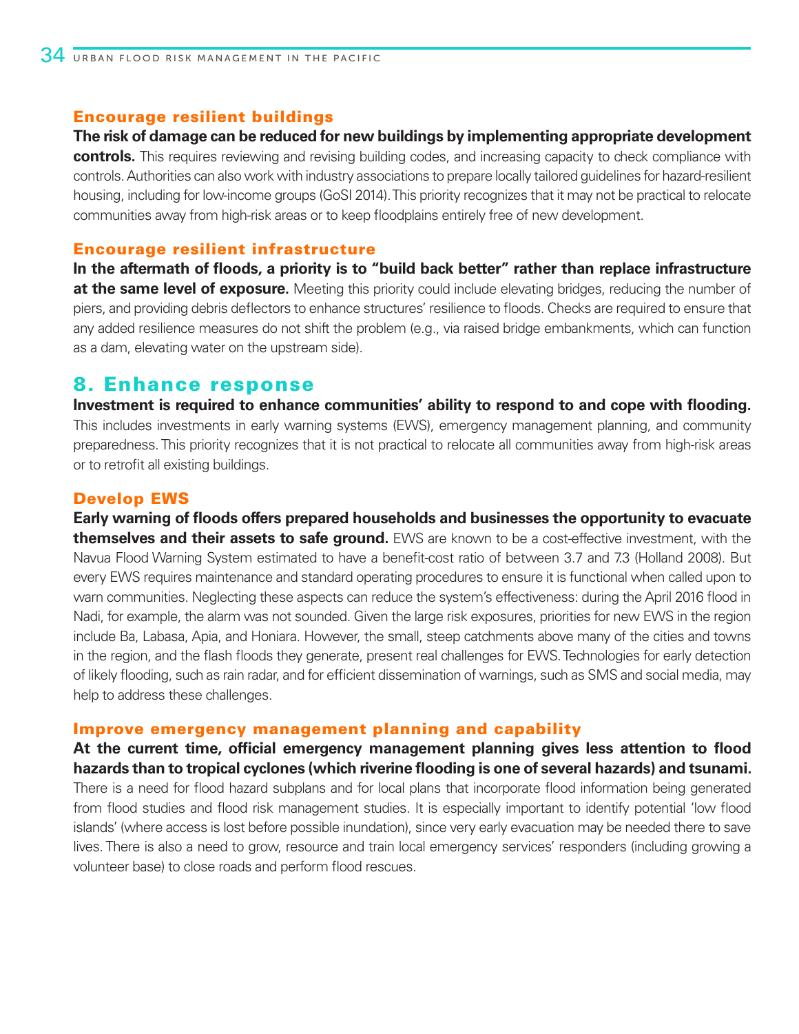### Encourage resilient buildings

**The risk of damage can be reduced for new buildings by implementing appropriate development controls.** This requires reviewing and revising building codes, and increasing capacity to check compliance with controls. Authorities can also work with industry associations to prepare locally tailored guidelines for hazard-resilient housing, including for low-income groups (GoSI 2014). This priority recognizes that it may not be practical to relocate communities away from high-risk areas or to keep floodplains entirely free of new development.

### Encourage resilient infrastructure

**In the aftermath of floods, a priority is to "build back better" rather than replace infrastructure at the same level of exposure.** Meeting this priority could include elevating bridges, reducing the number of piers, and providing debris deflectors to enhance structures' resilience to floods. Checks are required to ensure that any added resilience measures do not shift the problem (e.g., via raised bridge embankments, which can function as a dam, elevating water on the upstream side).

## 8. Enhance response

**Investment is required to enhance communities' ability to respond to and cope with flooding.** This includes investments in early warning systems (EWS), emergency management planning, and community preparedness. This priority recognizes that it is not practical to relocate all communities away from high-risk areas or to retrofit all existing buildings.

### Develop EWS

**Early warning of floods offers prepared households and businesses the opportunity to evacuate themselves and their assets to safe ground.** EWS are known to be a cost-effective investment, with the Navua Flood Warning System estimated to have a benefit-cost ratio of between 3.7 and 7.3 (Holland 2008). But every EWS requires maintenance and standard operating procedures to ensure it is functional when called upon to warn communities. Neglecting these aspects can reduce the system's effectiveness: during the April 2016 flood in Nadi, for example, the alarm was not sounded. Given the large risk exposures, priorities for new EWS in the region include Ba, Labasa, Apia, and Honiara. However, the small, steep catchments above many of the cities and towns in the region, and the flash floods they generate, present real challenges for EWS. Technologies for early detection of likely flooding, such as rain radar, and for efficient dissemination of warnings, such as SMS and social media, may help to address these challenges.

### Improve emergency management planning and capability

**At the current time, official emergency management planning gives less attention to flood hazards than to tropical cyclones (which riverine flooding is one of several hazards) and tsunami.** There is a need for flood hazard subplans and for local plans that incorporate flood information being generated from flood studies and flood risk management studies. It is especially important to identify potential 'low flood islands' (where access is lost before possible inundation), since very early evacuation may be needed there to save lives. There is also a need to grow, resource and train local emergency services' responders (including growing a volunteer base) to close roads and perform flood rescues.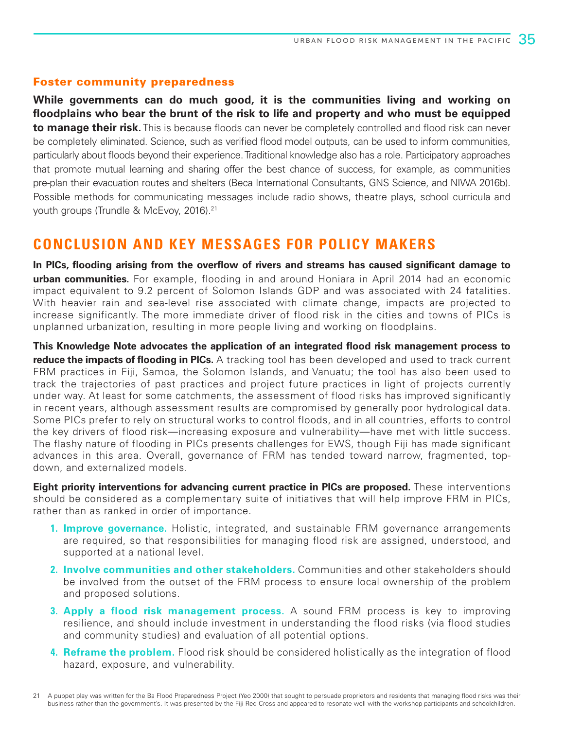### Foster community preparedness

**While governments can do much good, it is the communities living and working on floodplains who bear the brunt of the risk to life and property and who must be equipped to manage their risk.** This is because floods can never be completely controlled and flood risk can never be completely eliminated. Science, such as verified flood model outputs, can be used to inform communities, particularly about floods beyond their experience. Traditional knowledge also has a role. Participatory approaches that promote mutual learning and sharing offer the best chance of success, for example, as communities pre-plan their evacuation routes and shelters (Beca International Consultants, GNS Science, and NIWA 2016b). Possible methods for communicating messages include radio shows, theatre plays, school curricula and youth groups (Trundle & McEvoy, 2016).[21]

## CONCLUSION AND KEY MESSAGES FOR POLICY MAKERS

**In PICs, flooding arising from the overflow of rivers and streams has caused significant damage to urban communities.** For example, flooding in and around Honiara in April 2014 had an economic impact equivalent to 9.2 percent of Solomon Islands GDP and was associated with 24 fatalities. With heavier rain and sea-level rise associated with climate change, impacts are projected to increase significantly. The more immediate driver of flood risk in the cities and towns of PICs is unplanned urbanization, resulting in more people living and working on floodplains.

**This Knowledge Note advocates the application of an integrated flood risk management process to reduce the impacts of flooding in PICs.** A tracking tool has been developed and used to track current FRM practices in Fiji, Samoa, the Solomon Islands, and Vanuatu; the tool has also been used to track the trajectories of past practices and project future practices in light of projects currently under way. At least for some catchments, the assessment of flood risks has improved significantly in recent years, although assessment results are compromised by generally poor hydrological data. Some PICs prefer to rely on structural works to control floods, and in all countries, efforts to control the key drivers of flood risk—increasing exposure and vulnerability—have met with little success. The flashy nature of flooding in PICs presents challenges for EWS, though Fiji has made significant advances in this area. Overall, governance of FRM has tended toward narrow, fragmented, top-down, and externalized models.

**Eight priority interventions for advancing current practice in PICs are proposed.** These interventions should be considered as a complementary suite of initiatives that will help improve FRM in PICs, rather than as ranked in order of importance.

1. **Improve governance.** Holistic, integrated, and sustainable FRM governance arrangements are required, so that responsibilities for managing flood risk are assigned, understood, and supported at a national level.
2. **Involve communities and other stakeholders.** Communities and other stakeholders should be involved from the outset of the FRM process to ensure local ownership of the problem and proposed solutions.
3. **Apply a flood risk management process.** A sound FRM process is key to improving resilience, and should include investment in understanding the flood risks (via flood studies and community studies) and evaluation of all potential options.
4. **Reframe the problem.** Flood risk should be considered holistically as the integration of flood hazard, exposure, and vulnerability.

21 A puppet play was written for the Ba Flood Preparedness Project (Yeo 2000) that sought to persuade proprietors and residents that managing flood risks was their business rather than the government's. It was presented by the Fiji Red Cross and appeared to resonate well with the workshop participants and schoolchildren.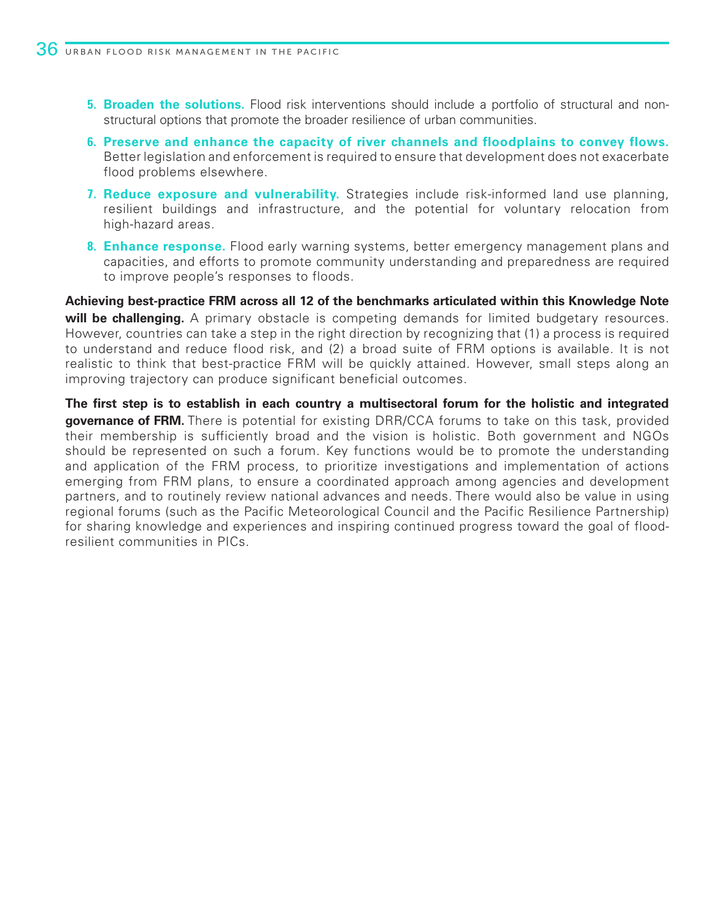5. **Broaden the solutions.** Flood risk interventions should include a portfolio of structural and non-structural options that promote the broader resilience of urban communities.
6. **Preserve and enhance the capacity of river channels and floodplains to convey flows.** Better legislation and enforcement is required to ensure that development does not exacerbate flood problems elsewhere.
7. **Reduce exposure and vulnerability.** Strategies include risk-informed land use planning, resilient buildings and infrastructure, and the potential for voluntary relocation from high-hazard areas.
8. **Enhance response.** Flood early warning systems, better emergency management plans and capacities, and efforts to promote community understanding and preparedness are required to improve people's responses to floods.

**Achieving best-practice FRM across all 12 of the benchmarks articulated within this Knowledge Note will be challenging.** A primary obstacle is competing demands for limited budgetary resources. However, countries can take a step in the right direction by recognizing that (1) a process is required to understand and reduce flood risk, and (2) a broad suite of FRM options is available. It is not realistic to think that best-practice FRM will be quickly attained. However, small steps along an improving trajectory can produce significant beneficial outcomes.

**The first step is to establish in each country a multisectoral forum for the holistic and integrated governance of FRM.** There is potential for existing DRR/CCA forums to take on this task, provided their membership is sufficiently broad and the vision is holistic. Both government and NGOs should be represented on such a forum. Key functions would be to promote the understanding and application of the FRM process, to prioritize investigations and implementation of actions emerging from FRM plans, to ensure a coordinated approach among agencies and development partners, and to routinely review national advances and needs. There would also be value in using regional forums (such as the Pacific Meteorological Council and the Pacific Resilience Partnership) for sharing knowledge and experiences and inspiring continued progress toward the goal of flood-resilient communities in PICs.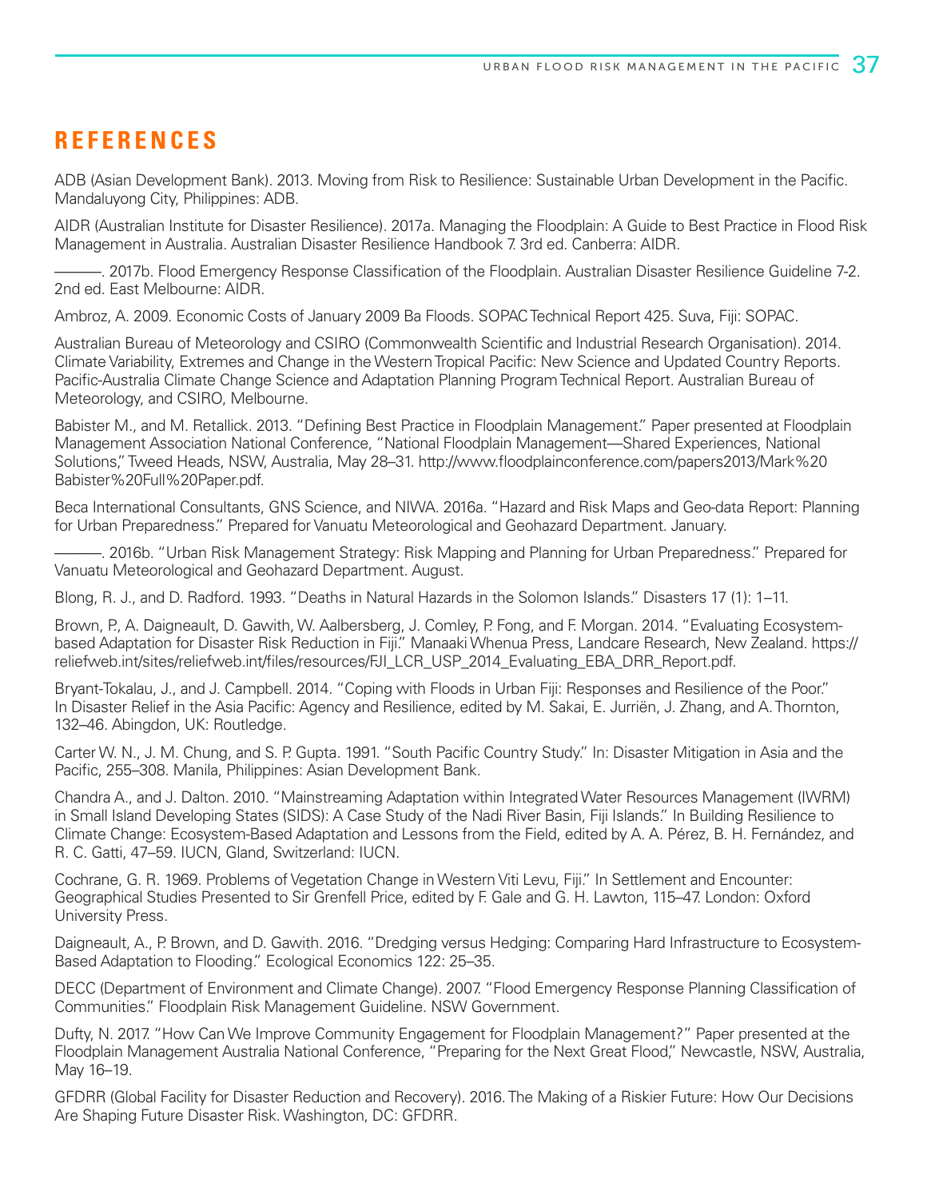# REFERENCES

ADB (Asian Development Bank). 2013. Moving from Risk to Resilience: Sustainable Urban Development in the Pacific. Mandaluyong City, Philippines: ADB.

AIDR (Australian Institute for Disaster Resilience). 2017a. Managing the Floodplain: A Guide to Best Practice in Flood Risk Management in Australia. Australian Disaster Resilience Handbook 7. 3rd ed. Canberra: AIDR.

———. 2017b. Flood Emergency Response Classification of the Floodplain. Australian Disaster Resilience Guideline 7-2. 2nd ed. East Melbourne: AIDR.

Ambroz, A. 2009. Economic Costs of January 2009 Ba Floods. SOPAC Technical Report 425. Suva, Fiji: SOPAC.

Australian Bureau of Meteorology and CSIRO (Commonwealth Scientific and Industrial Research Organisation). 2014. Climate Variability, Extremes and Change in the Western Tropical Pacific: New Science and Updated Country Reports. Pacific-Australia Climate Change Science and Adaptation Planning Program Technical Report. Australian Bureau of Meteorology, and CSIRO, Melbourne.

Babister M., and M. Retallick. 2013. "Defining Best Practice in Floodplain Management." Paper presented at Floodplain Management Association National Conference, "National Floodplain Management—Shared Experiences, National Solutions," Tweed Heads, NSW, Australia, May 28–31. http://www.floodplainconference.com/papers2013/Mark%20Babister%20Full%20Paper.pdf.

Beca International Consultants, GNS Science, and NIWA. 2016a. "Hazard and Risk Maps and Geo-data Report: Planning for Urban Preparedness." Prepared for Vanuatu Meteorological and Geohazard Department. January.

———. 2016b. "Urban Risk Management Strategy: Risk Mapping and Planning for Urban Preparedness." Prepared for Vanuatu Meteorological and Geohazard Department. August.

Blong, R. J., and D. Radford. 1993. "Deaths in Natural Hazards in the Solomon Islands." Disasters 17 (1): 1–11.

Brown, P., A. Daigneault, D. Gawith, W. Aalbersberg, J. Comley, P. Fong, and F. Morgan. 2014. "Evaluating Ecosystem-based Adaptation for Disaster Risk Reduction in Fiji." Manaaki Whenua Press, Landcare Research, New Zealand. https://reliefweb.int/sites/reliefweb.int/files/resources/FJI_LCR_USP_2014_Evaluating_EBA_DRR_Report.pdf.

Bryant-Tokalau, J., and J. Campbell. 2014. "Coping with Floods in Urban Fiji: Responses and Resilience of the Poor." In Disaster Relief in the Asia Pacific: Agency and Resilience, edited by M. Sakai, E. Jurriën, J. Zhang, and A. Thornton, 132–46. Abingdon, UK: Routledge.

Carter W. N., J. M. Chung, and S. P. Gupta. 1991. "South Pacific Country Study." In: Disaster Mitigation in Asia and the Pacific, 255–308. Manila, Philippines: Asian Development Bank.

Chandra A., and J. Dalton. 2010. "Mainstreaming Adaptation within Integrated Water Resources Management (IWRM) in Small Island Developing States (SIDS): A Case Study of the Nadi River Basin, Fiji Islands." In Building Resilience to Climate Change: Ecosystem-Based Adaptation and Lessons from the Field, edited by A. A. Pérez, B. H. Fernández, and R. C. Gatti, 47–59. IUCN, Gland, Switzerland: IUCN.

Cochrane, G. R. 1969. Problems of Vegetation Change in Western Viti Levu, Fiji." In Settlement and Encounter: Geographical Studies Presented to Sir Grenfell Price, edited by F. Gale and G. H. Lawton, 115–47. London: Oxford University Press.

Daigneault, A., P. Brown, and D. Gawith. 2016. "Dredging versus Hedging: Comparing Hard Infrastructure to Ecosystem-Based Adaptation to Flooding." Ecological Economics 122: 25–35.

DECC (Department of Environment and Climate Change). 2007. "Flood Emergency Response Planning Classification of Communities." Floodplain Risk Management Guideline. NSW Government.

Dufty, N. 2017. "How Can We Improve Community Engagement for Floodplain Management?" Paper presented at the Floodplain Management Australia National Conference, "Preparing for the Next Great Flood," Newcastle, NSW, Australia, May 16–19.

GFDRR (Global Facility for Disaster Reduction and Recovery). 2016. The Making of a Riskier Future: How Our Decisions Are Shaping Future Disaster Risk. Washington, DC: GFDRR.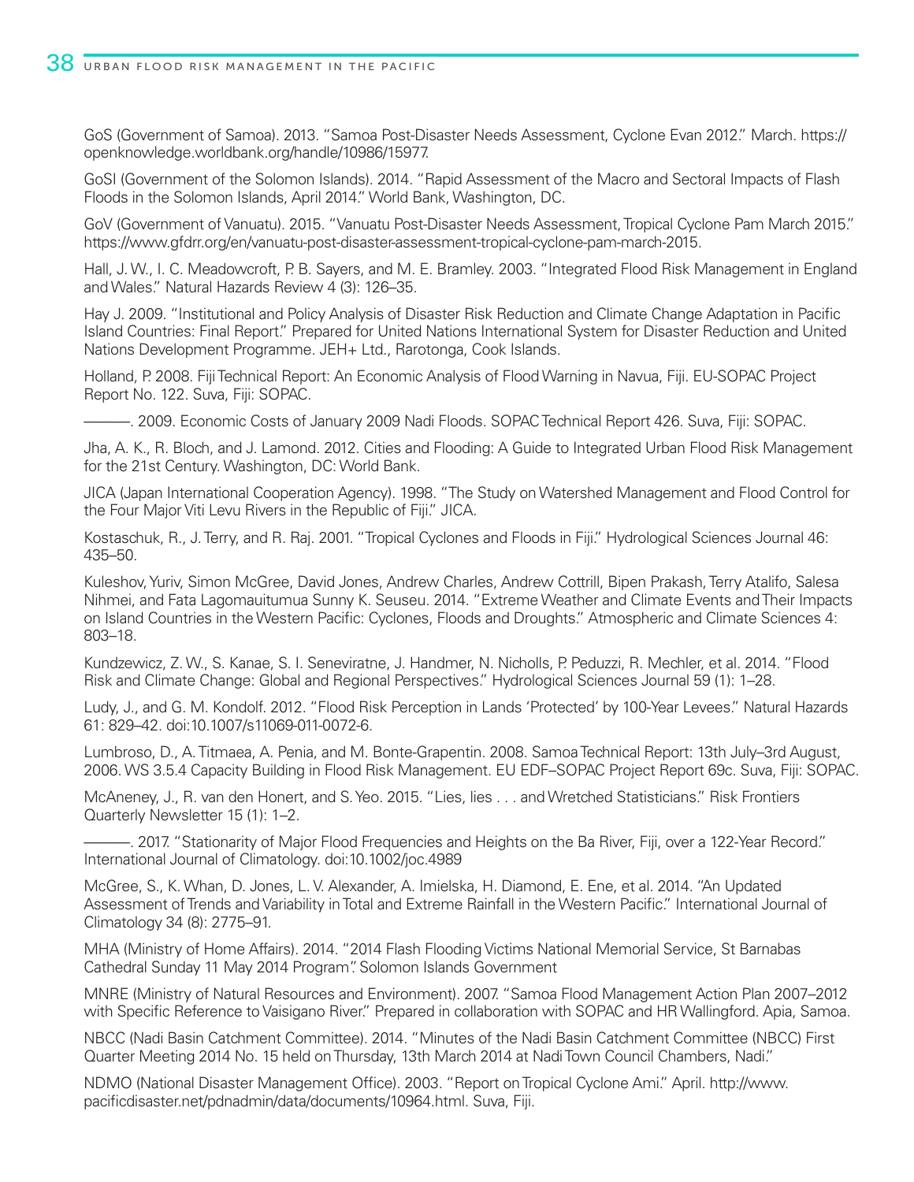GoS (Government of Samoa). 2013. "Samoa Post-Disaster Needs Assessment, Cyclone Evan 2012." March. https://openknowledge.worldbank.org/handle/10986/15977.

GoSI (Government of the Solomon Islands). 2014. "Rapid Assessment of the Macro and Sectoral Impacts of Flash Floods in the Solomon Islands, April 2014." World Bank, Washington, DC.

GoV (Government of Vanuatu). 2015. "Vanuatu Post-Disaster Needs Assessment, Tropical Cyclone Pam March 2015." https://www.gfdrr.org/en/vanuatu-post-disaster-assessment-tropical-cyclone-pam-march-2015.

Hall, J. W., I. C. Meadowcroft, P. B. Sayers, and M. E. Bramley. 2003. "Integrated Flood Risk Management in England and Wales." Natural Hazards Review 4 (3): 126–35.

Hay J. 2009. "Institutional and Policy Analysis of Disaster Risk Reduction and Climate Change Adaptation in Pacific Island Countries: Final Report." Prepared for United Nations International System for Disaster Reduction and United Nations Development Programme. JEH+ Ltd., Rarotonga, Cook Islands.

Holland, P. 2008. Fiji Technical Report: An Economic Analysis of Flood Warning in Navua, Fiji. EU-SOPAC Project Report No. 122. Suva, Fiji: SOPAC.

———. 2009. Economic Costs of January 2009 Nadi Floods. SOPAC Technical Report 426. Suva, Fiji: SOPAC.

Jha, A. K., R. Bloch, and J. Lamond. 2012. Cities and Flooding: A Guide to Integrated Urban Flood Risk Management for the 21st Century. Washington, DC: World Bank.

JICA (Japan International Cooperation Agency). 1998. "The Study on Watershed Management and Flood Control for the Four Major Viti Levu Rivers in the Republic of Fiji." JICA.

Kostaschuk, R., J. Terry, and R. Raj. 2001. "Tropical Cyclones and Floods in Fiji." Hydrological Sciences Journal 46: 435–50.

Kuleshov, Yuriv, Simon McGree, David Jones, Andrew Charles, Andrew Cottrill, Bipen Prakash, Terry Atalifo, Salesa Nihmei, and Fata Lagomauitumua Sunny K. Seuseu. 2014. "Extreme Weather and Climate Events and Their Impacts on Island Countries in the Western Pacific: Cyclones, Floods and Droughts." Atmospheric and Climate Sciences 4: 803–18.

Kundzewicz, Z. W., S. Kanae, S. I. Seneviratne, J. Handmer, N. Nicholls, P. Peduzzi, R. Mechler, et al. 2014. "Flood Risk and Climate Change: Global and Regional Perspectives." Hydrological Sciences Journal 59 (1): 1–28.

Ludy, J., and G. M. Kondolf. 2012. "Flood Risk Perception in Lands 'Protected' by 100-Year Levees." Natural Hazards 61: 829–42. doi:10.1007/s11069-011-0072-6.

Lumbroso, D., A. Titmaea, A. Penia, and M. Bonte-Grapentin. 2008. Samoa Technical Report: 13th July–3rd August, 2006. WS 3.5.4 Capacity Building in Flood Risk Management. EU EDF–SOPAC Project Report 69c. Suva, Fiji: SOPAC.

McAneney, J., R. van den Honert, and S. Yeo. 2015. "Lies, lies . . . and Wretched Statisticians." Risk Frontiers Quarterly Newsletter 15 (1): 1–2.

———. 2017. "Stationarity of Major Flood Frequencies and Heights on the Ba River, Fiji, over a 122-Year Record." International Journal of Climatology. doi:10.1002/joc.4989

McGree, S., K. Whan, D. Jones, L. V. Alexander, A. Imielska, H. Diamond, E. Ene, et al. 2014. "An Updated Assessment of Trends and Variability in Total and Extreme Rainfall in the Western Pacific." International Journal of Climatology 34 (8): 2775–91.

MHA (Ministry of Home Affairs). 2014. "2014 Flash Flooding Victims National Memorial Service, St Barnabas Cathedral Sunday 11 May 2014 Program". Solomon Islands Government

MNRE (Ministry of Natural Resources and Environment). 2007. "Samoa Flood Management Action Plan 2007–2012 with Specific Reference to Vaisigano River." Prepared in collaboration with SOPAC and HR Wallingford. Apia, Samoa.

NBCC (Nadi Basin Catchment Committee). 2014. "Minutes of the Nadi Basin Catchment Committee (NBCC) First Quarter Meeting 2014 No. 15 held on Thursday, 13th March 2014 at Nadi Town Council Chambers, Nadi."

NDMO (National Disaster Management Office). 2003. "Report on Tropical Cyclone Ami." April. http://www.pacificdisaster.net/pdnadmin/data/documents/10964.html. Suva, Fiji.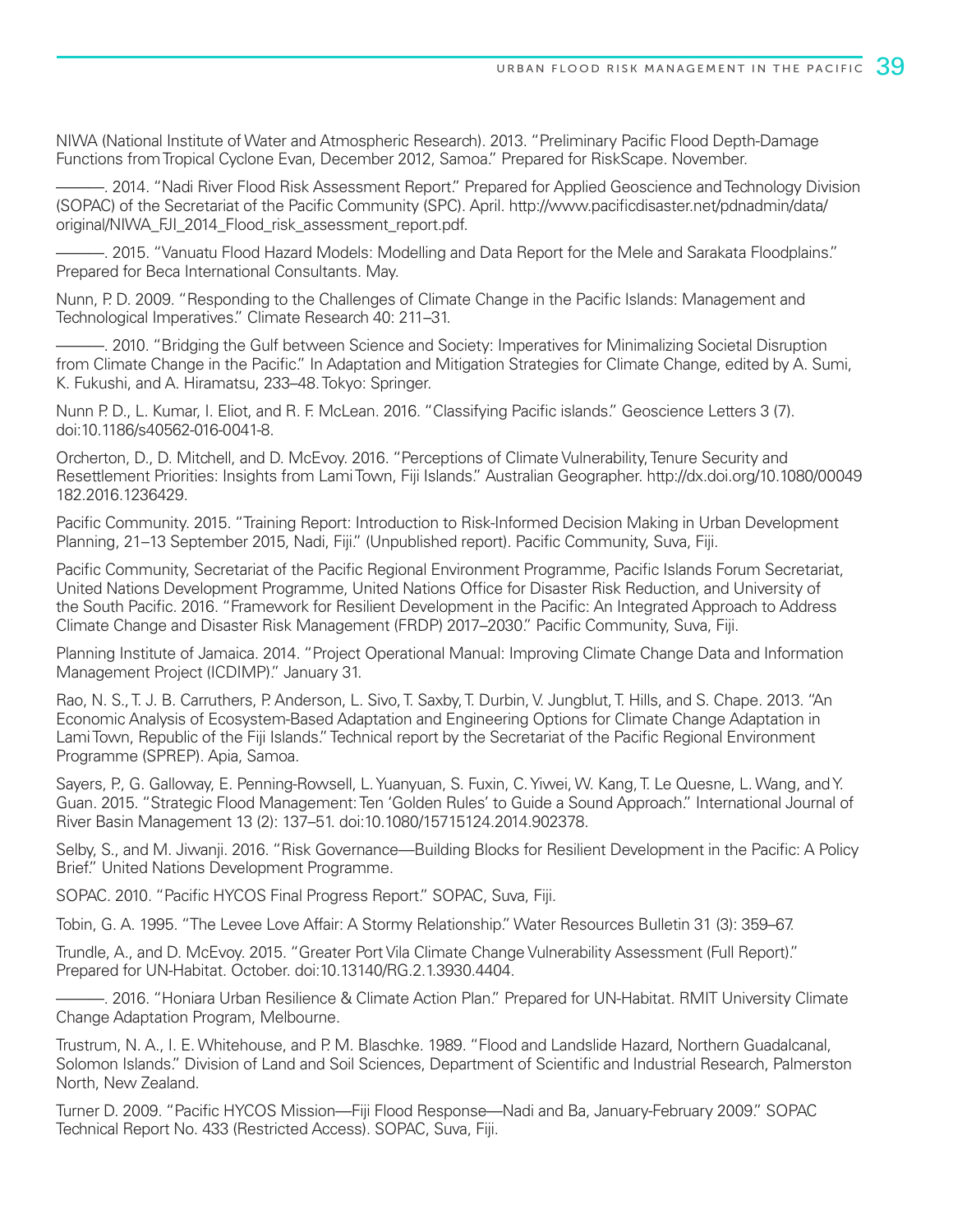NIWA (National Institute of Water and Atmospheric Research). 2013. "Preliminary Pacific Flood Depth-Damage Functions from Tropical Cyclone Evan, December 2012, Samoa." Prepared for RiskScape. November.

———. 2014. "Nadi River Flood Risk Assessment Report." Prepared for Applied Geoscience and Technology Division (SOPAC) of the Secretariat of the Pacific Community (SPC). April. http://www.pacificdisaster.net/pdnadmin/data/original/NIWA_FJI_2014_Flood_risk_assessment_report.pdf.

———. 2015. "Vanuatu Flood Hazard Models: Modelling and Data Report for the Mele and Sarakata Floodplains." Prepared for Beca International Consultants. May.

Nunn, P. D. 2009. "Responding to the Challenges of Climate Change in the Pacific Islands: Management and Technological Imperatives." Climate Research 40: 211–31.

———. 2010. "Bridging the Gulf between Science and Society: Imperatives for Minimalizing Societal Disruption from Climate Change in the Pacific." In Adaptation and Mitigation Strategies for Climate Change, edited by A. Sumi, K. Fukushi, and A. Hiramatsu, 233–48. Tokyo: Springer.

Nunn P. D., L. Kumar, I. Eliot, and R. F. McLean. 2016. "Classifying Pacific islands." Geoscience Letters 3 (7). doi:10.1186/s40562-016-0041-8.

Orcherton, D., D. Mitchell, and D. McEvoy. 2016. "Perceptions of Climate Vulnerability, Tenure Security and Resettlement Priorities: Insights from Lami Town, Fiji Islands." Australian Geographer. http://dx.doi.org/10.1080/00049182.2016.1236429.

Pacific Community. 2015. "Training Report: Introduction to Risk-Informed Decision Making in Urban Development Planning, 21–13 September 2015, Nadi, Fiji." (Unpublished report). Pacific Community, Suva, Fiji.

Pacific Community, Secretariat of the Pacific Regional Environment Programme, Pacific Islands Forum Secretariat, United Nations Development Programme, United Nations Office for Disaster Risk Reduction, and University of the South Pacific. 2016. "Framework for Resilient Development in the Pacific: An Integrated Approach to Address Climate Change and Disaster Risk Management (FRDP) 2017–2030." Pacific Community, Suva, Fiji.

Planning Institute of Jamaica. 2014. "Project Operational Manual: Improving Climate Change Data and Information Management Project (ICDIMP)." January 31.

Rao, N. S., T. J. B. Carruthers, P. Anderson, L. Sivo, T. Saxby, T. Durbin, V. Jungblut, T. Hills, and S. Chape. 2013. "An Economic Analysis of Ecosystem-Based Adaptation and Engineering Options for Climate Change Adaptation in Lami Town, Republic of the Fiji Islands." Technical report by the Secretariat of the Pacific Regional Environment Programme (SPREP). Apia, Samoa.

Sayers, P., G. Galloway, E. Penning-Rowsell, L. Yuanyuan, S. Fuxin, C. Yiwei, W. Kang, T. Le Quesne, L. Wang, and Y. Guan. 2015. "Strategic Flood Management: Ten 'Golden Rules' to Guide a Sound Approach." International Journal of River Basin Management 13 (2): 137–51. doi:10.1080/15715124.2014.902378.

Selby, S., and M. Jiwanji. 2016. "Risk Governance—Building Blocks for Resilient Development in the Pacific: A Policy Brief." United Nations Development Programme.

SOPAC. 2010. "Pacific HYCOS Final Progress Report." SOPAC, Suva, Fiji.

Tobin, G. A. 1995. "The Levee Love Affair: A Stormy Relationship." Water Resources Bulletin 31 (3): 359–67.

Trundle, A., and D. McEvoy. 2015. "Greater Port Vila Climate Change Vulnerability Assessment (Full Report)." Prepared for UN-Habitat. October. doi:10.13140/RG.2.1.3930.4404.

———. 2016. "Honiara Urban Resilience & Climate Action Plan." Prepared for UN-Habitat. RMIT University Climate Change Adaptation Program, Melbourne.

Trustrum, N. A., I. E. Whitehouse, and P. M. Blaschke. 1989. "Flood and Landslide Hazard, Northern Guadalcanal, Solomon Islands." Division of Land and Soil Sciences, Department of Scientific and Industrial Research, Palmerston North, New Zealand.

Turner D. 2009. "Pacific HYCOS Mission—Fiji Flood Response—Nadi and Ba, January-February 2009." SOPAC Technical Report No. 433 (Restricted Access). SOPAC, Suva, Fiji.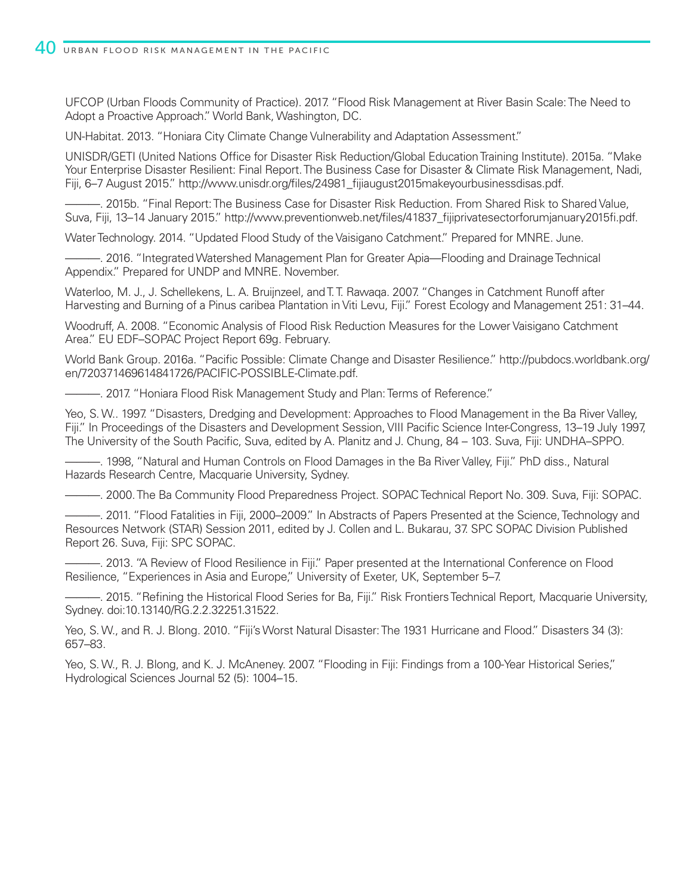UFCOP (Urban Floods Community of Practice). 2017. "Flood Risk Management at River Basin Scale: The Need to Adopt a Proactive Approach." World Bank, Washington, DC.

UN-Habitat. 2013. "Honiara City Climate Change Vulnerability and Adaptation Assessment."

UNISDR/GETI (United Nations Office for Disaster Risk Reduction/Global Education Training Institute). 2015a. "Make Your Enterprise Disaster Resilient: Final Report. The Business Case for Disaster & Climate Risk Management, Nadi, Fiji, 6–7 August 2015." http://www.unisdr.org/files/24981_fijiaugust2015makeyourbusinessdisas.pdf.

———. 2015b. "Final Report: The Business Case for Disaster Risk Reduction. From Shared Risk to Shared Value, Suva, Fiji, 13–14 January 2015." http://www.preventionweb.net/files/41837_fijiprivatesectorforumjanuary2015fi.pdf.

Water Technology. 2014. "Updated Flood Study of the Vaisigano Catchment." Prepared for MNRE. June.

———. 2016. "Integrated Watershed Management Plan for Greater Apia—Flooding and Drainage Technical Appendix." Prepared for UNDP and MNRE. November.

Waterloo, M. J., J. Schellekens, L. A. Bruijnzeel, and T. T. Rawaqa. 2007. "Changes in Catchment Runoff after Harvesting and Burning of a Pinus caribea Plantation in Viti Levu, Fiji." Forest Ecology and Management 251: 31–44.

Woodruff, A. 2008. "Economic Analysis of Flood Risk Reduction Measures for the Lower Vaisigano Catchment Area." EU EDF–SOPAC Project Report 69g. February.

World Bank Group. 2016a. "Pacific Possible: Climate Change and Disaster Resilience." http://pubdocs.worldbank.org/en/720371469614841726/PACIFIC-POSSIBLE-Climate.pdf.

———. 2017. "Honiara Flood Risk Management Study and Plan: Terms of Reference."

Yeo, S. W.. 1997. "Disasters, Dredging and Development: Approaches to Flood Management in the Ba River Valley, Fiji." In Proceedings of the Disasters and Development Session, VIII Pacific Science Inter-Congress, 13–19 July 1997, The University of the South Pacific, Suva, edited by A. Planitz and J. Chung, 84 – 103. Suva, Fiji: UNDHA–SPPO.

———. 1998, "Natural and Human Controls on Flood Damages in the Ba River Valley, Fiji." PhD diss., Natural Hazards Research Centre, Macquarie University, Sydney.

———. 2000. The Ba Community Flood Preparedness Project. SOPAC Technical Report No. 309. Suva, Fiji: SOPAC.

———. 2011. "Flood Fatalities in Fiji, 2000–2009." In Abstracts of Papers Presented at the Science, Technology and Resources Network (STAR) Session 2011, edited by J. Collen and L. Bukarau, 37. SPC SOPAC Division Published Report 26. Suva, Fiji: SPC SOPAC.

———. 2013. "A Review of Flood Resilience in Fiji." Paper presented at the International Conference on Flood Resilience, "Experiences in Asia and Europe," University of Exeter, UK, September 5–7.

———. 2015. "Refining the Historical Flood Series for Ba, Fiji." Risk Frontiers Technical Report, Macquarie University, Sydney. doi:10.13140/RG.2.2.32251.31522.

Yeo, S. W., and R. J. Blong. 2010. "Fiji's Worst Natural Disaster: The 1931 Hurricane and Flood." Disasters 34 (3): 657–83.

Yeo, S. W., R. J. Blong, and K. J. McAneney. 2007. "Flooding in Fiji: Findings from a 100-Year Historical Series," Hydrological Sciences Journal 52 (5): 1004–15.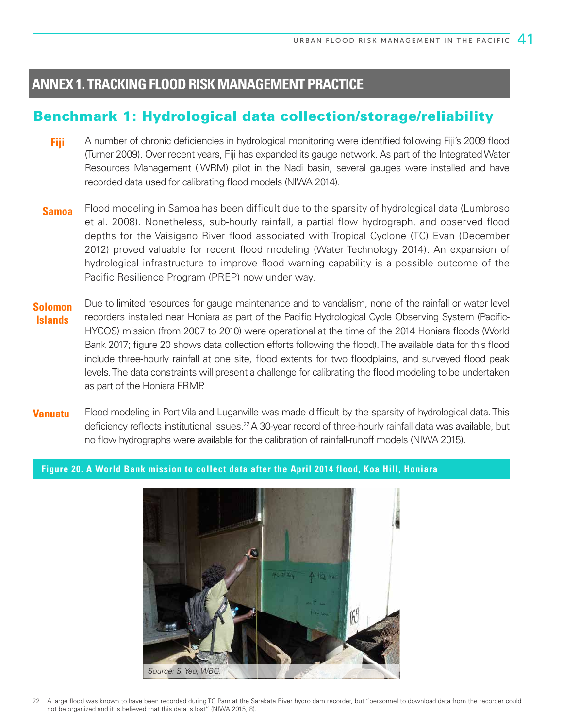# ANNEX 1. TRACKING FLOOD RISK MANAGEMENT PRACTICE

## Benchmark 1: Hydrological data collection/storage/reliability

**Fiji** A number of chronic deficiencies in hydrological monitoring were identified following Fiji's 2009 flood (Turner 2009). Over recent years, Fiji has expanded its gauge network. As part of the Integrated Water Resources Management (IWRM) pilot in the Nadi basin, several gauges were installed and have recorded data used for calibrating flood models (NIWA 2014).

**Samoa** Flood modeling in Samoa has been difficult due to the sparsity of hydrological data (Lumbroso et al. 2008). Nonetheless, sub-hourly rainfall, a partial flow hydrograph, and observed flood depths for the Vaisigano River flood associated with Tropical Cyclone (TC) Evan (December 2012) proved valuable for recent flood modeling (Water Technology 2014). An expansion of hydrological infrastructure to improve flood warning capability is a possible outcome of the Pacific Resilience Program (PREP) now under way.

**Solomon Islands** Due to limited resources for gauge maintenance and to vandalism, none of the rainfall or water level recorders installed near Honiara as part of the Pacific Hydrological Cycle Observing System (Pacific-HYCOS) mission (from 2007 to 2010) were operational at the time of the 2014 Honiara floods (World Bank 2017; figure 20 shows data collection efforts following the flood). The available data for this flood include three-hourly rainfall at one site, flood extents for two floodplains, and surveyed flood peak levels. The data constraints will present a challenge for calibrating the flood modeling to be undertaken as part of the Honiara FRMP.

**Vanuatu** Flood modeling in Port Vila and Luganville was made difficult by the sparsity of hydrological data. This deficiency reflects institutional issues.[22] A 30-year record of three-hourly rainfall data was available, but no flow hydrographs were available for the calibration of rainfall-runoff models (NIWA 2015).

**Figure 20. A World Bank mission to collect data after the April 2014 flood, Koa Hill, Honiara**

*Source: S. Yeo, WBG.*

22 A large flood was known to have been recorded during TC Pam at the Sarakata River hydro dam recorder, but "personnel to download data from the recorder could not be organized and it is believed that this data is lost" (NIWA 2015, 8).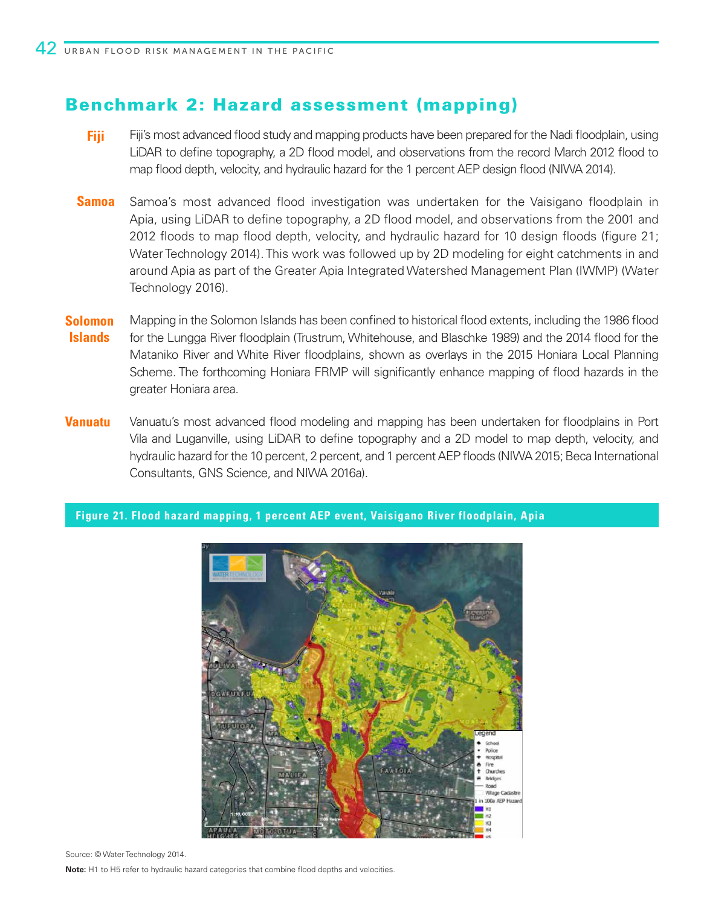## Benchmark 2: Hazard assessment (mapping)

**Fiji** Fiji's most advanced flood study and mapping products have been prepared for the Nadi floodplain, using LiDAR to define topography, a 2D flood model, and observations from the record March 2012 flood to map flood depth, velocity, and hydraulic hazard for the 1 percent AEP design flood (NIWA 2014).

**Samoa** Samoa's most advanced flood investigation was undertaken for the Vaisigano floodplain in Apia, using LiDAR to define topography, a 2D flood model, and observations from the 2001 and 2012 floods to map flood depth, velocity, and hydraulic hazard for 10 design floods (figure 21; Water Technology 2014). This work was followed up by 2D modeling for eight catchments in and around Apia as part of the Greater Apia Integrated Watershed Management Plan (IWMP) (Water Technology 2016).

**Solomon Islands** Mapping in the Solomon Islands has been confined to historical flood extents, including the 1986 flood for the Lungga River floodplain (Trustrum, Whitehouse, and Blaschke 1989) and the 2014 flood for the Mataniko River and White River floodplains, shown as overlays in the 2015 Honiara Local Planning Scheme. The forthcoming Honiara FRMP will significantly enhance mapping of flood hazards in the greater Honiara area.

**Vanuatu** Vanuatu's most advanced flood modeling and mapping has been undertaken for floodplains in Port Vila and Luganville, using LiDAR to define topography and a 2D model to map depth, velocity, and hydraulic hazard for the 10 percent, 2 percent, and 1 percent AEP floods (NIWA 2015; Beca International Consultants, GNS Science, and NIWA 2016a).

**Figure 21. Flood hazard mapping, 1 percent AEP event, Vaisigano River floodplain, Apia**

Source: © Water Technology 2014.

**Note:** H1 to H5 refer to hydraulic hazard categories that combine flood depths and velocities.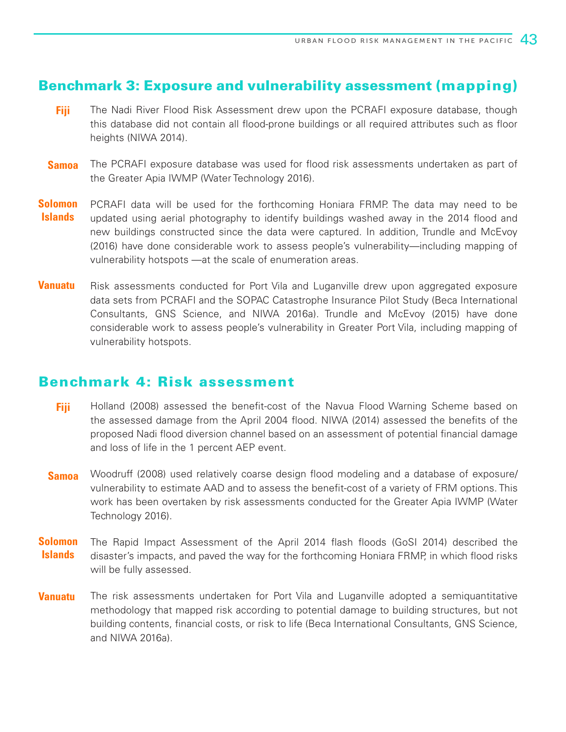## Benchmark 3: Exposure and vulnerability assessment (mapping)

**Fiji** The Nadi River Flood Risk Assessment drew upon the PCRAFI exposure database, though this database did not contain all flood-prone buildings or all required attributes such as floor heights (NIWA 2014).

**Samoa** The PCRAFI exposure database was used for flood risk assessments undertaken as part of the Greater Apia IWMP (Water Technology 2016).

**Solomon Islands** PCRAFI data will be used for the forthcoming Honiara FRMP. The data may need to be updated using aerial photography to identify buildings washed away in the 2014 flood and new buildings constructed since the data were captured. In addition, Trundle and McEvoy (2016) have done considerable work to assess people's vulnerability—including mapping of vulnerability hotspots —at the scale of enumeration areas.

**Vanuatu** Risk assessments conducted for Port Vila and Luganville drew upon aggregated exposure data sets from PCRAFI and the SOPAC Catastrophe Insurance Pilot Study (Beca International Consultants, GNS Science, and NIWA 2016a). Trundle and McEvoy (2015) have done considerable work to assess people's vulnerability in Greater Port Vila, including mapping of vulnerability hotspots.

## Benchmark 4: Risk assessment

**Fiji** Holland (2008) assessed the benefit-cost of the Navua Flood Warning Scheme based on the assessed damage from the April 2004 flood. NIWA (2014) assessed the benefits of the proposed Nadi flood diversion channel based on an assessment of potential financial damage and loss of life in the 1 percent AEP event.

**Samoa** Woodruff (2008) used relatively coarse design flood modeling and a database of exposure/vulnerability to estimate AAD and to assess the benefit-cost of a variety of FRM options. This work has been overtaken by risk assessments conducted for the Greater Apia IWMP (Water Technology 2016).

**Solomon Islands** The Rapid Impact Assessment of the April 2014 flash floods (GoSI 2014) described the disaster's impacts, and paved the way for the forthcoming Honiara FRMP, in which flood risks will be fully assessed.

**Vanuatu** The risk assessments undertaken for Port Vila and Luganville adopted a semiquantitative methodology that mapped risk according to potential damage to building structures, but not building contents, financial costs, or risk to life (Beca International Consultants, GNS Science, and NIWA 2016a).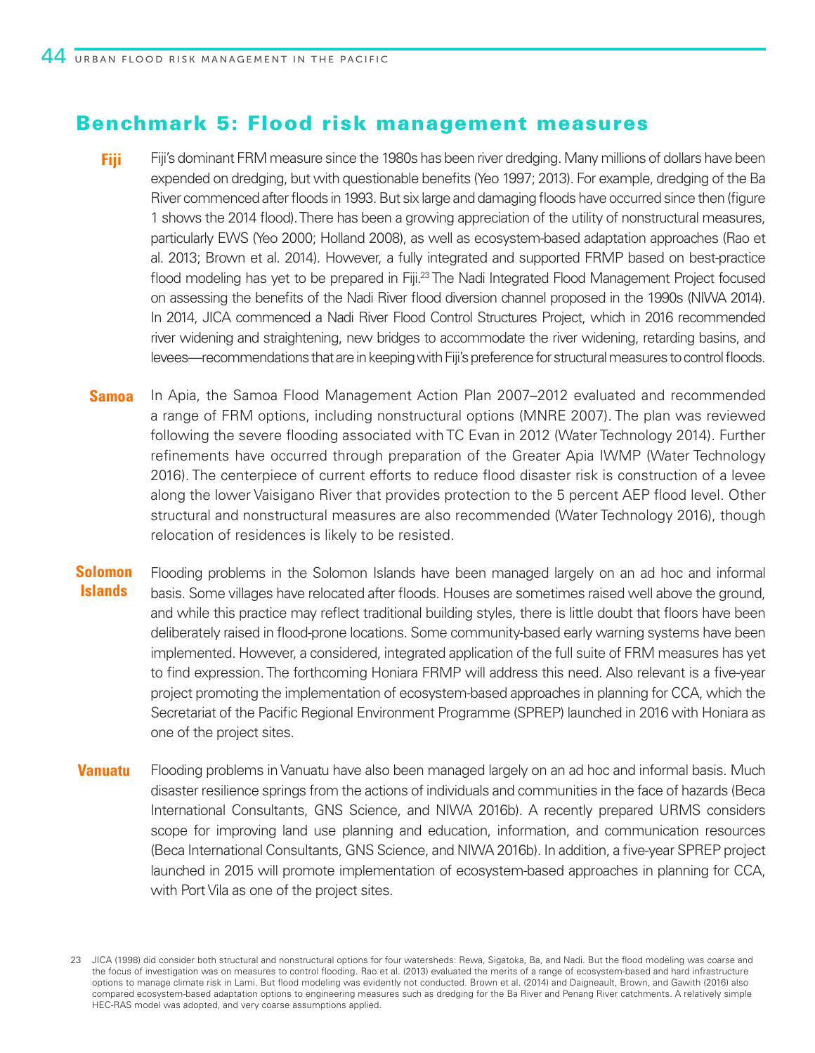## Benchmark 5: Flood risk management measures

**Fiji** Fiji's dominant FRM measure since the 1980s has been river dredging. Many millions of dollars have been expended on dredging, but with questionable benefits (Yeo 1997; 2013). For example, dredging of the Ba River commenced after floods in 1993. But six large and damaging floods have occurred since then (figure 1 shows the 2014 flood). There has been a growing appreciation of the utility of nonstructural measures, particularly EWS (Yeo 2000; Holland 2008), as well as ecosystem-based adaptation approaches (Rao et al. 2013; Brown et al. 2014). However, a fully integrated and supported FRMP based on best-practice flood modeling has yet to be prepared in Fiji.[23] The Nadi Integrated Flood Management Project focused on assessing the benefits of the Nadi River flood diversion channel proposed in the 1990s (NIWA 2014). In 2014, JICA commenced a Nadi River Flood Control Structures Project, which in 2016 recommended river widening and straightening, new bridges to accommodate the river widening, retarding basins, and levees—recommendations that are in keeping with Fiji's preference for structural measures to control floods.

**Samoa** In Apia, the Samoa Flood Management Action Plan 2007–2012 evaluated and recommended a range of FRM options, including nonstructural options (MNRE 2007). The plan was reviewed following the severe flooding associated with TC Evan in 2012 (Water Technology 2014). Further refinements have occurred through preparation of the Greater Apia IWMP (Water Technology 2016). The centerpiece of current efforts to reduce flood disaster risk is construction of a levee along the lower Vaisigano River that provides protection to the 5 percent AEP flood level. Other structural and nonstructural measures are also recommended (Water Technology 2016), though relocation of residences is likely to be resisted.

**Solomon Islands** Flooding problems in the Solomon Islands have been managed largely on an ad hoc and informal basis. Some villages have relocated after floods. Houses are sometimes raised well above the ground, and while this practice may reflect traditional building styles, there is little doubt that floors have been deliberately raised in flood-prone locations. Some community-based early warning systems have been implemented. However, a considered, integrated application of the full suite of FRM measures has yet to find expression. The forthcoming Honiara FRMP will address this need. Also relevant is a five-year project promoting the implementation of ecosystem-based approaches in planning for CCA, which the Secretariat of the Pacific Regional Environment Programme (SPREP) launched in 2016 with Honiara as one of the project sites.

**Vanuatu** Flooding problems in Vanuatu have also been managed largely on an ad hoc and informal basis. Much disaster resilience springs from the actions of individuals and communities in the face of hazards (Beca International Consultants, GNS Science, and NIWA 2016b). A recently prepared URMS considers scope for improving land use planning and education, information, and communication resources (Beca International Consultants, GNS Science, and NIWA 2016b). In addition, a five-year SPREP project launched in 2015 will promote implementation of ecosystem-based approaches in planning for CCA, with Port Vila as one of the project sites.

23 JICA (1998) did consider both structural and nonstructural options for four watersheds: Rewa, Sigatoka, Ba, and Nadi. But the flood modeling was coarse and the focus of investigation was on measures to control flooding. Rao et al. (2013) evaluated the merits of a range of ecosystem-based and hard infrastructure options to manage climate risk in Lami. But flood modeling was evidently not conducted. Brown et al. (2014) and Daigneault, Brown, and Gawith (2016) also compared ecosystem-based adaptation options to engineering measures such as dredging for the Ba River and Penang River catchments. A relatively simple HEC-RAS model was adopted, and very coarse assumptions applied.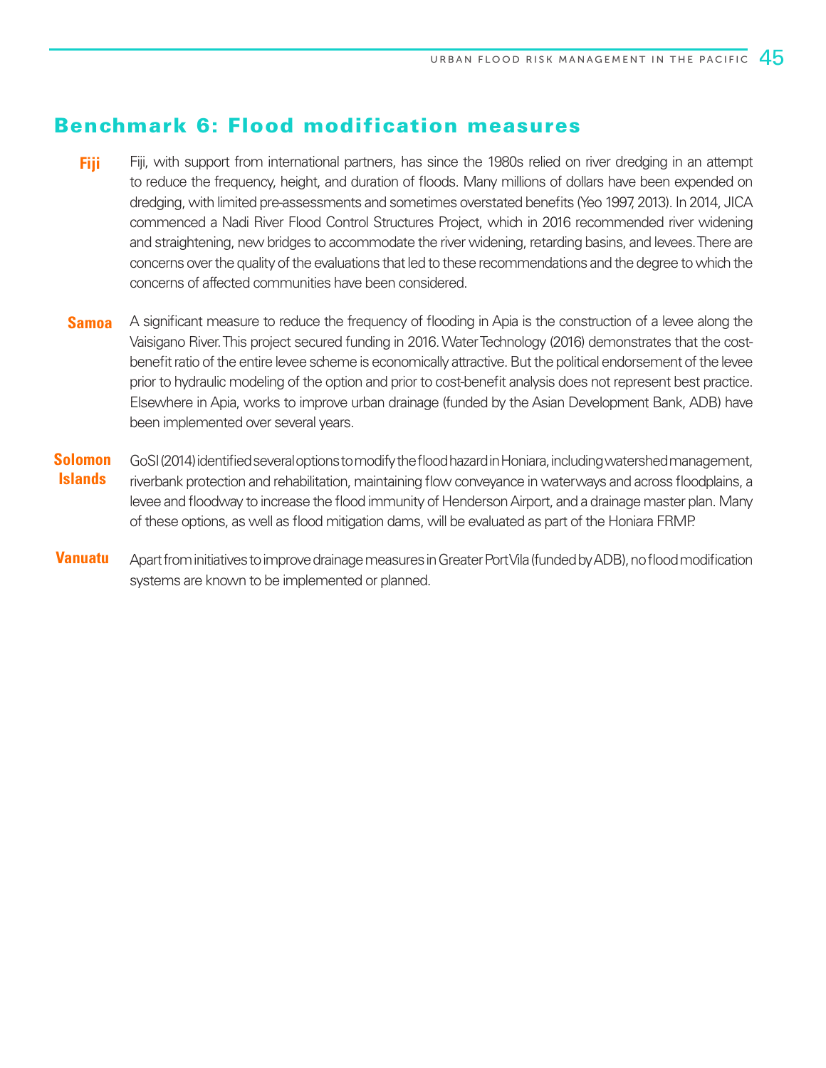## Benchmark 6: Flood modification measures

**Fiji** Fiji, with support from international partners, has since the 1980s relied on river dredging in an attempt to reduce the frequency, height, and duration of floods. Many millions of dollars have been expended on dredging, with limited pre-assessments and sometimes overstated benefits (Yeo 1997, 2013). In 2014, JICA commenced a Nadi River Flood Control Structures Project, which in 2016 recommended river widening and straightening, new bridges to accommodate the river widening, retarding basins, and levees. There are concerns over the quality of the evaluations that led to these recommendations and the degree to which the concerns of affected communities have been considered.

**Samoa** A significant measure to reduce the frequency of flooding in Apia is the construction of a levee along the Vaisigano River. This project secured funding in 2016. Water Technology (2016) demonstrates that the cost-benefit ratio of the entire levee scheme is economically attractive. But the political endorsement of the levee prior to hydraulic modeling of the option and prior to cost-benefit analysis does not represent best practice. Elsewhere in Apia, works to improve urban drainage (funded by the Asian Development Bank, ADB) have been implemented over several years.

**Solomon Islands** GoSI (2014) identified several options to modify the flood hazard in Honiara, including watershed management, riverbank protection and rehabilitation, maintaining flow conveyance in waterways and across floodplains, a levee and floodway to increase the flood immunity of Henderson Airport, and a drainage master plan. Many of these options, as well as flood mitigation dams, will be evaluated as part of the Honiara FRMP.

**Vanuatu** Apart from initiatives to improve drainage measures in Greater Port Vila (funded by ADB), no flood modification systems are known to be implemented or planned.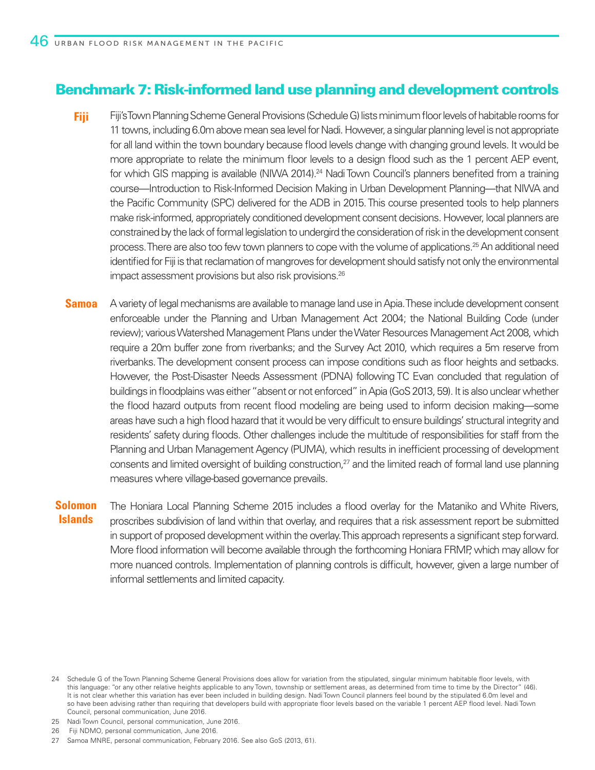## Benchmark 7: Risk-informed land use planning and development controls

**Fiji** Fiji's Town Planning Scheme General Provisions (Schedule G) lists minimum floor levels of habitable rooms for 11 towns, including 6.0m above mean sea level for Nadi. However, a singular planning level is not appropriate for all land within the town boundary because flood levels change with changing ground levels. It would be more appropriate to relate the minimum floor levels to a design flood such as the 1 percent AEP event, for which GIS mapping is available (NIWA 2014).[24] Nadi Town Council's planners benefited from a training course—Introduction to Risk-Informed Decision Making in Urban Development Planning—that NIWA and the Pacific Community (SPC) delivered for the ADB in 2015. This course presented tools to help planners make risk-informed, appropriately conditioned development consent decisions. However, local planners are constrained by the lack of formal legislation to undergird the consideration of risk in the development consent process. There are also too few town planners to cope with the volume of applications.[25] An additional need identified for Fiji is that reclamation of mangroves for development should satisfy not only the environmental impact assessment provisions but also risk provisions.[26]

**Samoa** A variety of legal mechanisms are available to manage land use in Apia. These include development consent enforceable under the Planning and Urban Management Act 2004; the National Building Code (under review); various Watershed Management Plans under the Water Resources Management Act 2008, which require a 20m buffer zone from riverbanks; and the Survey Act 2010, which requires a 5m reserve from riverbanks. The development consent process can impose conditions such as floor heights and setbacks. However, the Post-Disaster Needs Assessment (PDNA) following TC Evan concluded that regulation of buildings in floodplains was either "absent or not enforced" in Apia (GoS 2013, 59). It is also unclear whether the flood hazard outputs from recent flood modeling are being used to inform decision making—some areas have such a high flood hazard that it would be very difficult to ensure buildings' structural integrity and residents' safety during floods. Other challenges include the multitude of responsibilities for staff from the Planning and Urban Management Agency (PUMA), which results in inefficient processing of development consents and limited oversight of building construction,[27] and the limited reach of formal land use planning measures where village-based governance prevails.

**Solomon Islands** The Honiara Local Planning Scheme 2015 includes a flood overlay for the Mataniko and White Rivers, proscribes subdivision of land within that overlay, and requires that a risk assessment report be submitted in support of proposed development within the overlay. This approach represents a significant step forward. More flood information will become available through the forthcoming Honiara FRMP, which may allow for more nuanced controls. Implementation of planning controls is difficult, however, given a large number of informal settlements and limited capacity.

---

24 Schedule G of the Town Planning Scheme General Provisions does allow for variation from the stipulated, singular minimum habitable floor levels, with this language: "or any other relative heights applicable to any Town, township or settlement areas, as determined from time to time by the Director" (46). It is not clear whether this variation has ever been included in building design. Nadi Town Council planners feel bound by the stipulated 6.0m level and so have been advising rather than requiring that developers build with appropriate floor levels based on the variable 1 percent AEP flood level. Nadi Town Council, personal communication, June 2016.

25 Nadi Town Council, personal communication, June 2016.

26 Fiji NDMO, personal communication, June 2016.

27 Samoa MNRE, personal communication, February 2016. See also GoS (2013, 61).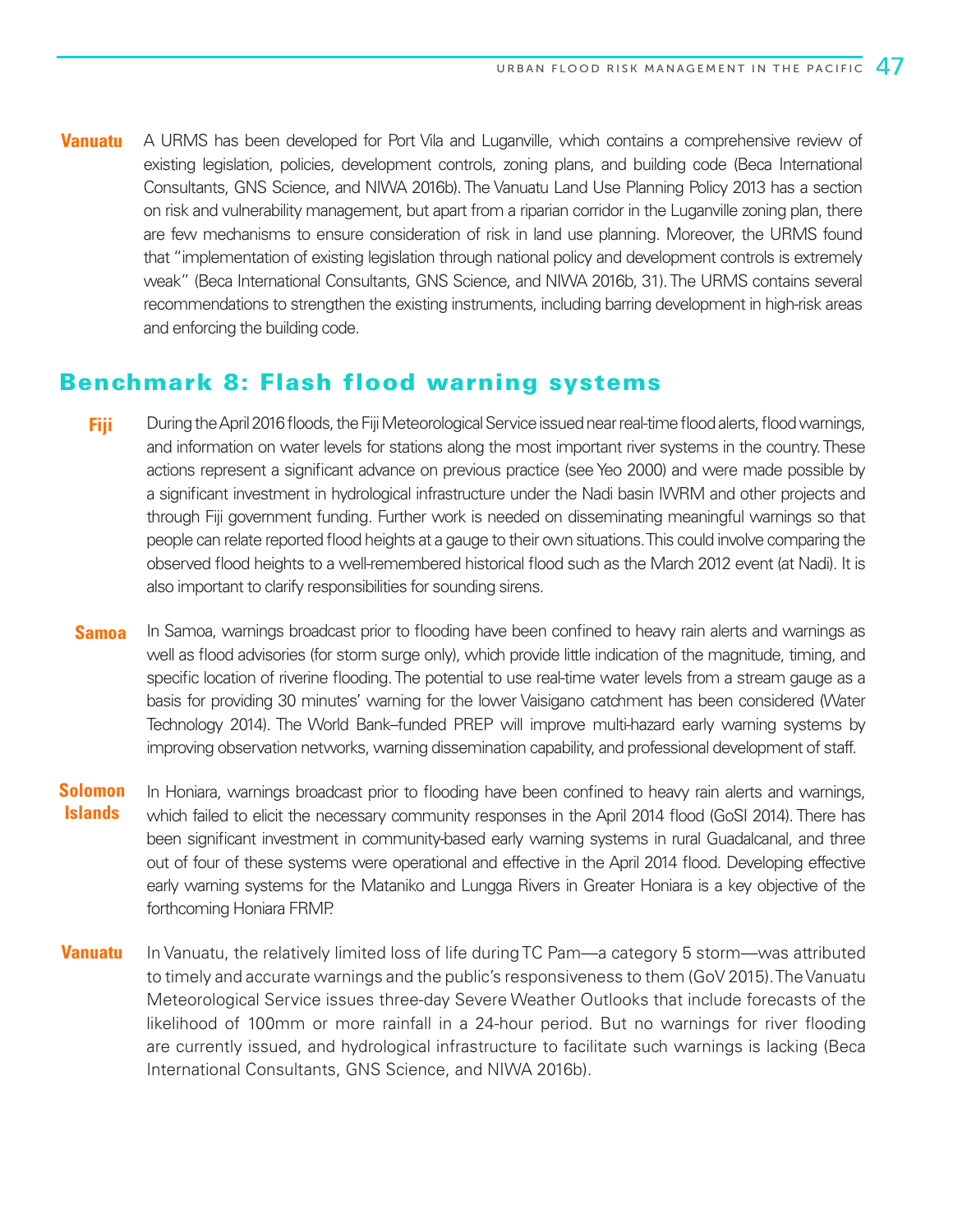**Vanuatu** A URMS has been developed for Port Vila and Luganville, which contains a comprehensive review of existing legislation, policies, development controls, zoning plans, and building code (Beca International Consultants, GNS Science, and NIWA 2016b). The Vanuatu Land Use Planning Policy 2013 has a section on risk and vulnerability management, but apart from a riparian corridor in the Luganville zoning plan, there are few mechanisms to ensure consideration of risk in land use planning. Moreover, the URMS found that "implementation of existing legislation through national policy and development controls is extremely weak" (Beca International Consultants, GNS Science, and NIWA 2016b, 31). The URMS contains several recommendations to strengthen the existing instruments, including barring development in high-risk areas and enforcing the building code.

## Benchmark 8: Flash flood warning systems

**Fiji** During the April 2016 floods, the Fiji Meteorological Service issued near real-time flood alerts, flood warnings, and information on water levels for stations along the most important river systems in the country. These actions represent a significant advance on previous practice (see Yeo 2000) and were made possible by a significant investment in hydrological infrastructure under the Nadi basin IWRM and other projects and through Fiji government funding. Further work is needed on disseminating meaningful warnings so that people can relate reported flood heights at a gauge to their own situations. This could involve comparing the observed flood heights to a well-remembered historical flood such as the March 2012 event (at Nadi). It is also important to clarify responsibilities for sounding sirens.

**Samoa** In Samoa, warnings broadcast prior to flooding have been confined to heavy rain alerts and warnings as well as flood advisories (for storm surge only), which provide little indication of the magnitude, timing, and specific location of riverine flooding. The potential to use real-time water levels from a stream gauge as a basis for providing 30 minutes' warning for the lower Vaisigano catchment has been considered (Water Technology 2014). The World Bank–funded PREP will improve multi-hazard early warning systems by improving observation networks, warning dissemination capability, and professional development of staff.

**Solomon Islands** In Honiara, warnings broadcast prior to flooding have been confined to heavy rain alerts and warnings, which failed to elicit the necessary community responses in the April 2014 flood (GoSI 2014). There has been significant investment in community-based early warning systems in rural Guadalcanal, and three out of four of these systems were operational and effective in the April 2014 flood. Developing effective early warning systems for the Mataniko and Lungga Rivers in Greater Honiara is a key objective of the forthcoming Honiara FRMP.

**Vanuatu** In Vanuatu, the relatively limited loss of life during TC Pam—a category 5 storm—was attributed to timely and accurate warnings and the public's responsiveness to them (GoV 2015). The Vanuatu Meteorological Service issues three-day Severe Weather Outlooks that include forecasts of the likelihood of 100mm or more rainfall in a 24-hour period. But no warnings for river flooding are currently issued, and hydrological infrastructure to facilitate such warnings is lacking (Beca International Consultants, GNS Science, and NIWA 2016b).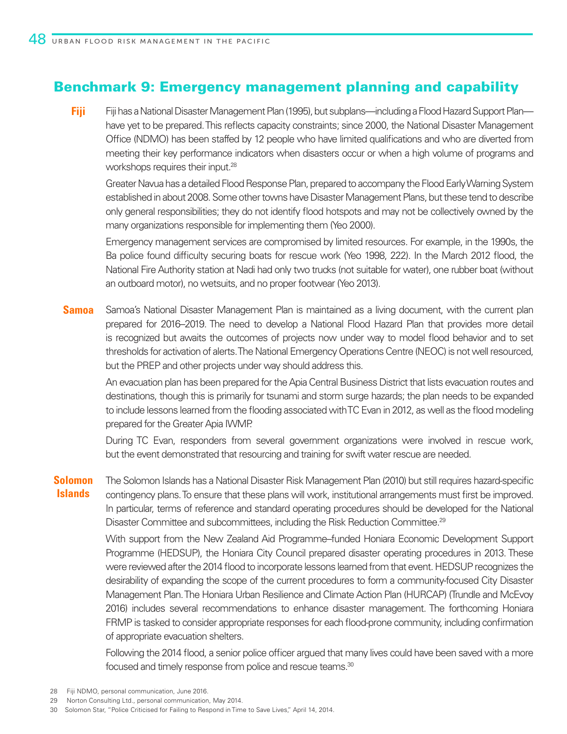## Benchmark 9: Emergency management planning and capability

**Fiji**

Fiji has a National Disaster Management Plan (1995), but subplans—including a Flood Hazard Support Plan—have yet to be prepared. This reflects capacity constraints; since 2000, the National Disaster Management Office (NDMO) has been staffed by 12 people who have limited qualifications and who are diverted from meeting their key performance indicators when disasters occur or when a high volume of programs and workshops requires their input.[28]

Greater Navua has a detailed Flood Response Plan, prepared to accompany the Flood Early Warning System established in about 2008. Some other towns have Disaster Management Plans, but these tend to describe only general responsibilities; they do not identify flood hotspots and may not be collectively owned by the many organizations responsible for implementing them (Yeo 2000).

Emergency management services are compromised by limited resources. For example, in the 1990s, the Ba police found difficulty securing boats for rescue work (Yeo 1998, 222). In the March 2012 flood, the National Fire Authority station at Nadi had only two trucks (not suitable for water), one rubber boat (without an outboard motor), no wetsuits, and no proper footwear (Yeo 2013).

**Samoa**

Samoa's National Disaster Management Plan is maintained as a living document, with the current plan prepared for 2016–2019. The need to develop a National Flood Hazard Plan that provides more detail is recognized but awaits the outcomes of projects now under way to model flood behavior and to set thresholds for activation of alerts. The National Emergency Operations Centre (NEOC) is not well resourced, but the PREP and other projects under way should address this.

An evacuation plan has been prepared for the Apia Central Business District that lists evacuation routes and destinations, though this is primarily for tsunami and storm surge hazards; the plan needs to be expanded to include lessons learned from the flooding associated with TC Evan in 2012, as well as the flood modeling prepared for the Greater Apia IWMP.

During TC Evan, responders from several government organizations were involved in rescue work, but the event demonstrated that resourcing and training for swift water rescue are needed.

**Solomon Islands**

The Solomon Islands has a National Disaster Risk Management Plan (2010) but still requires hazard-specific contingency plans. To ensure that these plans will work, institutional arrangements must first be improved. In particular, terms of reference and standard operating procedures should be developed for the National Disaster Committee and subcommittees, including the Risk Reduction Committee.[29]

With support from the New Zealand Aid Programme–funded Honiara Economic Development Support Programme (HEDSUP), the Honiara City Council prepared disaster operating procedures in 2013. These were reviewed after the 2014 flood to incorporate lessons learned from that event. HEDSUP recognizes the desirability of expanding the scope of the current procedures to form a community-focused City Disaster Management Plan. The Honiara Urban Resilience and Climate Action Plan (HURCAP) (Trundle and McEvoy 2016) includes several recommendations to enhance disaster management. The forthcoming Honiara FRMP is tasked to consider appropriate responses for each flood-prone community, including confirmation of appropriate evacuation shelters.

Following the 2014 flood, a senior police officer argued that many lives could have been saved with a more focused and timely response from police and rescue teams.[30]

---

28 Fiji NDMO, personal communication, June 2016.

29 Norton Consulting Ltd., personal communication, May 2014.

30 Solomon Star, "Police Criticised for Failing to Respond in Time to Save Lives," April 14, 2014.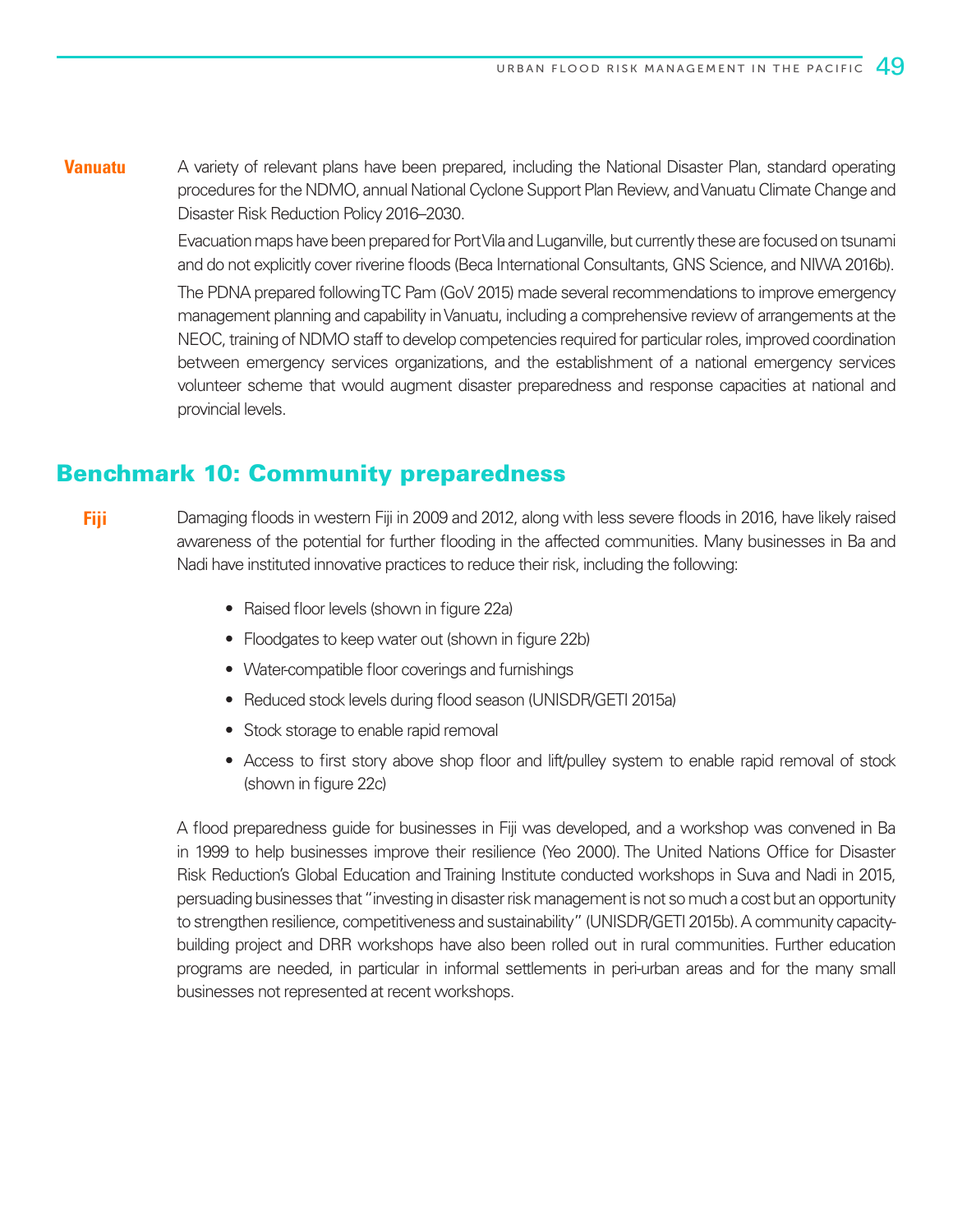**Vanuatu**

A variety of relevant plans have been prepared, including the National Disaster Plan, standard operating procedures for the NDMO, annual National Cyclone Support Plan Review, and Vanuatu Climate Change and Disaster Risk Reduction Policy 2016–2030.

Evacuation maps have been prepared for Port Vila and Luganville, but currently these are focused on tsunami and do not explicitly cover riverine floods (Beca International Consultants, GNS Science, and NIWA 2016b).

The PDNA prepared following TC Pam (GoV 2015) made several recommendations to improve emergency management planning and capability in Vanuatu, including a comprehensive review of arrangements at the NEOC, training of NDMO staff to develop competencies required for particular roles, improved coordination between emergency services organizations, and the establishment of a national emergency services volunteer scheme that would augment disaster preparedness and response capacities at national and provincial levels.

## Benchmark 10: Community preparedness

**Fiji**

Damaging floods in western Fiji in 2009 and 2012, along with less severe floods in 2016, have likely raised awareness of the potential for further flooding in the affected communities. Many businesses in Ba and Nadi have instituted innovative practices to reduce their risk, including the following:

- Raised floor levels (shown in figure 22a)
- Floodgates to keep water out (shown in figure 22b)
- Water-compatible floor coverings and furnishings
- Reduced stock levels during flood season (UNISDR/GETI 2015a)
- Stock storage to enable rapid removal
- Access to first story above shop floor and lift/pulley system to enable rapid removal of stock (shown in figure 22c)

A flood preparedness guide for businesses in Fiji was developed, and a workshop was convened in Ba in 1999 to help businesses improve their resilience (Yeo 2000). The United Nations Office for Disaster Risk Reduction's Global Education and Training Institute conducted workshops in Suva and Nadi in 2015, persuading businesses that "investing in disaster risk management is not so much a cost but an opportunity to strengthen resilience, competitiveness and sustainability" (UNISDR/GETI 2015b). A community capacity-building project and DRR workshops have also been rolled out in rural communities. Further education programs are needed, in particular in informal settlements in peri-urban areas and for the many small businesses not represented at recent workshops.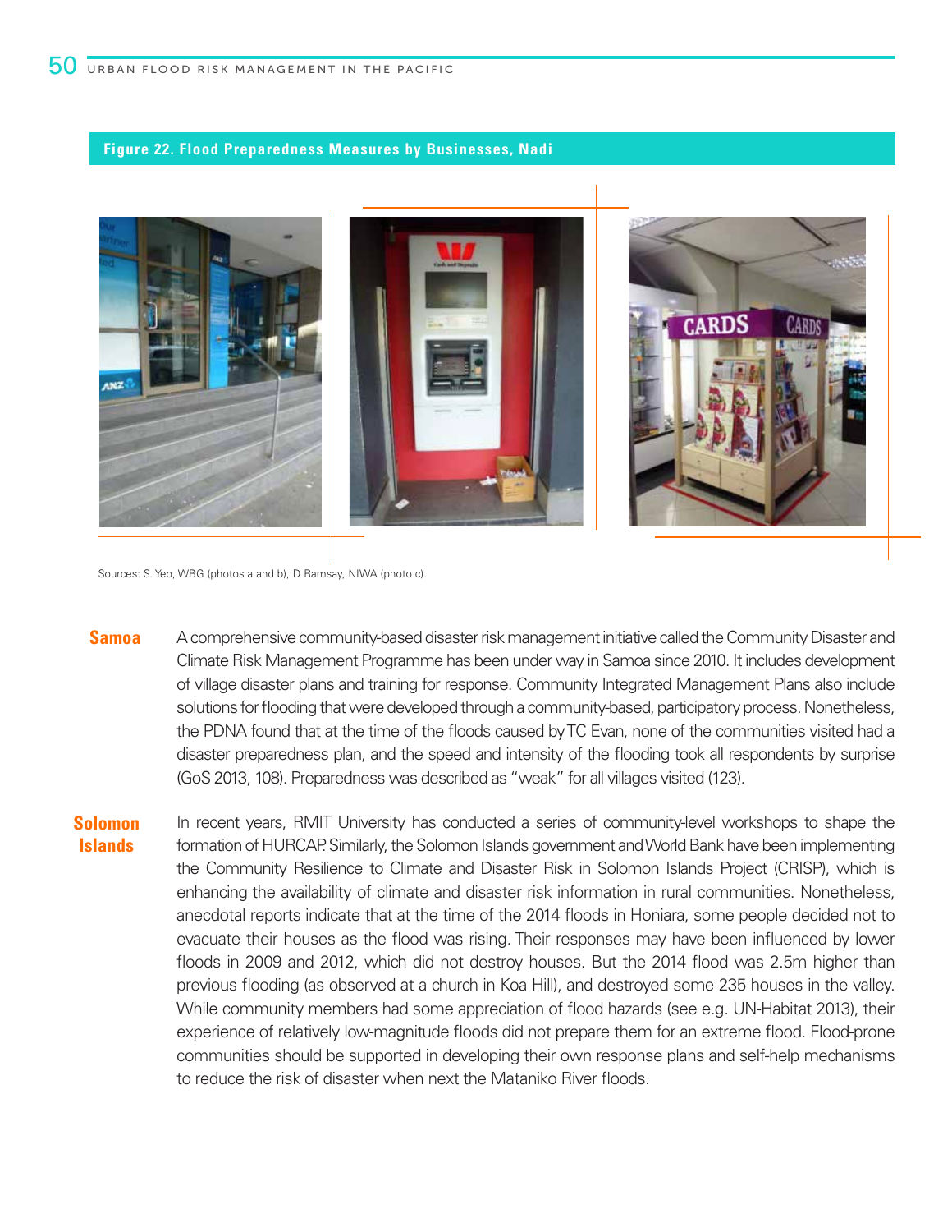**Figure 22. Flood Preparedness Measures by Businesses, Nadi**

Sources: S. Yeo, WBG (photos a and b), D Ramsay, NIWA (photo c).

**Samoa** A comprehensive community-based disaster risk management initiative called the Community Disaster and Climate Risk Management Programme has been under way in Samoa since 2010. It includes development of village disaster plans and training for response. Community Integrated Management Plans also include solutions for flooding that were developed through a community-based, participatory process. Nonetheless, the PDNA found that at the time of the floods caused by TC Evan, none of the communities visited had a disaster preparedness plan, and the speed and intensity of the flooding took all respondents by surprise (GoS 2013, 108). Preparedness was described as "weak" for all villages visited (123).

**Solomon Islands** In recent years, RMIT University has conducted a series of community-level workshops to shape the formation of HURCAP. Similarly, the Solomon Islands government and World Bank have been implementing the Community Resilience to Climate and Disaster Risk in Solomon Islands Project (CRISP), which is enhancing the availability of climate and disaster risk information in rural communities. Nonetheless, anecdotal reports indicate that at the time of the 2014 floods in Honiara, some people decided not to evacuate their houses as the flood was rising. Their responses may have been influenced by lower floods in 2009 and 2012, which did not destroy houses. But the 2014 flood was 2.5m higher than previous flooding (as observed at a church in Koa Hill), and destroyed some 235 houses in the valley. While community members had some appreciation of flood hazards (see e.g. UN-Habitat 2013), their experience of relatively low-magnitude floods did not prepare them for an extreme flood. Flood-prone communities should be supported in developing their own response plans and self-help mechanisms to reduce the risk of disaster when next the Mataniko River floods.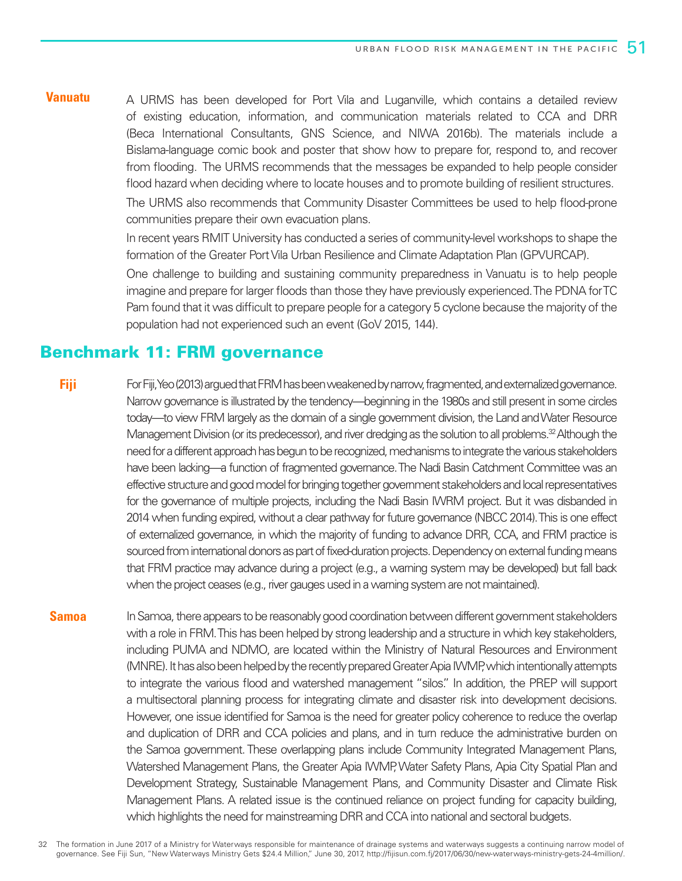**Vanuatu**

A URMS has been developed for Port Vila and Luganville, which contains a detailed review of existing education, information, and communication materials related to CCA and DRR (Beca International Consultants, GNS Science, and NIWA 2016b). The materials include a Bislama-language comic book and poster that show how to prepare for, respond to, and recover from flooding. The URMS recommends that the messages be expanded to help people consider flood hazard when deciding where to locate houses and to promote building of resilient structures.

The URMS also recommends that Community Disaster Committees be used to help flood-prone communities prepare their own evacuation plans.

In recent years RMIT University has conducted a series of community-level workshops to shape the formation of the Greater Port Vila Urban Resilience and Climate Adaptation Plan (GPVURCAP).

One challenge to building and sustaining community preparedness in Vanuatu is to help people imagine and prepare for larger floods than those they have previously experienced. The PDNA for TC Pam found that it was difficult to prepare people for a category 5 cyclone because the majority of the population had not experienced such an event (GoV 2015, 144).

## Benchmark 11: FRM governance

**Fiji**

For Fiji, Yeo (2013) argued that FRM has been weakened by narrow, fragmented, and externalized governance. Narrow governance is illustrated by the tendency—beginning in the 1980s and still present in some circles today—to view FRM largely as the domain of a single government division, the Land and Water Resource Management Division (or its predecessor), and river dredging as the solution to all problems.[32] Although the need for a different approach has begun to be recognized, mechanisms to integrate the various stakeholders have been lacking—a function of fragmented governance. The Nadi Basin Catchment Committee was an effective structure and good model for bringing together government stakeholders and local representatives for the governance of multiple projects, including the Nadi Basin IWRM project. But it was disbanded in 2014 when funding expired, without a clear pathway for future governance (NBCC 2014). This is one effect of externalized governance, in which the majority of funding to advance DRR, CCA, and FRM practice is sourced from international donors as part of fixed-duration projects. Dependency on external funding means that FRM practice may advance during a project (e.g., a warning system may be developed) but fall back when the project ceases (e.g., river gauges used in a warning system are not maintained).

**Samoa**

In Samoa, there appears to be reasonably good coordination between different government stakeholders with a role in FRM. This has been helped by strong leadership and a structure in which key stakeholders, including PUMA and NDMO, are located within the Ministry of Natural Resources and Environment (MNRE). It has also been helped by the recently prepared Greater Apia IWMP, which intentionally attempts to integrate the various flood and watershed management "silos." In addition, the PREP will support a multisectoral planning process for integrating climate and disaster risk into development decisions. However, one issue identified for Samoa is the need for greater policy coherence to reduce the overlap and duplication of DRR and CCA policies and plans, and in turn reduce the administrative burden on the Samoa government. These overlapping plans include Community Integrated Management Plans, Watershed Management Plans, the Greater Apia IWMP, Water Safety Plans, Apia City Spatial Plan and Development Strategy, Sustainable Management Plans, and Community Disaster and Climate Risk Management Plans. A related issue is the continued reliance on project funding for capacity building, which highlights the need for mainstreaming DRR and CCA into national and sectoral budgets.

32 The formation in June 2017 of a Ministry for Waterways responsible for maintenance of drainage systems and waterways suggests a continuing narrow model of governance. See Fiji Sun, "New Waterways Ministry Gets $24.4 Million," June 30, 2017, http://fijisun.com.fj/2017/06/30/new-waterways-ministry-gets-24-4million/.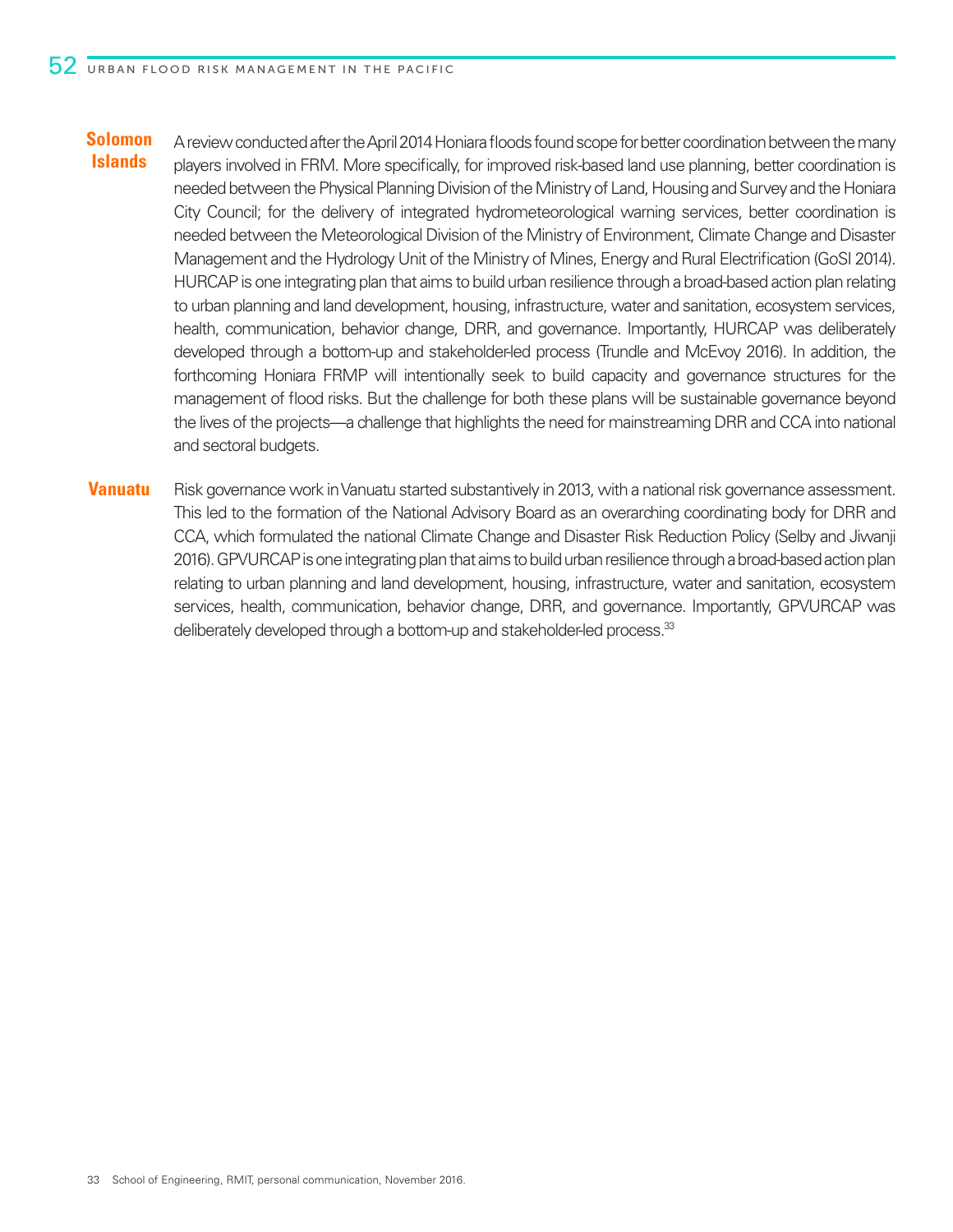**Solomon Islands**

A review conducted after the April 2014 Honiara floods found scope for better coordination between the many players involved in FRM. More specifically, for improved risk-based land use planning, better coordination is needed between the Physical Planning Division of the Ministry of Land, Housing and Survey and the Honiara City Council; for the delivery of integrated hydrometeorological warning services, better coordination is needed between the Meteorological Division of the Ministry of Environment, Climate Change and Disaster Management and the Hydrology Unit of the Ministry of Mines, Energy and Rural Electrification (GoSI 2014). HURCAP is one integrating plan that aims to build urban resilience through a broad-based action plan relating to urban planning and land development, housing, infrastructure, water and sanitation, ecosystem services, health, communication, behavior change, DRR, and governance. Importantly, HURCAP was deliberately developed through a bottom-up and stakeholder-led process (Trundle and McEvoy 2016). In addition, the forthcoming Honiara FRMP will intentionally seek to build capacity and governance structures for the management of flood risks. But the challenge for both these plans will be sustainable governance beyond the lives of the projects—a challenge that highlights the need for mainstreaming DRR and CCA into national and sectoral budgets.

**Vanuatu**

Risk governance work in Vanuatu started substantively in 2013, with a national risk governance assessment. This led to the formation of the National Advisory Board as an overarching coordinating body for DRR and CCA, which formulated the national Climate Change and Disaster Risk Reduction Policy (Selby and Jiwanji 2016). GPVURCAP is one integrating plan that aims to build urban resilience through a broad-based action plan relating to urban planning and land development, housing, infrastructure, water and sanitation, ecosystem services, health, communication, behavior change, DRR, and governance. Importantly, GPVURCAP was deliberately developed through a bottom-up and stakeholder-led process.[33]

33 School of Engineering, RMIT, personal communication, November 2016.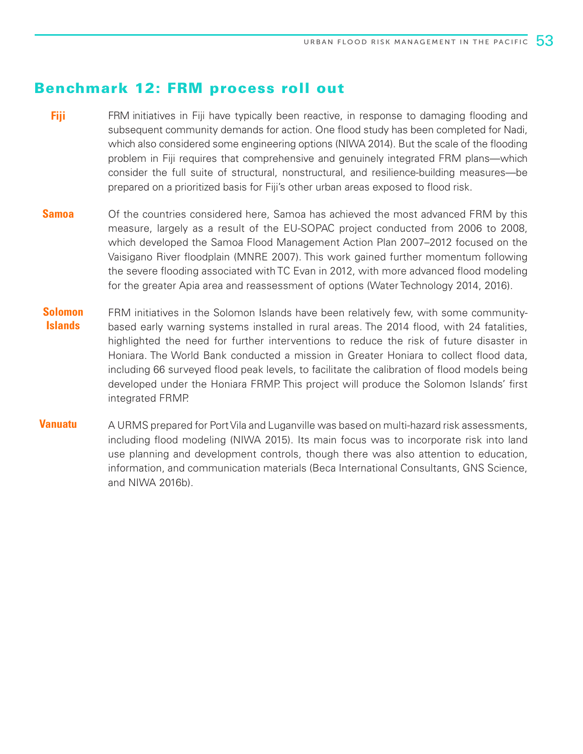## Benchmark 12: FRM process roll out

**Fiji**

FRM initiatives in Fiji have typically been reactive, in response to damaging flooding and subsequent community demands for action. One flood study has been completed for Nadi, which also considered some engineering options (NIWA 2014). But the scale of the flooding problem in Fiji requires that comprehensive and genuinely integrated FRM plans—which consider the full suite of structural, nonstructural, and resilience-building measures—be prepared on a prioritized basis for Fiji's other urban areas exposed to flood risk.

**Samoa**

Of the countries considered here, Samoa has achieved the most advanced FRM by this measure, largely as a result of the EU-SOPAC project conducted from 2006 to 2008, which developed the Samoa Flood Management Action Plan 2007–2012 focused on the Vaisigano River floodplain (MNRE 2007). This work gained further momentum following the severe flooding associated with TC Evan in 2012, with more advanced flood modeling for the greater Apia area and reassessment of options (Water Technology 2014, 2016).

**Solomon Islands**

FRM initiatives in the Solomon Islands have been relatively few, with some community-based early warning systems installed in rural areas. The 2014 flood, with 24 fatalities, highlighted the need for further interventions to reduce the risk of future disaster in Honiara. The World Bank conducted a mission in Greater Honiara to collect flood data, including 66 surveyed flood peak levels, to facilitate the calibration of flood models being developed under the Honiara FRMP. This project will produce the Solomon Islands' first integrated FRMP.

**Vanuatu**

A URMS prepared for Port Vila and Luganville was based on multi-hazard risk assessments, including flood modeling (NIWA 2015). Its main focus was to incorporate risk into land use planning and development controls, though there was also attention to education, information, and communication materials (Beca International Consultants, GNS Science, and NIWA 2016b).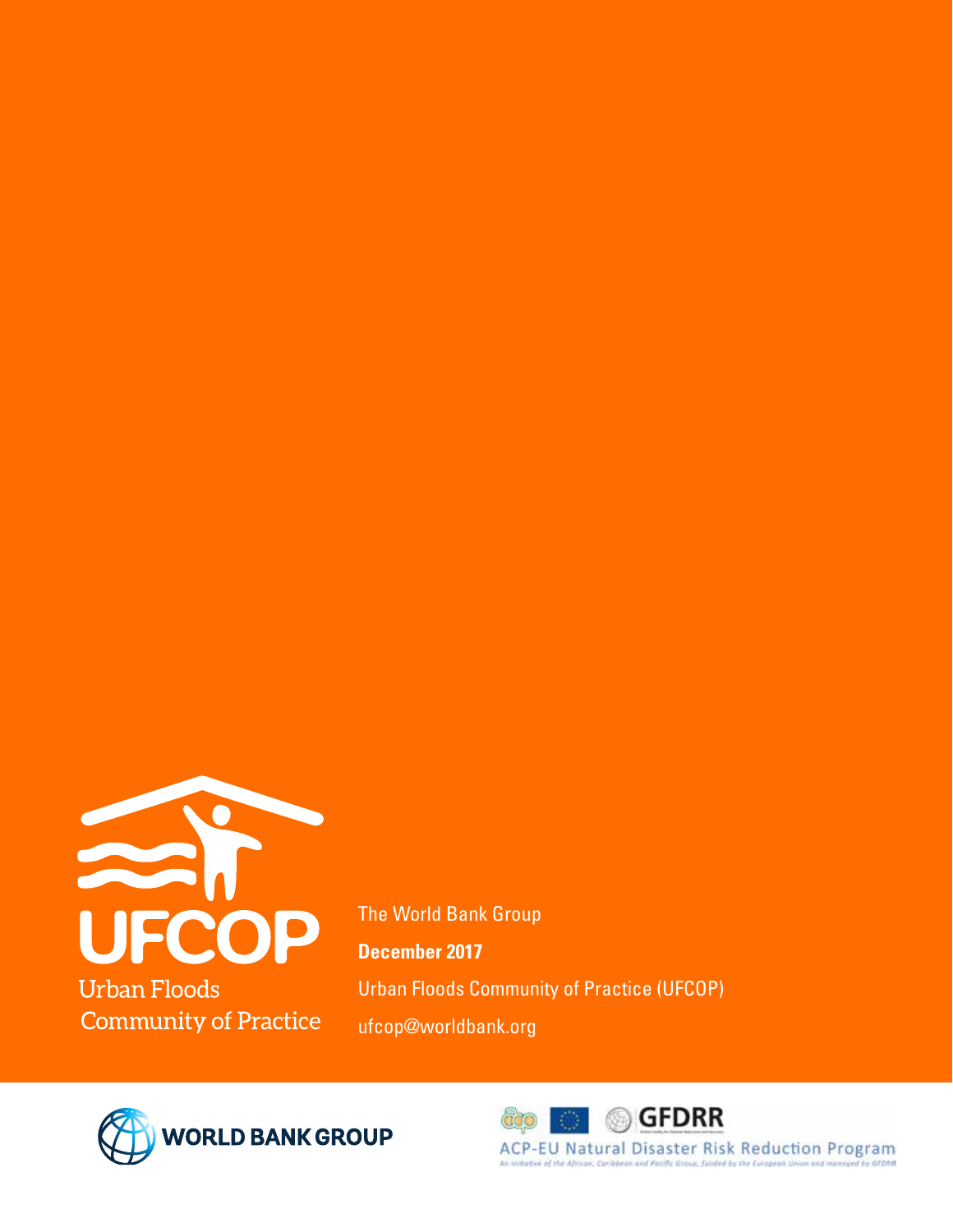UFCOP

Urban Floods
Community of Practice

The World Bank Group

**December 2017**

Urban Floods Community of Practice (UFCOP)

ufcop@worldbank.org

WORLD BANK GROUP

GFDRR

ACP-EU Natural Disaster Risk Reduction Program

An initiative of the African, Caribbean and Pacific Group, funded by the European Union and managed by GFDRR